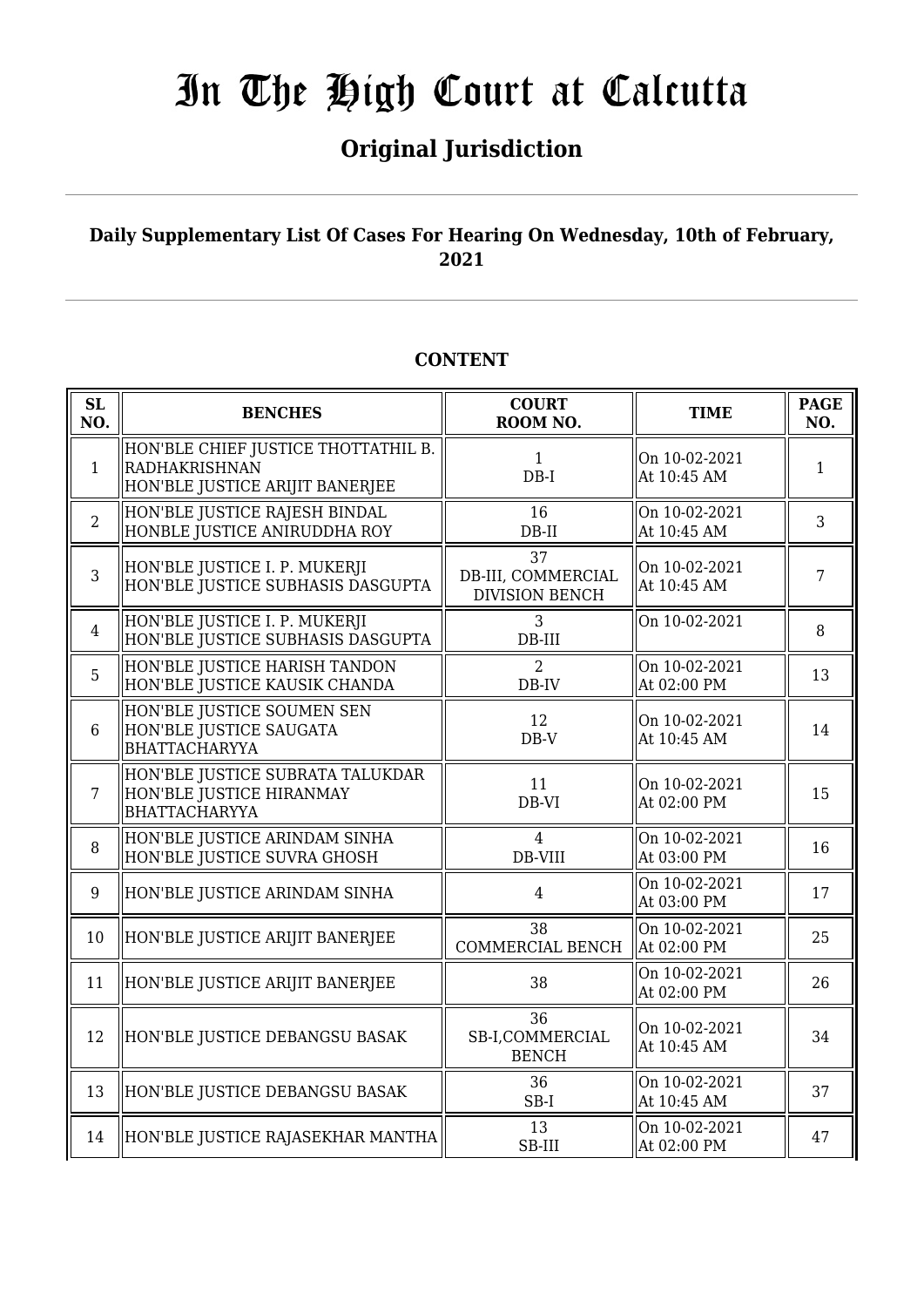# In The High Court at Calcutta

## Original Jurisdiction

**Daily Supplementary List Of Cases For Hearing On Wednesday, 10th of February, 2021**

### CONTENT

| SL NO. | BENCHES | COURT ROOM NO. | TIME | PAGE NO. |
|---|---|---|---|---|
| 1 | HON'BLE CHIEF JUSTICE THOTTATHIL B. RADHAKRISHNAN<br>HON'BLE JUSTICE ARIJIT BANERJEE | 1<br>DB-I | On 10-02-2021<br>At 10:45 AM | 1 |
| 2 | HON'BLE JUSTICE RAJESH BINDAL<br>HONBLE JUSTICE ANIRUDDHA ROY | 16<br>DB-II | On 10-02-2021<br>At 10:45 AM | 3 |
| 3 | HON'BLE JUSTICE I. P. MUKERJI<br>HON'BLE JUSTICE SUBHASIS DASGUPTA | 37<br>DB-III, COMMERCIAL DIVISION BENCH | On 10-02-2021<br>At 10:45 AM | 7 |
| 4 | HON'BLE JUSTICE I. P. MUKERJI<br>HON'BLE JUSTICE SUBHASIS DASGUPTA | 3<br>DB-III | On 10-02-2021 | 8 |
| 5 | HON'BLE JUSTICE HARISH TANDON<br>HON'BLE JUSTICE KAUSIK CHANDA | 2<br>DB-IV | On 10-02-2021<br>At 02:00 PM | 13 |
| 6 | HON'BLE JUSTICE SOUMEN SEN<br>HON'BLE JUSTICE SAUGATA BHATTACHARYYA | 12<br>DB-V | On 10-02-2021<br>At 10:45 AM | 14 |
| 7 | HON'BLE JUSTICE SUBRATA TALUKDAR<br>HON'BLE JUSTICE HIRANMAY BHATTACHARYYA | 11<br>DB-VI | On 10-02-2021<br>At 02:00 PM | 15 |
| 8 | HON'BLE JUSTICE ARINDAM SINHA<br>HON'BLE JUSTICE SUVRA GHOSH | 4<br>DB-VIII | On 10-02-2021<br>At 03:00 PM | 16 |
| 9 | HON'BLE JUSTICE ARINDAM SINHA | 4 | On 10-02-2021<br>At 03:00 PM | 17 |
| 10 | HON'BLE JUSTICE ARIJIT BANERJEE | 38<br>COMMERCIAL BENCH | On 10-02-2021<br>At 02:00 PM | 25 |
| 11 | HON'BLE JUSTICE ARIJIT BANERJEE | 38 | On 10-02-2021<br>At 02:00 PM | 26 |
| 12 | HON'BLE JUSTICE DEBANGSU BASAK | 36<br>SB-I,COMMERCIAL BENCH | On 10-02-2021<br>At 10:45 AM | 34 |
| 13 | HON'BLE JUSTICE DEBANGSU BASAK | 36<br>SB-I | On 10-02-2021<br>At 10:45 AM | 37 |
| 14 | HON'BLE JUSTICE RAJASEKHAR MANTHA | 13<br>SB-III | On 10-02-2021<br>At 02:00 PM | 47 |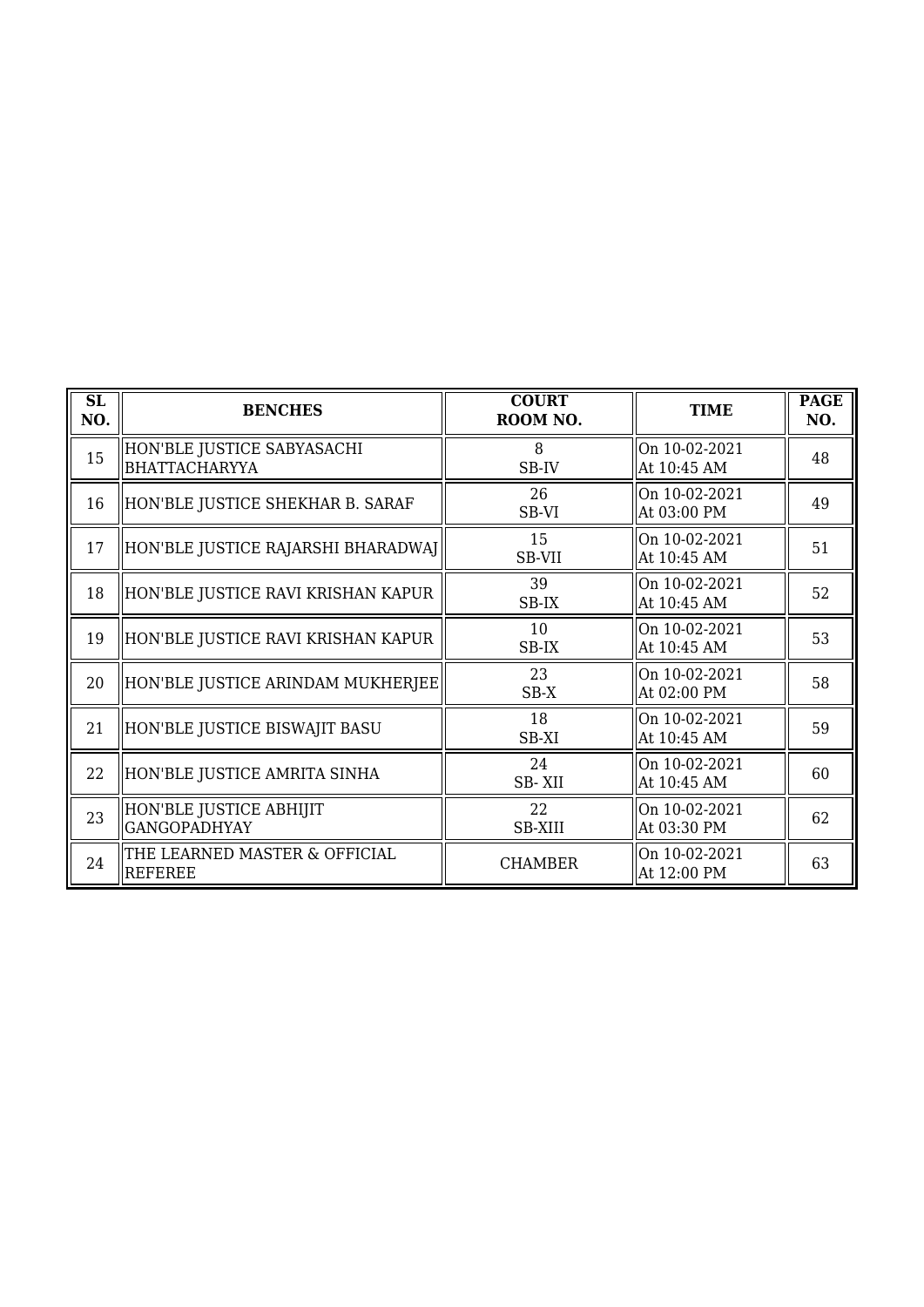| SL NO. | BENCHES | COURT ROOM NO. | TIME | PAGE NO. |
|---|---|---|---|---|
| 15 | HON'BLE JUSTICE SABYASACHI BHATTACHARYYA | 8<br>SB-IV | On 10-02-2021<br>At 10:45 AM | 48 |
| 16 | HON'BLE JUSTICE SHEKHAR B. SARAF | 26<br>SB-VI | On 10-02-2021<br>At 03:00 PM | 49 |
| 17 | HON'BLE JUSTICE RAJARSHI BHARADWAJ | 15<br>SB-VII | On 10-02-2021<br>At 10:45 AM | 51 |
| 18 | HON'BLE JUSTICE RAVI KRISHAN KAPUR | 39<br>SB-IX | On 10-02-2021<br>At 10:45 AM | 52 |
| 19 | HON'BLE JUSTICE RAVI KRISHAN KAPUR | 10<br>SB-IX | On 10-02-2021<br>At 10:45 AM | 53 |
| 20 | HON'BLE JUSTICE ARINDAM MUKHERJEE | 23<br>SB-X | On 10-02-2021<br>At 02:00 PM | 58 |
| 21 | HON'BLE JUSTICE BISWAJIT BASU | 18<br>SB-XI | On 10-02-2021<br>At 10:45 AM | 59 |
| 22 | HON'BLE JUSTICE AMRITA SINHA | 24<br>SB- XII | On 10-02-2021<br>At 10:45 AM | 60 |
| 23 | HON'BLE JUSTICE ABHIJIT GANGOPADHYAY | 22<br>SB-XIII | On 10-02-2021<br>At 03:30 PM | 62 |
| 24 | THE LEARNED MASTER & OFFICIAL REFEREE | CHAMBER | On 10-02-2021<br>At 12:00 PM | 63 |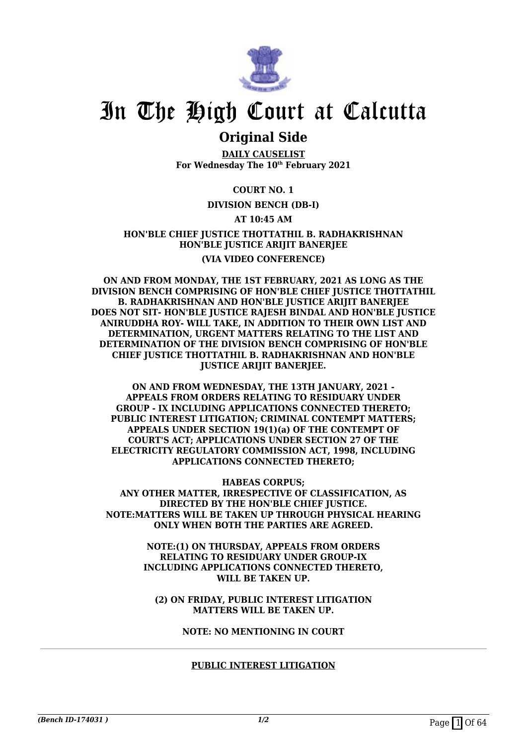# In The High Court at Calcutta

## Original Side

**DAILY CAUSELIST**
**For Wednesday The 10th February 2021**

**COURT NO. 1**

**DIVISION BENCH (DB-I)**

**AT 10:45 AM**

**HON'BLE CHIEF JUSTICE THOTTATHIL B. RADHAKRISHNAN**
**HON'BLE JUSTICE ARIJIT BANERJEE**

**(VIA VIDEO CONFERENCE)**

**ON AND FROM MONDAY, THE 1ST FEBRUARY, 2021 AS LONG AS THE DIVISION BENCH COMPRISING OF HON'BLE CHIEF JUSTICE THOTTATHIL B. RADHAKRISHNAN AND HON'BLE JUSTICE ARIJIT BANERJEE DOES NOT SIT- HON'BLE JUSTICE RAJESH BINDAL AND HON'BLE JUSTICE ANIRUDDHA ROY- WILL TAKE, IN ADDITION TO THEIR OWN LIST AND DETERMINATION, URGENT MATTERS RELATING TO THE LIST AND DETERMINATION OF THE DIVISION BENCH COMPRISING OF HON'BLE CHIEF JUSTICE THOTTATHIL B. RADHAKRISHNAN AND HON'BLE JUSTICE ARIJIT BANERJEE.**

**ON AND FROM WEDNESDAY, THE 13TH JANUARY, 2021 - APPEALS FROM ORDERS RELATING TO RESIDUARY UNDER GROUP - IX INCLUDING APPLICATIONS CONNECTED THERETO; PUBLIC INTEREST LITIGATION; CRIMINAL CONTEMPT MATTERS; APPEALS UNDER SECTION 19(1)(a) OF THE CONTEMPT OF COURT'S ACT; APPLICATIONS UNDER SECTION 27 OF THE ELECTRICITY REGULATORY COMMISSION ACT, 1998, INCLUDING APPLICATIONS CONNECTED THERETO;**

**HABEAS CORPUS;**
**ANY OTHER MATTER, IRRESPECTIVE OF CLASSIFICATION, AS DIRECTED BY THE HON'BLE CHIEF JUSTICE.**
**NOTE:MATTERS WILL BE TAKEN UP THROUGH PHYSICAL HEARING ONLY WHEN BOTH THE PARTIES ARE AGREED.**

**NOTE:(1) ON THURSDAY, APPEALS FROM ORDERS RELATING TO RESIDUARY UNDER GROUP-IX INCLUDING APPLICATIONS CONNECTED THERETO, WILL BE TAKEN UP.**

**(2) ON FRIDAY, PUBLIC INTEREST LITIGATION MATTERS WILL BE TAKEN UP.**

**NOTE: NO MENTIONING IN COURT**

---

**PUBLIC INTEREST LITIGATION**

*(Bench ID-174031 )* 1/2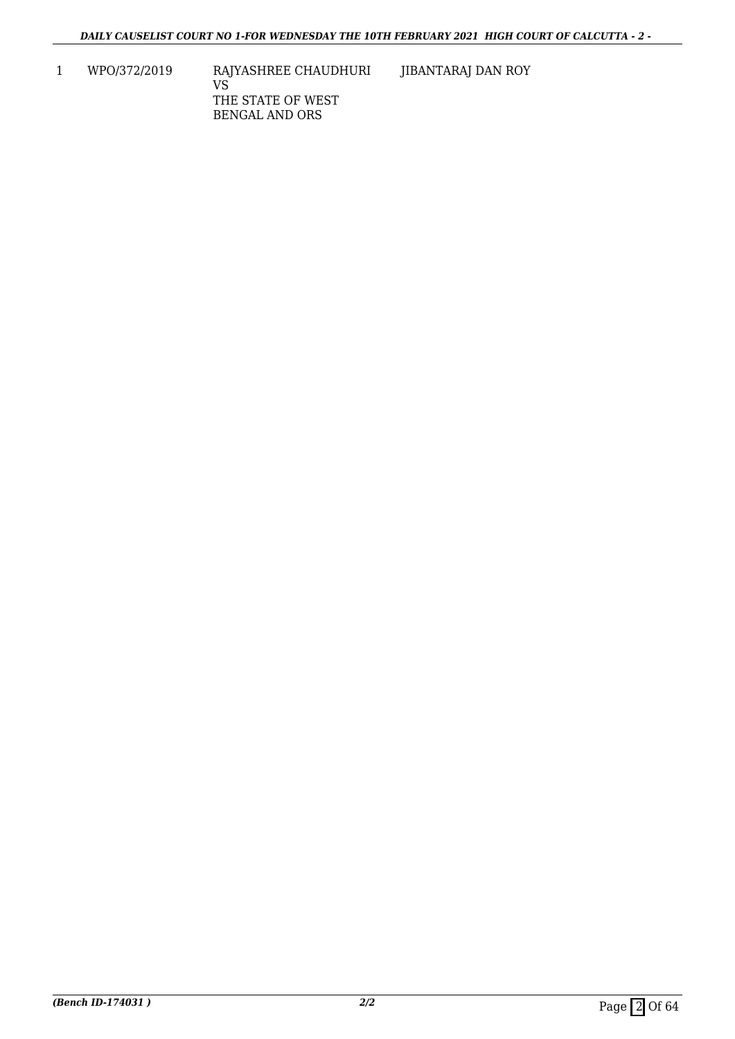| 1 | WPO/372/2019 | RAJYASHREE CHAUDHURI<br>VS<br>THE STATE OF WEST BENGAL AND ORS | JIBANTARAJ DAN ROY |
|---|---|---|---|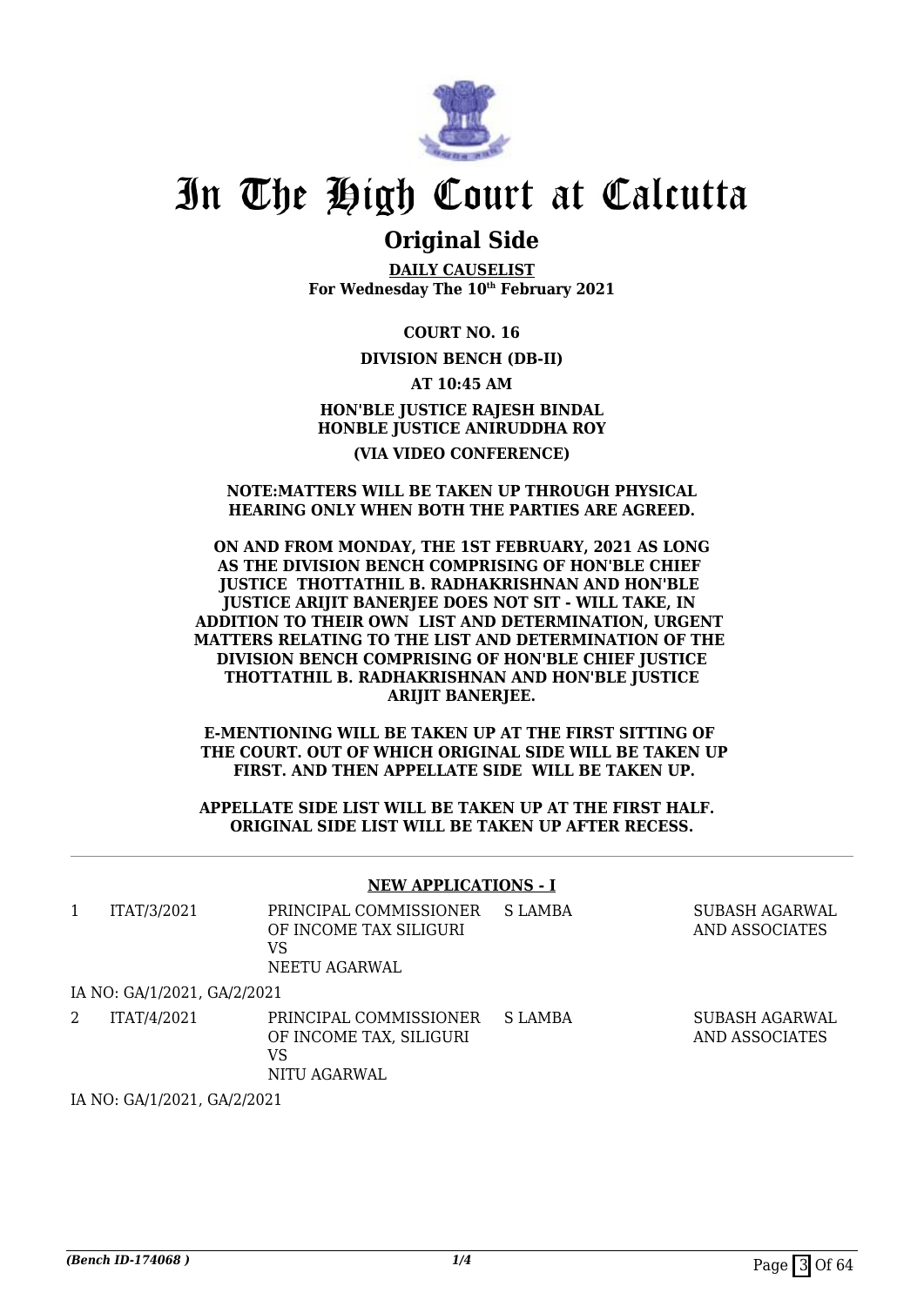# In The High Court at Calcutta

## Original Side

**DAILY CAUSELIST**
**For Wednesday The 10th February 2021**

**COURT NO. 16**

**DIVISION BENCH (DB-II)**

**AT 10:45 AM**

**HON'BLE JUSTICE RAJESH BINDAL**
**HONBLE JUSTICE ANIRUDDHA ROY**

**(VIA VIDEO CONFERENCE)**

**NOTE:MATTERS WILL BE TAKEN UP THROUGH PHYSICAL HEARING ONLY WHEN BOTH THE PARTIES ARE AGREED.**

**ON AND FROM MONDAY, THE 1ST FEBRUARY, 2021 AS LONG AS THE DIVISION BENCH COMPRISING OF HON'BLE CHIEF JUSTICE THOTTATHIL B. RADHAKRISHNAN AND HON'BLE JUSTICE ARIJIT BANERJEE DOES NOT SIT - WILL TAKE, IN ADDITION TO THEIR OWN LIST AND DETERMINATION, URGENT MATTERS RELATING TO THE LIST AND DETERMINATION OF THE DIVISION BENCH COMPRISING OF HON'BLE CHIEF JUSTICE THOTTATHIL B. RADHAKRISHNAN AND HON'BLE JUSTICE ARIJIT BANERJEE.**

**E-MENTIONING WILL BE TAKEN UP AT THE FIRST SITTING OF THE COURT. OUT OF WHICH ORIGINAL SIDE WILL BE TAKEN UP FIRST. AND THEN APPELLATE SIDE WILL BE TAKEN UP.**

**APPELLATE SIDE LIST WILL BE TAKEN UP AT THE FIRST HALF. ORIGINAL SIDE LIST WILL BE TAKEN UP AFTER RECESS.**

---

**NEW APPLICATIONS - I**

| | | | | |
|---|---|---|---|---|
| 1 | ITAT/3/2021 | PRINCIPAL COMMISSIONER OF INCOME TAX SILIGURI VS NEETU AGARWAL | S LAMBA | SUBASH AGARWAL AND ASSOCIATES |
| | IA NO: GA/1/2021, GA/2/2021 | | | |
| 2 | ITAT/4/2021 | PRINCIPAL COMMISSIONER OF INCOME TAX, SILIGURI VS NITU AGARWAL | S LAMBA | SUBASH AGARWAL AND ASSOCIATES |
| | IA NO: GA/1/2021, GA/2/2021 | | | |

*(Bench ID-174068 )*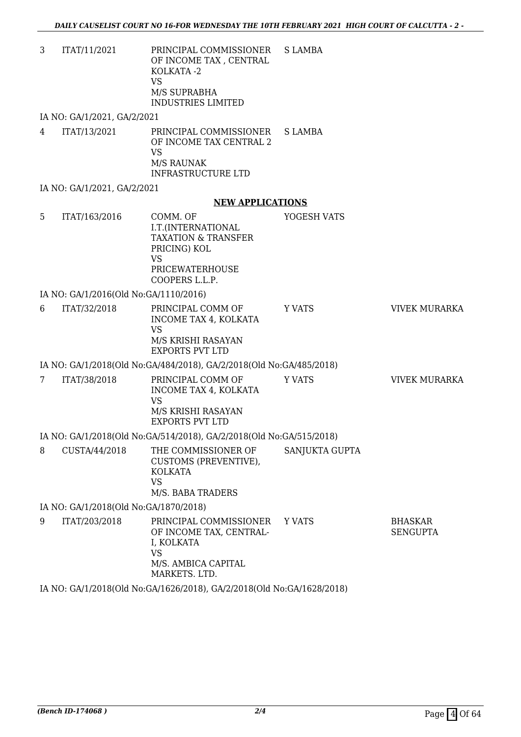| | | | | |
|---|---|---|---|---|
| 3 | ITAT/11/2021 | PRINCIPAL COMMISSIONER OF INCOME TAX , CENTRAL KOLKATA -2<br>VS<br>M/S SUPRABHA INDUSTRIES LIMITED | S LAMBA | |

IA NO: GA/1/2021, GA/2/2021

| | | | | |
|---|---|---|---|---|
| 4 | ITAT/13/2021 | PRINCIPAL COMMISSIONER OF INCOME TAX CENTRAL 2<br>VS<br>M/S RAUNAK INFRASTRUCTURE LTD | S LAMBA | |

IA NO: GA/1/2021, GA/2/2021

**NEW APPLICATIONS**

| | | | | |
|---|---|---|---|---|
| 5 | ITAT/163/2016 | COMM. OF I.T.(INTERNATIONAL TAXATION & TRANSFER PRICING) KOL<br>VS<br>PRICEWATERHOUSE COOPERS L.L.P. | YOGESH VATS | |

IA NO: GA/1/2016(Old No:GA/1110/2016)

| | | | | |
|---|---|---|---|---|
| 6 | ITAT/32/2018 | PRINCIPAL COMM OF INCOME TAX 4, KOLKATA<br>VS<br>M/S KRISHI RASAYAN EXPORTS PVT LTD | Y VATS | VIVEK MURARKA |

IA NO: GA/1/2018(Old No:GA/484/2018), GA/2/2018(Old No:GA/485/2018)

| | | | | |
|---|---|---|---|---|
| 7 | ITAT/38/2018 | PRINCIPAL COMM OF INCOME TAX 4, KOLKATA<br>VS<br>M/S KRISHI RASAYAN EXPORTS PVT LTD | Y VATS | VIVEK MURARKA |

IA NO: GA/1/2018(Old No:GA/514/2018), GA/2/2018(Old No:GA/515/2018)

| | | | | |
|---|---|---|---|---|
| 8 | CUSTA/44/2018 | THE COMMISSIONER OF CUSTOMS (PREVENTIVE), KOLKATA<br>VS<br>M/S. BABA TRADERS | SANJUKTA GUPTA | |

IA NO: GA/1/2018(Old No:GA/1870/2018)

| | | | | |
|---|---|---|---|---|
| 9 | ITAT/203/2018 | PRINCIPAL COMMISSIONER OF INCOME TAX, CENTRAL-I, KOLKATA<br>VS<br>M/S. AMBICA CAPITAL MARKETS. LTD. | Y VATS | BHASKAR SENGUPTA |

IA NO: GA/1/2018(Old No:GA/1626/2018), GA/2/2018(Old No:GA/1628/2018)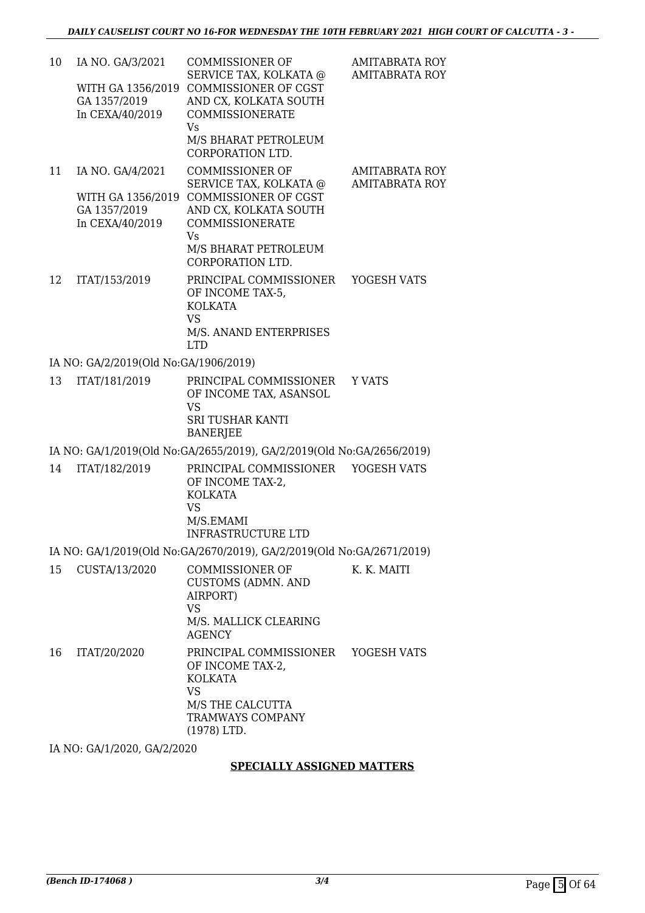| | | | |
|---|---|---|---|
| 10 | IA NO. GA/3/2021<br><br>WITH GA 1356/2019<br>GA 1357/2019<br>In CEXA/40/2019 | COMMISSIONER OF SERVICE TAX, KOLKATA @ COMMISSIONER OF CGST AND CX, KOLKATA SOUTH COMMISSIONERATE<br>Vs<br>M/S BHARAT PETROLEUM CORPORATION LTD. | AMITABRATA ROY<br>AMITABRATA ROY |
| 11 | IA NO. GA/4/2021<br><br>WITH GA 1356/2019<br>GA 1357/2019<br>In CEXA/40/2019 | COMMISSIONER OF SERVICE TAX, KOLKATA @ COMMISSIONER OF CGST AND CX, KOLKATA SOUTH COMMISSIONERATE<br>Vs<br>M/S BHARAT PETROLEUM CORPORATION LTD. | AMITABRATA ROY<br>AMITABRATA ROY |
| 12 | ITAT/153/2019 | PRINCIPAL COMMISSIONER OF INCOME TAX-5, KOLKATA<br>VS<br>M/S. ANAND ENTERPRISES LTD | YOGESH VATS |

IA NO: GA/2/2019(Old No:GA/1906/2019)

| | | | |
|---|---|---|---|
| 13 | ITAT/181/2019 | PRINCIPAL COMMISSIONER OF INCOME TAX, ASANSOL<br>VS<br>SRI TUSHAR KANTI BANERJEE | Y VATS |

IA NO: GA/1/2019(Old No:GA/2655/2019), GA/2/2019(Old No:GA/2656/2019)

| | | | |
|---|---|---|---|
| 14 | ITAT/182/2019 | PRINCIPAL COMMISSIONER OF INCOME TAX-2, KOLKATA<br>VS<br>M/S.EMAMI INFRASTRUCTURE LTD | YOGESH VATS |

IA NO: GA/1/2019(Old No:GA/2670/2019), GA/2/2019(Old No:GA/2671/2019)

| | | | |
|---|---|---|---|
| 15 | CUSTA/13/2020 | COMMISSIONER OF CUSTOMS (ADMN. AND AIRPORT)<br>VS<br>M/S. MALLICK CLEARING AGENCY | K. K. MAITI |
| 16 | ITAT/20/2020 | PRINCIPAL COMMISSIONER OF INCOME TAX-2, KOLKATA<br>VS<br>M/S THE CALCUTTA TRAMWAYS COMPANY (1978) LTD. | YOGESH VATS |

IA NO: GA/1/2020, GA/2/2020

**SPECIALLY ASSIGNED MATTERS**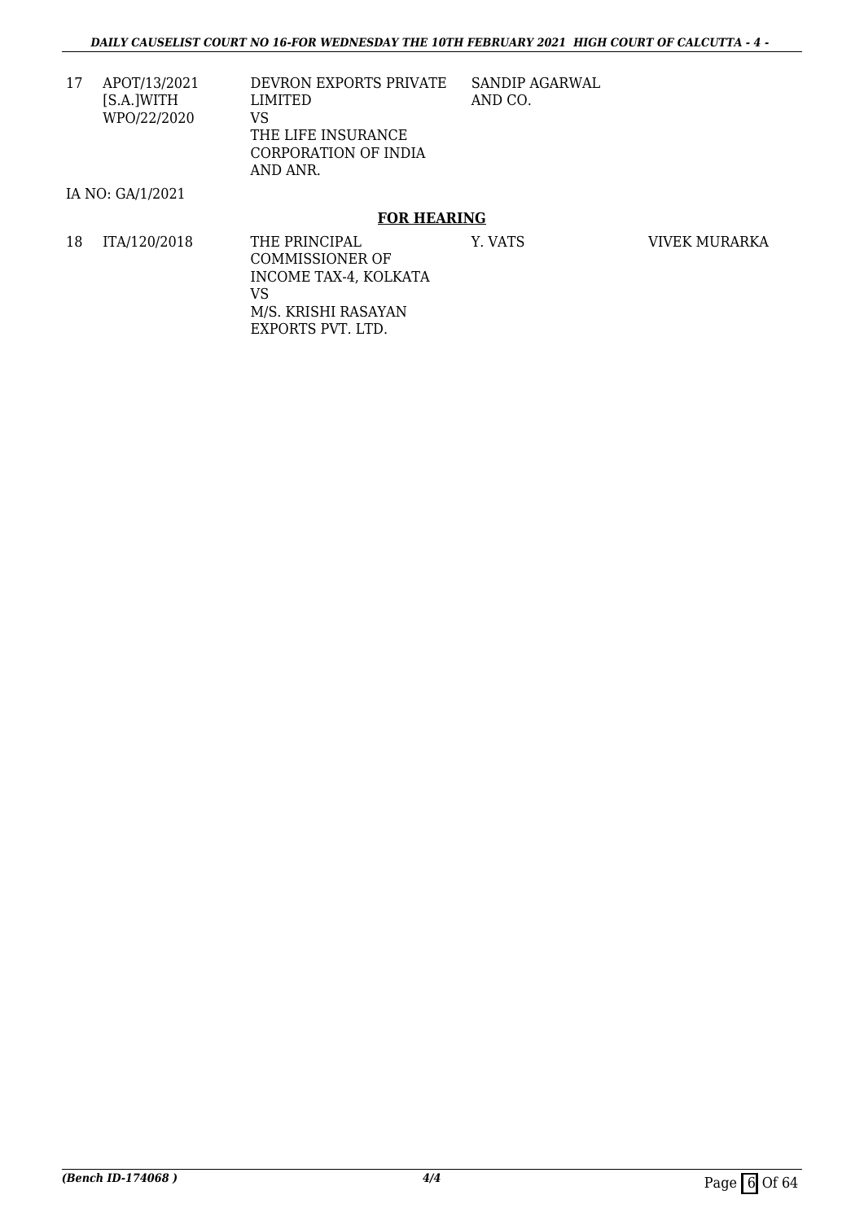| 17 | APOT/13/2021 [S.A.]WITH WPO/22/2020 | DEVRON EXPORTS PRIVATE LIMITED VS THE LIFE INSURANCE CORPORATION OF INDIA AND ANR. | SANDIP AGARWAL AND CO. | |
|---|---|---|---|---|

IA NO: GA/1/2021

**FOR HEARING**

| 18 | ITA/120/2018 | THE PRINCIPAL COMMISSIONER OF INCOME TAX-4, KOLKATA VS M/S. KRISHI RASAYAN EXPORTS PVT. LTD. | Y. VATS | VIVEK MURARKA |
|---|---|---|---|---|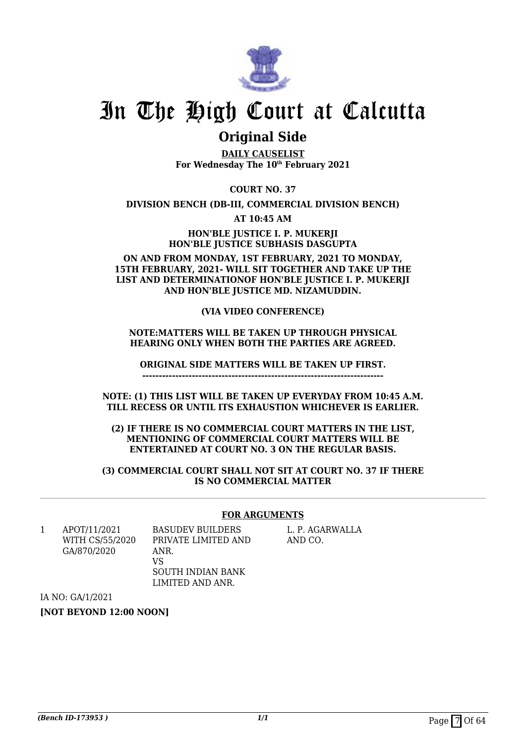# In The High Court at Calcutta

## Original Side

**DAILY CAUSELIST**
**For Wednesday The 10th February 2021**

**COURT NO. 37**

**DIVISION BENCH (DB-III, COMMERCIAL DIVISION BENCH)**

**AT 10:45 AM**

**HON'BLE JUSTICE I. P. MUKERJI**
**HON'BLE JUSTICE SUBHASIS DASGUPTA**

**ON AND FROM MONDAY, 1ST FEBRUARY, 2021 TO MONDAY, 15TH FEBRUARY, 2021- WILL SIT TOGETHER AND TAKE UP THE LIST AND DETERMINATIONOF HON'BLE JUSTICE I. P. MUKERJI AND HON'BLE JUSTICE MD. NIZAMUDDIN.**

**(VIA VIDEO CONFERENCE)**

**NOTE:MATTERS WILL BE TAKEN UP THROUGH PHYSICAL HEARING ONLY WHEN BOTH THE PARTIES ARE AGREED.**

**ORIGINAL SIDE MATTERS WILL BE TAKEN UP FIRST.**
**------------------------------------------------------------------------**

**NOTE: (1) THIS LIST WILL BE TAKEN UP EVERYDAY FROM 10:45 A.M. TILL RECESS OR UNTIL ITS EXHAUSTION WHICHEVER IS EARLIER.**

**(2) IF THERE IS NO COMMERCIAL COURT MATTERS IN THE LIST, MENTIONING OF COMMERCIAL COURT MATTERS WILL BE ENTERTAINED AT COURT NO. 3 ON THE REGULAR BASIS.**

**(3) COMMERCIAL COURT SHALL NOT SIT AT COURT NO. 37 IF THERE IS NO COMMERCIAL MATTER**

**FOR ARGUMENTS**

| | | | |
|---|---|---|---|
| 1 | APOT/11/2021 WITH CS/55/2020 GA/870/2020 | BASUDEV BUILDERS PRIVATE LIMITED AND ANR. VS SOUTH INDIAN BANK LIMITED AND ANR. | L. P. AGARWALLA AND CO. |

IA NO: GA/1/2021

**[NOT BEYOND 12:00 NOON]**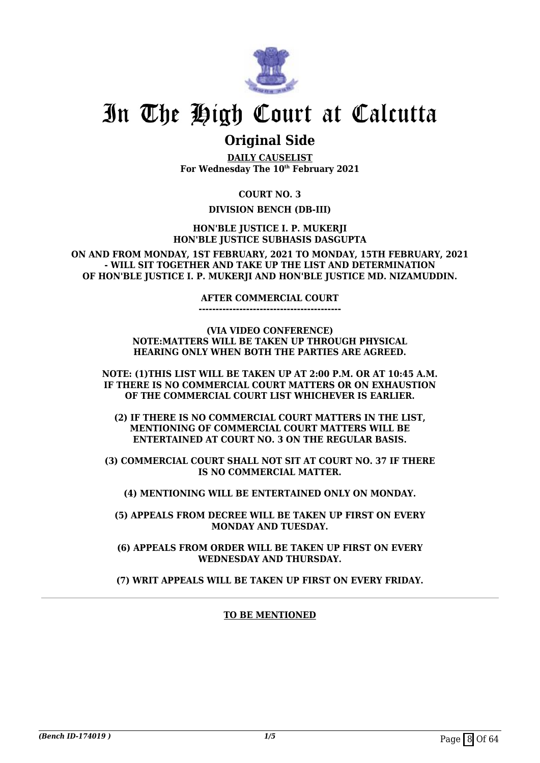# In The High Court at Calcutta

## Original Side

**DAILY CAUSELIST**
**For Wednesday The 10th February 2021**

**COURT NO. 3**

**DIVISION BENCH (DB-III)**

**HON'BLE JUSTICE I. P. MUKERJI**
**HON'BLE JUSTICE SUBHASIS DASGUPTA**

**ON AND FROM MONDAY, 1ST FEBRUARY, 2021 TO MONDAY, 15TH FEBRUARY, 2021 - WILL SIT TOGETHER AND TAKE UP THE LIST AND DETERMINATION OF HON'BLE JUSTICE I. P. MUKERJI AND HON'BLE JUSTICE MD. NIZAMUDDIN.**

**AFTER COMMERCIAL COURT**
**------------------------------------------**

**(VIA VIDEO CONFERENCE)**
**NOTE:MATTERS WILL BE TAKEN UP THROUGH PHYSICAL HEARING ONLY WHEN BOTH THE PARTIES ARE AGREED.**

**NOTE: (1)THIS LIST WILL BE TAKEN UP AT 2:00 P.M. OR AT 10:45 A.M. IF THERE IS NO COMMERCIAL COURT MATTERS OR ON EXHAUSTION OF THE COMMERCIAL COURT LIST WHICHEVER IS EARLIER.**

**(2) IF THERE IS NO COMMERCIAL COURT MATTERS IN THE LIST, MENTIONING OF COMMERCIAL COURT MATTERS WILL BE ENTERTAINED AT COURT NO. 3 ON THE REGULAR BASIS.**

**(3) COMMERCIAL COURT SHALL NOT SIT AT COURT NO. 37 IF THERE IS NO COMMERCIAL MATTER.**

**(4) MENTIONING WILL BE ENTERTAINED ONLY ON MONDAY.**

**(5) APPEALS FROM DECREE WILL BE TAKEN UP FIRST ON EVERY MONDAY AND TUESDAY.**

**(6) APPEALS FROM ORDER WILL BE TAKEN UP FIRST ON EVERY WEDNESDAY AND THURSDAY.**

**(7) WRIT APPEALS WILL BE TAKEN UP FIRST ON EVERY FRIDAY.**

---

**TO BE MENTIONED**

*(Bench ID-174019 )* 1/5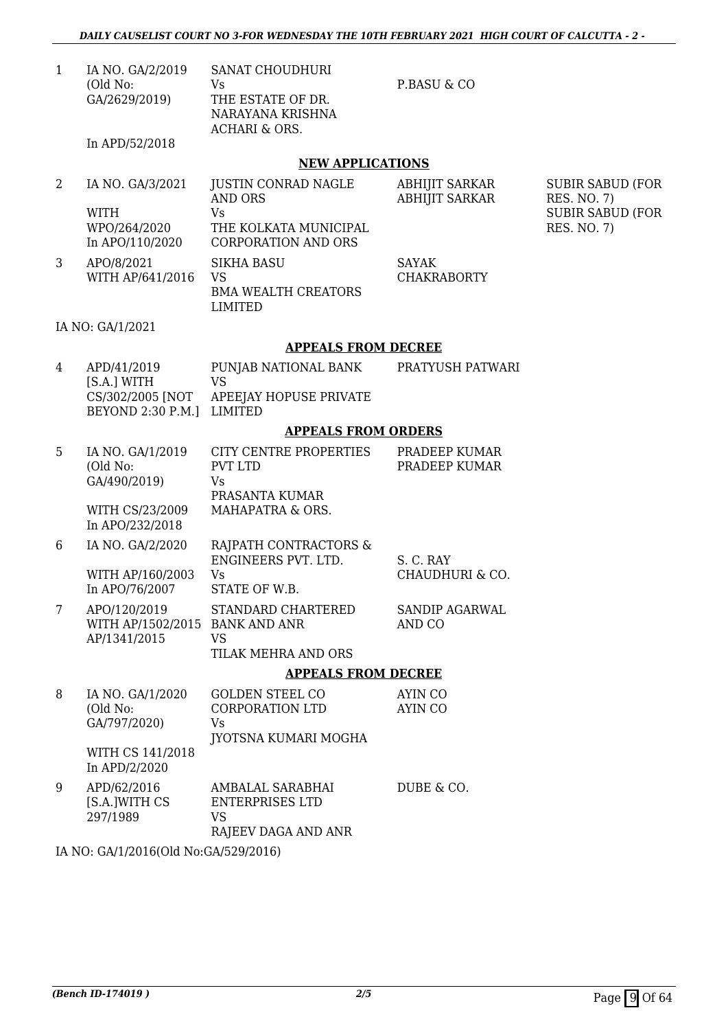| | | | | |
|---|---|---|---|---|
| 1 | IA NO. GA/2/2019 (Old No: GA/2629/2019)<br><br>In APD/52/2018 | SANAT CHOUDHURI<br>Vs<br>THE ESTATE OF DR. NARAYANA KRISHNA ACHARI & ORS. | P.BASU & CO | |

## NEW APPLICATIONS

| | | | | |
|---|---|---|---|---|
| 2 | IA NO. GA/3/2021<br><br>WITH WPO/264/2020<br>In APO/110/2020 | JUSTIN CONRAD NAGLE AND ORS<br>Vs<br>THE KOLKATA MUNICIPAL CORPORATION AND ORS | ABHIJIT SARKAR<br>ABHIJIT SARKAR | SUBIR SABUD (FOR RES. NO. 7)<br>SUBIR SABUD (FOR RES. NO. 7) |
| 3 | APO/8/2021<br>WITH AP/641/2016 | SIKHA BASU<br>VS<br>BMA WEALTH CREATORS LIMITED | SAYAK CHAKRABORTY | |

IA NO: GA/1/2021

## APPEALS FROM DECREE

| | | | | |
|---|---|---|---|---|
| 4 | APD/41/2019 [S.A.] WITH CS/302/2005 [NOT BEYOND 2:30 P.M.] | PUNJAB NATIONAL BANK<br>VS<br>APEEJAY HOPUSE PRIVATE LIMITED | PRATYUSH PATWARI | |

## APPEALS FROM ORDERS

| | | | | |
|---|---|---|---|---|
| 5 | IA NO. GA/1/2019 (Old No: GA/490/2019)<br><br>WITH CS/23/2009<br>In APO/232/2018 | CITY CENTRE PROPERTIES PVT LTD<br>Vs<br>PRASANTA KUMAR MAHAPATRA & ORS. | PRADEEP KUMAR<br>PRADEEP KUMAR | |
| 6 | IA NO. GA/2/2020<br><br>WITH AP/160/2003<br>In APO/76/2007 | RAJPATH CONTRACTORS & ENGINEERS PVT. LTD.<br>Vs<br>STATE OF W.B. | S. C. RAY CHAUDHURI & CO. | |
| 7 | APO/120/2019<br>WITH AP/1502/2015<br>AP/1341/2015 | STANDARD CHARTERED BANK AND ANR<br>VS<br>TILAK MEHRA AND ORS | SANDIP AGARWAL AND CO | |

## APPEALS FROM DECREE

| | | | | |
|---|---|---|---|---|
| 8 | IA NO. GA/1/2020 (Old No: GA/797/2020)<br><br>WITH CS 141/2018<br>In APD/2/2020 | GOLDEN STEEL CO CORPORATION LTD<br>Vs<br>JYOTSNA KUMARI MOGHA | AYIN CO<br>AYIN CO | |
| 9 | APD/62/2016 [S.A.]WITH CS 297/1989 | AMBALAL SARABHAI ENTERPRISES LTD<br>VS<br>RAJEEV DAGA AND ANR | DUBE & CO. | |

IA NO: GA/1/2016(Old No:GA/529/2016)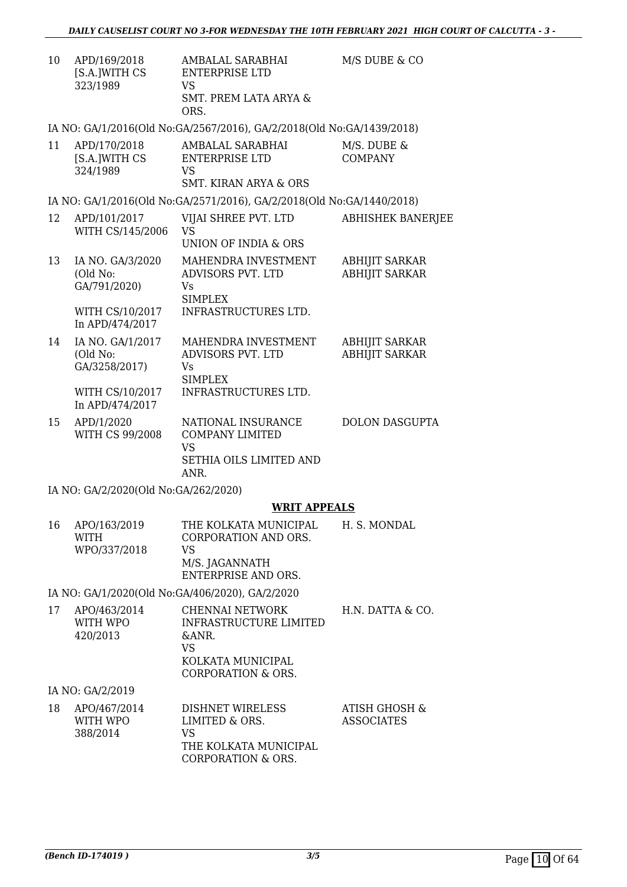| 10 | APD/169/2018 [S.A.]WITH CS 323/1989 | AMBALAL SARABHAI ENTERPRISE LTD VS SMT. PREM LATA ARYA & ORS. | M/S DUBE & CO |
|---|---|---|---|

IA NO: GA/1/2016(Old No:GA/2567/2016), GA/2/2018(Old No:GA/1439/2018)

| 11 | APD/170/2018 [S.A.]WITH CS 324/1989 | AMBALAL SARABHAI ENTERPRISE LTD VS SMT. KIRAN ARYA & ORS | M/S. DUBE & COMPANY |
|---|---|---|---|

IA NO: GA/1/2016(Old No:GA/2571/2016), GA/2/2018(Old No:GA/1440/2018)

| 12 | APD/101/2017 WITH CS/145/2006 | VIJAI SHREE PVT. LTD VS UNION OF INDIA & ORS | ABHISHEK BANERJEE |
|---|---|---|---|
| 13 | IA NO. GA/3/2020 (Old No: GA/791/2020) WITH CS/10/2017 In APD/474/2017 | MAHENDRA INVESTMENT ADVISORS PVT. LTD Vs SIMPLEX INFRASTRUCTURES LTD. | ABHIJIT SARKAR ABHIJIT SARKAR |
| 14 | IA NO. GA/1/2017 (Old No: GA/3258/2017) WITH CS/10/2017 In APD/474/2017 | MAHENDRA INVESTMENT ADVISORS PVT. LTD Vs SIMPLEX INFRASTRUCTURES LTD. | ABHIJIT SARKAR ABHIJIT SARKAR |
| 15 | APD/1/2020 WITH CS 99/2008 | NATIONAL INSURANCE COMPANY LIMITED VS SETHIA OILS LIMITED AND ANR. | DOLON DASGUPTA |

IA NO: GA/2/2020(Old No:GA/262/2020)

**WRIT APPEALS**

| 16 | APO/163/2019 WITH WPO/337/2018 | THE KOLKATA MUNICIPAL CORPORATION AND ORS. VS M/S. JAGANNATH ENTERPRISE AND ORS. | H. S. MONDAL |
|---|---|---|---|

IA NO: GA/1/2020(Old No:GA/406/2020), GA/2/2020

| 17 | APO/463/2014 WITH WPO 420/2013 | CHENNAI NETWORK INFRASTRUCTURE LIMITED &ANR. VS KOLKATA MUNICIPAL CORPORATION & ORS. | H.N. DATTA & CO. |
|---|---|---|---|

IA NO: GA/2/2019

| 18 | APO/467/2014 WITH WPO 388/2014 | DISHNET WIRELESS LIMITED & ORS. VS THE KOLKATA MUNICIPAL CORPORATION & ORS. | ATISH GHOSH & ASSOCIATES |
|---|---|---|---|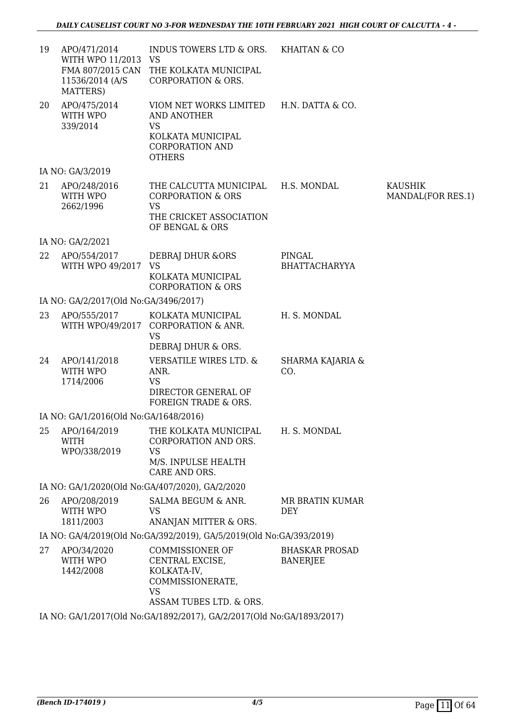| | | | | |
|---|---|---|---|---|
| 19 | APO/471/2014 WITH WPO 11/2013 FMA 807/2015 CAN 11536/2014 (A/S MATTERS) | INDUS TOWERS LTD & ORS. VS THE KOLKATA MUNICIPAL CORPORATION & ORS. | KHAITAN & CO | |
| 20 | APO/475/2014 WITH WPO 339/2014 | VIOM NET WORKS LIMITED AND ANOTHER VS KOLKATA MUNICIPAL CORPORATION AND OTHERS | H.N. DATTA & CO. | |
| | IA NO: GA/3/2019 | | | |
| 21 | APO/248/2016 WITH WPO 2662/1996 | THE CALCUTTA MUNICIPAL CORPORATION & ORS VS THE CRICKET ASSOCIATION OF BENGAL & ORS | H.S. MONDAL | KAUSHIK MANDAL(FOR RES.1) |
| | IA NO: GA/2/2021 | | | |
| 22 | APO/554/2017 WITH WPO 49/2017 | DEBRAJ DHUR &ORS VS KOLKATA MUNICIPAL CORPORATION & ORS | PINGAL BHATTACHARYYA | |
| | IA NO: GA/2/2017(Old No:GA/3496/2017) | | | |
| 23 | APO/555/2017 WITH WPO/49/2017 | KOLKATA MUNICIPAL CORPORATION & ANR. VS DEBRAJ DHUR & ORS. | H. S. MONDAL | |
| 24 | APO/141/2018 WITH WPO 1714/2006 | VERSATILE WIRES LTD. & ANR. VS DIRECTOR GENERAL OF FOREIGN TRADE & ORS. | SHARMA KAJARIA & CO. | |
| | IA NO: GA/1/2016(Old No:GA/1648/2016) | | | |
| 25 | APO/164/2019 WITH WPO/338/2019 | THE KOLKATA MUNICIPAL CORPORATION AND ORS. VS M/S. INPULSE HEALTH CARE AND ORS. | H. S. MONDAL | |
| | IA NO: GA/1/2020(Old No:GA/407/2020), GA/2/2020 | | | |
| 26 | APO/208/2019 WITH WPO 1811/2003 | SALMA BEGUM & ANR. VS ANANJAN MITTER & ORS. | MR BRATIN KUMAR DEY | |
| | IA NO: GA/4/2019(Old No:GA/392/2019), GA/5/2019(Old No:GA/393/2019) | | | |
| 27 | APO/34/2020 WITH WPO 1442/2008 | COMMISSIONER OF CENTRAL EXCISE, KOLKATA-IV, COMMISSIONERATE, VS ASSAM TUBES LTD. & ORS. | BHASKAR PROSAD BANERJEE | |
| | IA NO: GA/1/2017(Old No:GA/1892/2017), GA/2/2017(Old No:GA/1893/2017) | | | |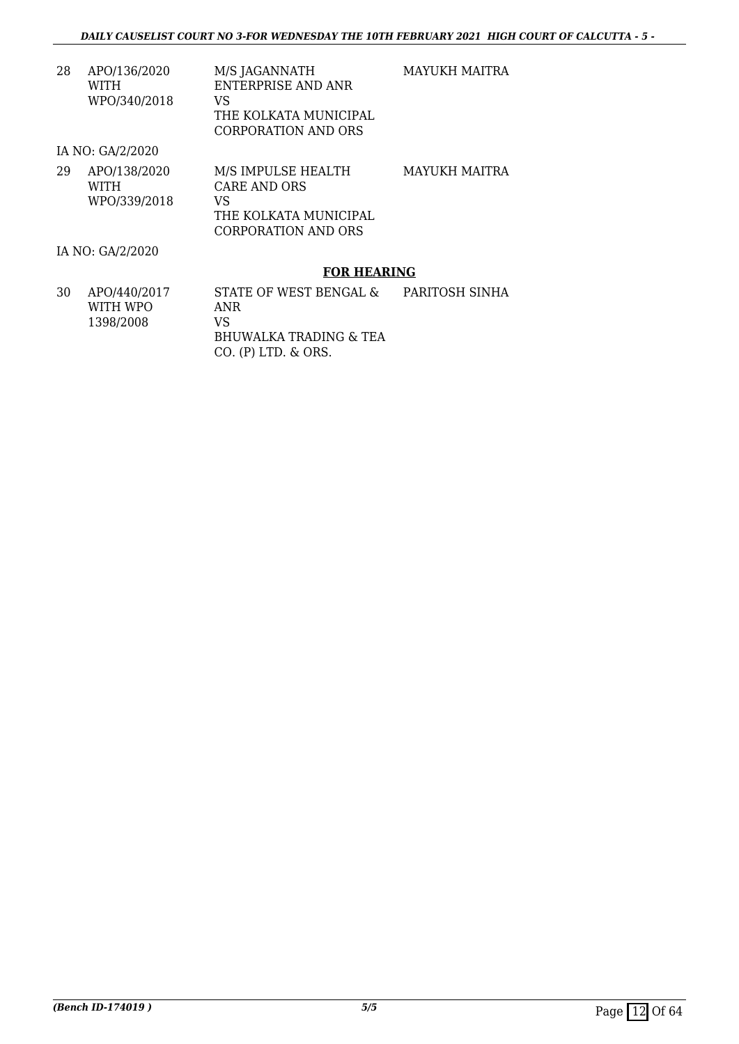| | | | |
|---|---|---|---|
| 28 | APO/136/2020 WITH WPO/340/2018 | M/S JAGANNATH ENTERPRISE AND ANR VS THE KOLKATA MUNICIPAL CORPORATION AND ORS | MAYUKH MAITRA |

IA NO: GA/2/2020

| | | | |
|---|---|---|---|
| 29 | APO/138/2020 WITH WPO/339/2018 | M/S IMPULSE HEALTH CARE AND ORS VS THE KOLKATA MUNICIPAL CORPORATION AND ORS | MAYUKH MAITRA |

IA NO: GA/2/2020

## FOR HEARING

| | | | |
|---|---|---|---|
| 30 | APO/440/2017 WITH WPO 1398/2008 | STATE OF WEST BENGAL & ANR VS BHUWALKA TRADING & TEA CO. (P) LTD. & ORS. | PARITOSH SINHA |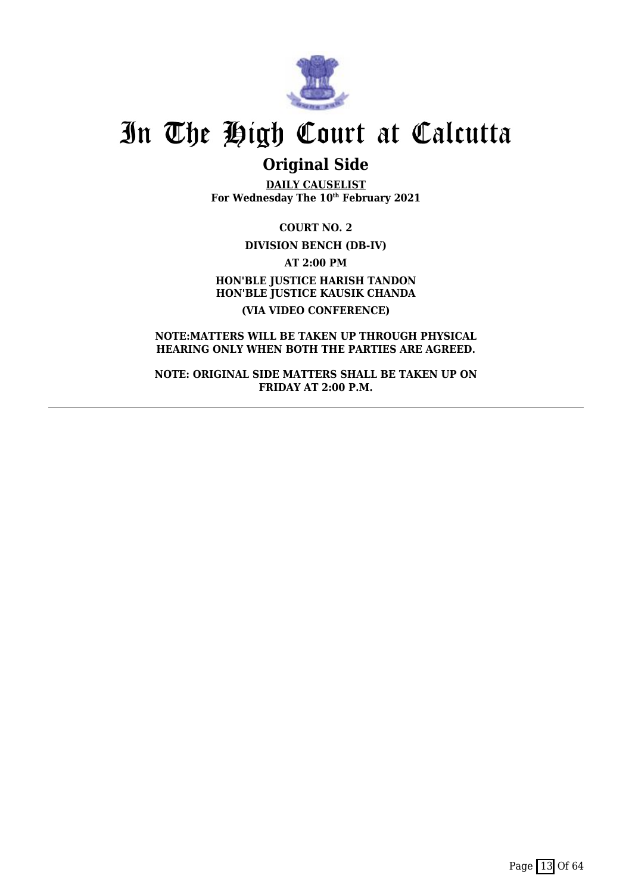# In The High Court at Calcutta

## Original Side

**DAILY CAUSELIST**
**For Wednesday The 10th February 2021**

**COURT NO. 2**

**DIVISION BENCH (DB-IV)**

**AT 2:00 PM**

**HON'BLE JUSTICE HARISH TANDON**
**HON'BLE JUSTICE KAUSIK CHANDA**

**(VIA VIDEO CONFERENCE)**

**NOTE:MATTERS WILL BE TAKEN UP THROUGH PHYSICAL HEARING ONLY WHEN BOTH THE PARTIES ARE AGREED.**

**NOTE: ORIGINAL SIDE MATTERS SHALL BE TAKEN UP ON FRIDAY AT 2:00 P.M.**

---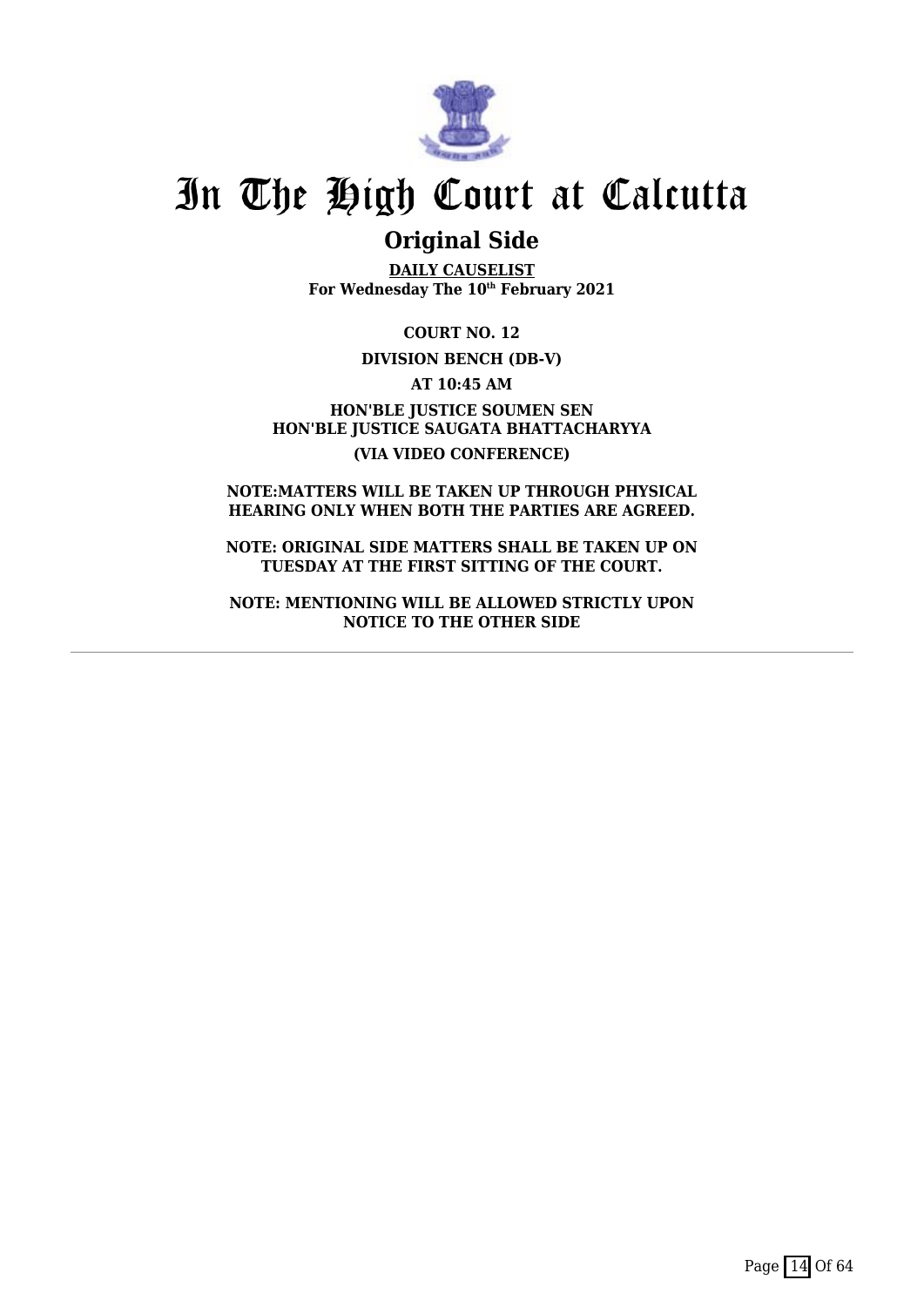# In The High Court at Calcutta

## Original Side

**DAILY CAUSELIST**
**For Wednesday The 10th February 2021**

**COURT NO. 12**

**DIVISION BENCH (DB-V)**

**AT 10:45 AM**

**HON'BLE JUSTICE SOUMEN SEN**
**HON'BLE JUSTICE SAUGATA BHATTACHARYYA**

**(VIA VIDEO CONFERENCE)**

**NOTE:MATTERS WILL BE TAKEN UP THROUGH PHYSICAL HEARING ONLY WHEN BOTH THE PARTIES ARE AGREED.**

**NOTE: ORIGINAL SIDE MATTERS SHALL BE TAKEN UP ON TUESDAY AT THE FIRST SITTING OF THE COURT.**

**NOTE: MENTIONING WILL BE ALLOWED STRICTLY UPON NOTICE TO THE OTHER SIDE**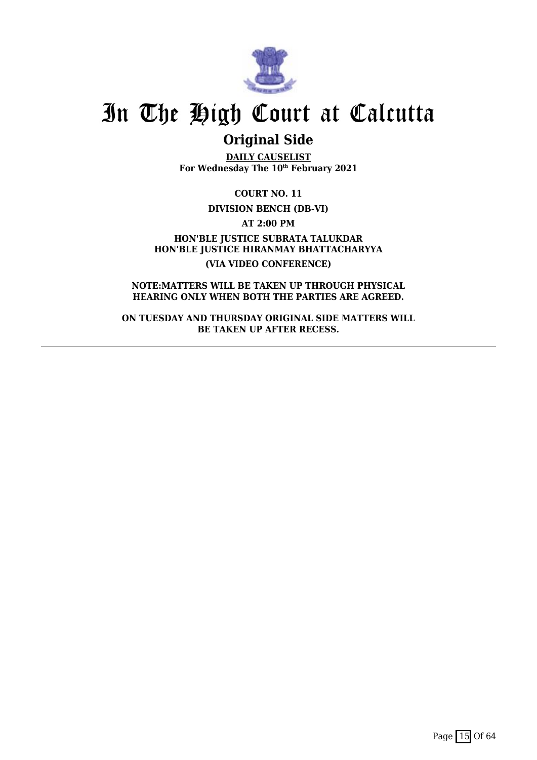# In The High Court at Calcutta

## Original Side

**DAILY CAUSELIST**
**For Wednesday The 10th February 2021**

**COURT NO. 11**

**DIVISION BENCH (DB-VI)**

**AT 2:00 PM**

**HON'BLE JUSTICE SUBRATA TALUKDAR**
**HON'BLE JUSTICE HIRANMAY BHATTACHARYYA**

**(VIA VIDEO CONFERENCE)**

**NOTE:MATTERS WILL BE TAKEN UP THROUGH PHYSICAL HEARING ONLY WHEN BOTH THE PARTIES ARE AGREED.**

**ON TUESDAY AND THURSDAY ORIGINAL SIDE MATTERS WILL BE TAKEN UP AFTER RECESS.**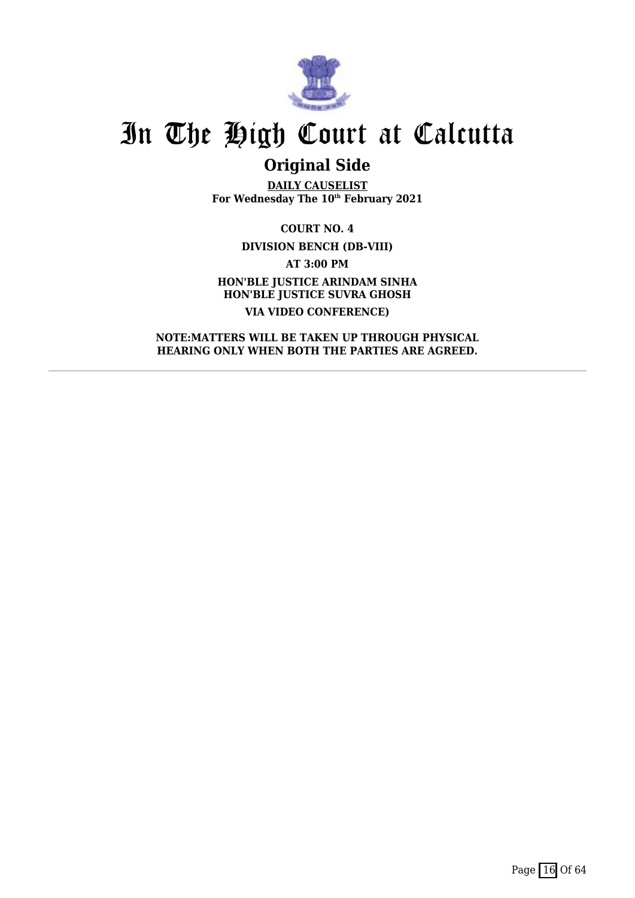# In The High Court at Calcutta

## Original Side

**DAILY CAUSELIST**
**For Wednesday The 10th February 2021**

**COURT NO. 4**

**DIVISION BENCH (DB-VIII)**

**AT 3:00 PM**

**HON'BLE JUSTICE ARINDAM SINHA**
**HON'BLE JUSTICE SUVRA GHOSH**

**VIA VIDEO CONFERENCE)**

**NOTE:MATTERS WILL BE TAKEN UP THROUGH PHYSICAL HEARING ONLY WHEN BOTH THE PARTIES ARE AGREED.**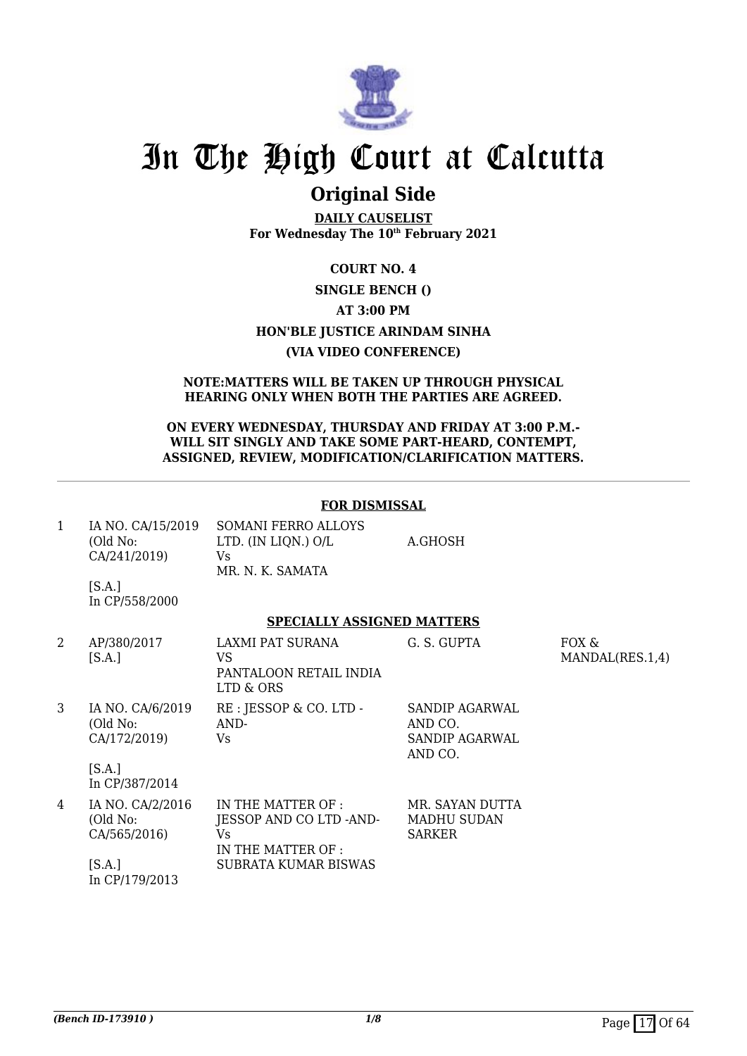# In The High Court at Calcutta

## Original Side

**DAILY CAUSELIST**
**For Wednesday The 10th February 2021**

**COURT NO. 4**

**SINGLE BENCH ()**

**AT 3:00 PM**

**HON'BLE JUSTICE ARINDAM SINHA**

**(VIA VIDEO CONFERENCE)**

**NOTE:MATTERS WILL BE TAKEN UP THROUGH PHYSICAL HEARING ONLY WHEN BOTH THE PARTIES ARE AGREED.**

**ON EVERY WEDNESDAY, THURSDAY AND FRIDAY AT 3:00 P.M.- WILL SIT SINGLY AND TAKE SOME PART-HEARD, CONTEMPT, ASSIGNED, REVIEW, MODIFICATION/CLARIFICATION MATTERS.**

### FOR DISMISSAL

| | | | | |
|---|---|---|---|---|
| 1 | IA NO. CA/15/2019 (Old No: CA/241/2019) [S.A.] In CP/558/2000 | SOMANI FERRO ALLOYS LTD. (IN LIQN.) O/L Vs MR. N. K. SAMATA | A.GHOSH | |

### SPECIALLY ASSIGNED MATTERS

| | | | | |
|---|---|---|---|---|
| 2 | AP/380/2017 [S.A.] | LAXMI PAT SURANA VS PANTALOON RETAIL INDIA LTD & ORS | G. S. GUPTA | FOX & MANDAL(RES.1,4) |
| 3 | IA NO. CA/6/2019 (Old No: CA/172/2019) [S.A.] In CP/387/2014 | RE : JESSOP & CO. LTD -AND- Vs | SANDIP AGARWAL AND CO. SANDIP AGARWAL AND CO. | |
| 4 | IA NO. CA/2/2016 (Old No: CA/565/2016) [S.A.] In CP/179/2013 | IN THE MATTER OF : JESSOP AND CO LTD -AND- Vs IN THE MATTER OF : SUBRATA KUMAR BISWAS | MR. SAYAN DUTTA MADHU SUDAN SARKER | |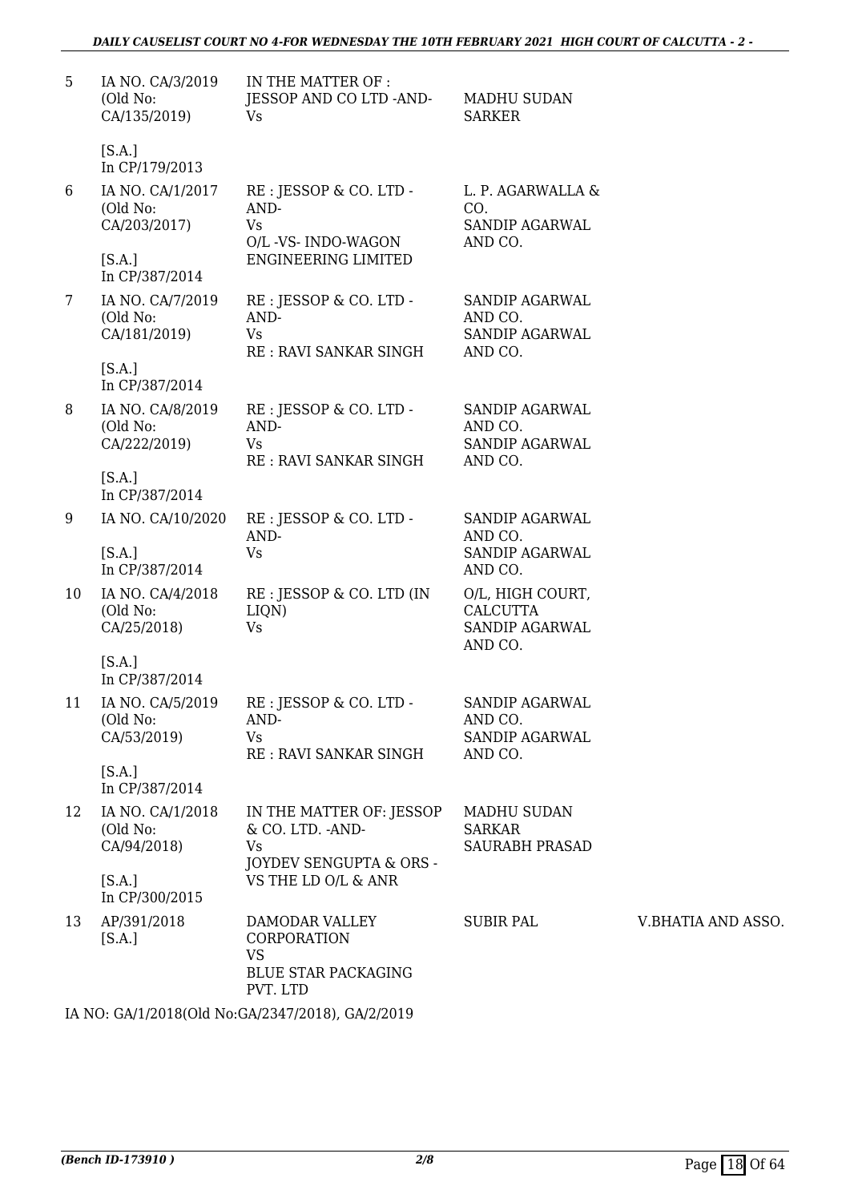| | | | | |
|---|---|---|---|---|
| 5 | IA NO. CA/3/2019 (Old No: CA/135/2019) [S.A.] In CP/179/2013 | IN THE MATTER OF : JESSOP AND CO LTD -AND- Vs | MADHU SUDAN SARKER | |
| 6 | IA NO. CA/1/2017 (Old No: CA/203/2017) [S.A.] In CP/387/2014 | RE : JESSOP & CO. LTD -AND- Vs O/L -VS- INDO-WAGON ENGINEERING LIMITED | L. P. AGARWALLA & CO. SANDIP AGARWAL AND CO. | |
| 7 | IA NO. CA/7/2019 (Old No: CA/181/2019) [S.A.] In CP/387/2014 | RE : JESSOP & CO. LTD -AND- Vs RE : RAVI SANKAR SINGH | SANDIP AGARWAL AND CO. SANDIP AGARWAL AND CO. | |
| 8 | IA NO. CA/8/2019 (Old No: CA/222/2019) [S.A.] In CP/387/2014 | RE : JESSOP & CO. LTD -AND- Vs RE : RAVI SANKAR SINGH | SANDIP AGARWAL AND CO. SANDIP AGARWAL AND CO. | |
| 9 | IA NO. CA/10/2020 [S.A.] In CP/387/2014 | RE : JESSOP & CO. LTD -AND- Vs | SANDIP AGARWAL AND CO. SANDIP AGARWAL AND CO. | |
| 10 | IA NO. CA/4/2018 (Old No: CA/25/2018) [S.A.] In CP/387/2014 | RE : JESSOP & CO. LTD (IN LIQN) Vs | O/L, HIGH COURT, CALCUTTA SANDIP AGARWAL AND CO. | |
| 11 | IA NO. CA/5/2019 (Old No: CA/53/2019) [S.A.] In CP/387/2014 | RE : JESSOP & CO. LTD -AND- Vs RE : RAVI SANKAR SINGH | SANDIP AGARWAL AND CO. SANDIP AGARWAL AND CO. | |
| 12 | IA NO. CA/1/2018 (Old No: CA/94/2018) [S.A.] In CP/300/2015 | IN THE MATTER OF: JESSOP & CO. LTD. -AND- Vs JOYDEV SENGUPTA & ORS -VS THE LD O/L & ANR | MADHU SUDAN SARKAR SAURABH PRASAD | |
| 13 | AP/391/2018 [S.A.] | DAMODAR VALLEY CORPORATION VS BLUE STAR PACKAGING PVT. LTD | SUBIR PAL | V.BHATIA AND ASSO. |

IA NO: GA/1/2018(Old No:GA/2347/2018), GA/2/2019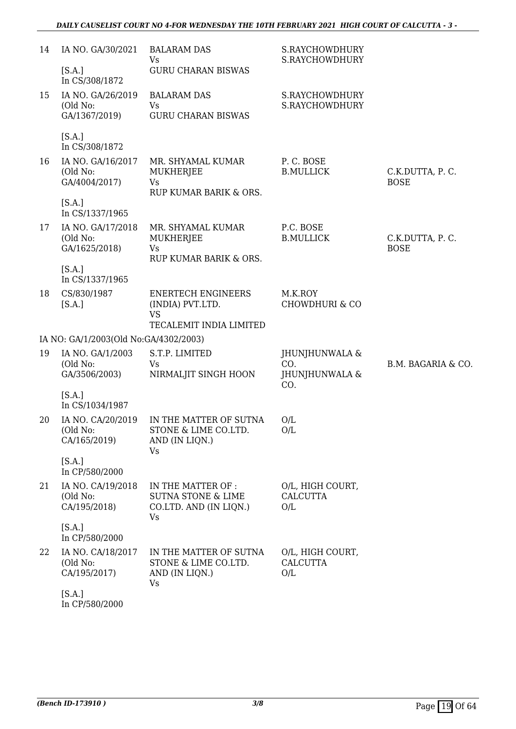| | | | | |
|---|---|---|---|---|
| 14 | IA NO. GA/30/2021<br><br>[S.A.]<br>In CS/308/1872 | BALARAM DAS<br>Vs<br>GURU CHARAN BISWAS | S.RAYCHOWDHURY<br>S.RAYCHOWDHURY | |
| 15 | IA NO. GA/26/2019<br>(Old No: GA/1367/2019)<br><br>[S.A.]<br>In CS/308/1872 | BALARAM DAS<br>Vs<br>GURU CHARAN BISWAS | S.RAYCHOWDHURY<br>S.RAYCHOWDHURY | |
| 16 | IA NO. GA/16/2017<br>(Old No: GA/4004/2017)<br><br>[S.A.]<br>In CS/1337/1965 | MR. SHYAMAL KUMAR MUKHERJEE<br>Vs<br>RUP KUMAR BARIK & ORS. | P. C. BOSE<br>B.MULLICK | C.K.DUTTA, P. C. BOSE |
| 17 | IA NO. GA/17/2018<br>(Old No: GA/1625/2018)<br><br>[S.A.]<br>In CS/1337/1965 | MR. SHYAMAL KUMAR MUKHERJEE<br>Vs<br>RUP KUMAR BARIK & ORS. | P.C. BOSE<br>B.MULLICK | C.K.DUTTA, P. C. BOSE |
| 18 | CS/830/1987<br>[S.A.] | ENERTECH ENGINEERS (INDIA) PVT.LTD.<br>VS<br>TECALEMIT INDIA LIMITED | M.K.ROY CHOWDHURI & CO | |
| | IA NO: GA/1/2003(Old No:GA/4302/2003) | | | |
| 19 | IA NO. GA/1/2003<br>(Old No: GA/3506/2003)<br><br>[S.A.]<br>In CS/1034/1987 | S.T.P. LIMITED<br>Vs<br>NIRMALJIT SINGH HOON | JHUNJHUNWALA & CO.<br>JHUNJHUNWALA & CO. | B.M. BAGARIA & CO. |
| 20 | IA NO. CA/20/2019<br>(Old No: CA/165/2019)<br><br>[S.A.]<br>In CP/580/2000 | IN THE MATTER OF SUTNA STONE & LIME CO.LTD. AND (IN LIQN.)<br>Vs | O/L<br>O/L | |
| 21 | IA NO. CA/19/2018<br>(Old No: CA/195/2018)<br><br>[S.A.]<br>In CP/580/2000 | IN THE MATTER OF : SUTNA STONE & LIME CO.LTD. AND (IN LIQN.)<br>Vs | O/L, HIGH COURT, CALCUTTA<br>O/L | |
| 22 | IA NO. CA/18/2017<br>(Old No: CA/195/2017)<br><br>[S.A.]<br>In CP/580/2000 | IN THE MATTER OF SUTNA STONE & LIME CO.LTD. AND (IN LIQN.)<br>Vs | O/L, HIGH COURT, CALCUTTA<br>O/L | |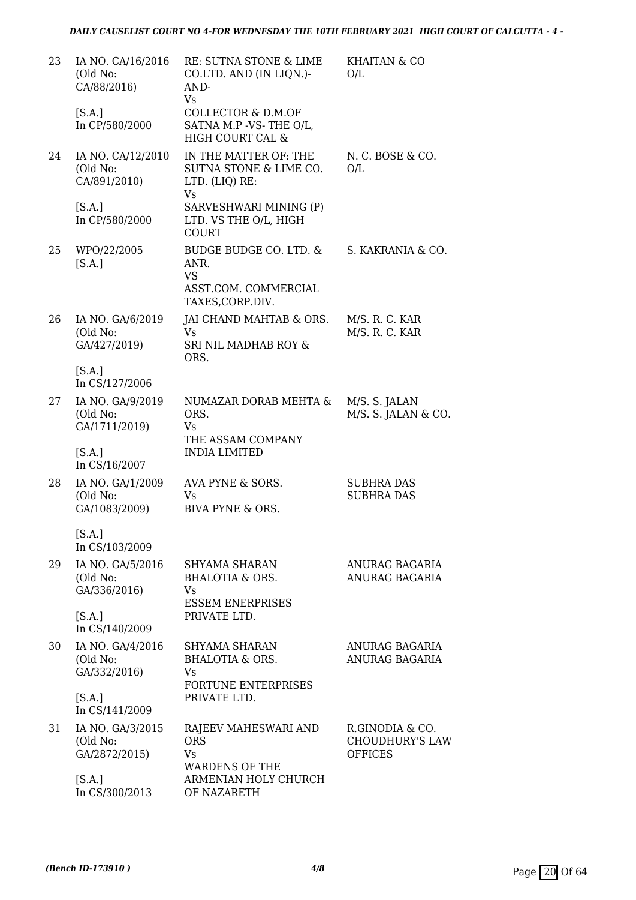| | | | |
|---|---|---|---|
| 23 | IA NO. CA/16/2016 (Old No: CA/88/2016) [S.A.] In CP/580/2000 | RE: SUTNA STONE & LIME CO.LTD. AND (IN LIQN.)- AND- Vs COLLECTOR & D.M.OF SATNA M.P -VS- THE O/L, HIGH COURT CAL & | KHAITAN & CO O/L |
| 24 | IA NO. CA/12/2010 (Old No: CA/891/2010) [S.A.] In CP/580/2000 | IN THE MATTER OF: THE SUTNA STONE & LIME CO. LTD. (LIQ) RE: Vs SARVESHWARI MINING (P) LTD. VS THE O/L, HIGH COURT | N. C. BOSE & CO. O/L |
| 25 | WPO/22/2005 [S.A.] | BUDGE BUDGE CO. LTD. & ANR. VS ASST.COM. COMMERCIAL TAXES,CORP.DIV. | S. KAKRANIA & CO. |
| 26 | IA NO. GA/6/2019 (Old No: GA/427/2019) [S.A.] In CS/127/2006 | JAI CHAND MAHTAB & ORS. Vs SRI NIL MADHAB ROY & ORS. | M/S. R. C. KAR M/S. R. C. KAR |
| 27 | IA NO. GA/9/2019 (Old No: GA/1711/2019) [S.A.] In CS/16/2007 | NUMAZAR DORAB MEHTA & ORS. Vs THE ASSAM COMPANY INDIA LIMITED | M/S. S. JALAN M/S. S. JALAN & CO. |
| 28 | IA NO. GA/1/2009 (Old No: GA/1083/2009) [S.A.] In CS/103/2009 | AVA PYNE & SORS. Vs BIVA PYNE & ORS. | SUBHRA DAS SUBHRA DAS |
| 29 | IA NO. GA/5/2016 (Old No: GA/336/2016) [S.A.] In CS/140/2009 | SHYAMA SHARAN BHALOTIA & ORS. Vs ESSEM ENERPRISES PRIVATE LTD. | ANURAG BAGARIA ANURAG BAGARIA |
| 30 | IA NO. GA/4/2016 (Old No: GA/332/2016) [S.A.] In CS/141/2009 | SHYAMA SHARAN BHALOTIA & ORS. Vs FORTUNE ENTERPRISES PRIVATE LTD. | ANURAG BAGARIA ANURAG BAGARIA |
| 31 | IA NO. GA/3/2015 (Old No: GA/2872/2015) [S.A.] In CS/300/2013 | RAJEEV MAHESWARI AND ORS Vs WARDENS OF THE ARMENIAN HOLY CHURCH OF NAZARETH | R.GINODIA & CO. CHOUDHURY'S LAW OFFICES |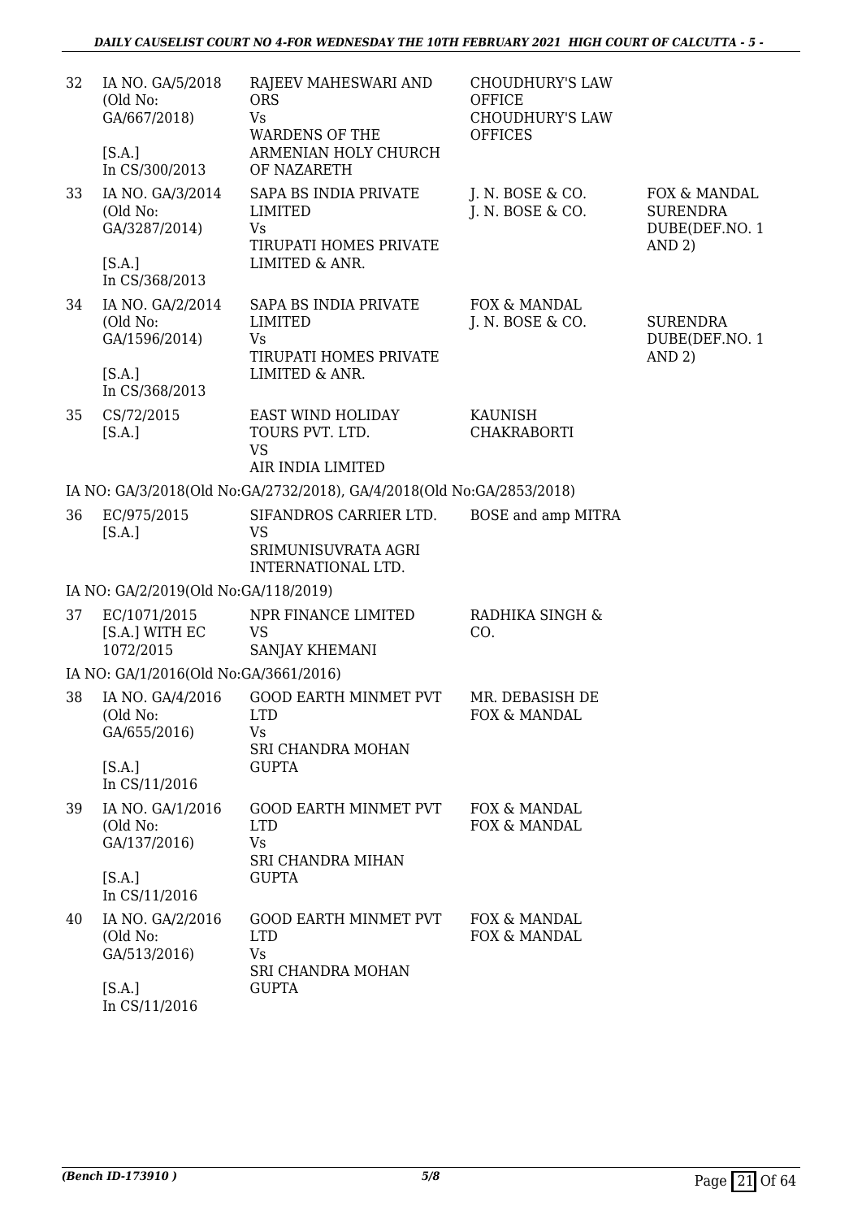| | | | | |
|---|---|---|---|---|
| 32 | IA NO. GA/5/2018 (Old No: GA/667/2018) [S.A.] In CS/300/2013 | RAJEEV MAHESWARI AND ORS Vs WARDENS OF THE ARMENIAN HOLY CHURCH OF NAZARETH | CHOUDHURY'S LAW OFFICE CHOUDHURY'S LAW OFFICES | |
| 33 | IA NO. GA/3/2014 (Old No: GA/3287/2014) [S.A.] In CS/368/2013 | SAPA BS INDIA PRIVATE LIMITED Vs TIRUPATI HOMES PRIVATE LIMITED & ANR. | J. N. BOSE & CO. J. N. BOSE & CO. | FOX & MANDAL SURENDRA DUBE(DEF.NO. 1 AND 2) |
| 34 | IA NO. GA/2/2014 (Old No: GA/1596/2014) [S.A.] In CS/368/2013 | SAPA BS INDIA PRIVATE LIMITED Vs TIRUPATI HOMES PRIVATE LIMITED & ANR. | FOX & MANDAL J. N. BOSE & CO. | SURENDRA DUBE(DEF.NO. 1 AND 2) |
| 35 | CS/72/2015 [S.A.] | EAST WIND HOLIDAY TOURS PVT. LTD. VS AIR INDIA LIMITED | KAUNISH CHAKRABORTI | |

IA NO: GA/3/2018(Old No:GA/2732/2018), GA/4/2018(Old No:GA/2853/2018)

| | | | | |
|---|---|---|---|---|
| 36 | EC/975/2015 [S.A.] | SIFANDROS CARRIER LTD. VS SRIMUNISUVRATA AGRI INTERNATIONAL LTD. | BOSE and amp MITRA | |

IA NO: GA/2/2019(Old No:GA/118/2019)

| | | | | |
|---|---|---|---|---|
| 37 | EC/1071/2015 [S.A.] WITH EC 1072/2015 | NPR FINANCE LIMITED VS SANJAY KHEMANI | RADHIKA SINGH & CO. | |

IA NO: GA/1/2016(Old No:GA/3661/2016)

| | | | | |
|---|---|---|---|---|
| 38 | IA NO. GA/4/2016 (Old No: GA/655/2016) [S.A.] In CS/11/2016 | GOOD EARTH MINMET PVT LTD Vs SRI CHANDRA MOHAN GUPTA | MR. DEBASISH DE FOX & MANDAL | |
| 39 | IA NO. GA/1/2016 (Old No: GA/137/2016) [S.A.] In CS/11/2016 | GOOD EARTH MINMET PVT LTD Vs SRI CHANDRA MIHAN GUPTA | FOX & MANDAL FOX & MANDAL | |
| 40 | IA NO. GA/2/2016 (Old No: GA/513/2016) [S.A.] In CS/11/2016 | GOOD EARTH MINMET PVT LTD Vs SRI CHANDRA MOHAN GUPTA | FOX & MANDAL FOX & MANDAL | |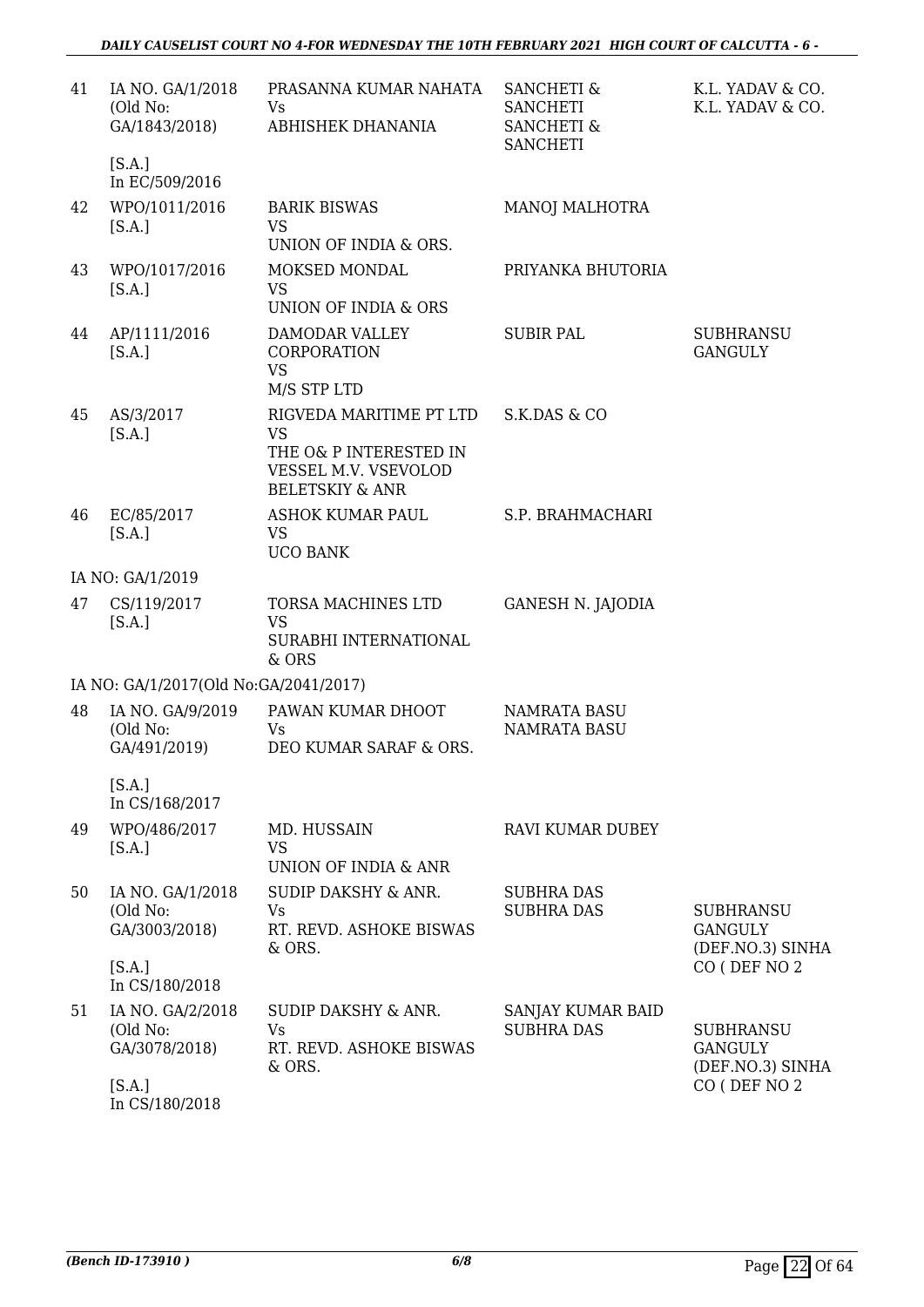| 41 | IA NO. GA/1/2018 (Old No: GA/1843/2018) [S.A.] In EC/509/2016 | PRASANNA KUMAR NAHATA Vs ABHISHEK DHANANIA | SANCHETI & SANCHETI SANCHETI & SANCHETI | K.L. YADAV & CO. K.L. YADAV & CO. |
|---|---|---|---|---|
| 42 | WPO/1011/2016 [S.A.] | BARIK BISWAS VS UNION OF INDIA & ORS. | MANOJ MALHOTRA | |
| 43 | WPO/1017/2016 [S.A.] | MOKSED MONDAL VS UNION OF INDIA & ORS | PRIYANKA BHUTORIA | |
| 44 | AP/1111/2016 [S.A.] | DAMODAR VALLEY CORPORATION VS M/S STP LTD | SUBIR PAL | SUBHRANSU GANGULY |
| 45 | AS/3/2017 [S.A.] | RIGVEDA MARITIME PT LTD VS THE O& P INTERESTED IN VESSEL M.V. VSEVOLOD BELETSKIY & ANR | S.K.DAS & CO | |
| 46 | EC/85/2017 [S.A.] | ASHOK KUMAR PAUL VS UCO BANK | S.P. BRAHMACHARI | |
| | IA NO: GA/1/2019 | | | |
| 47 | CS/119/2017 [S.A.] | TORSA MACHINES LTD VS SURABHI INTERNATIONAL & ORS | GANESH N. JAJODIA | |
| | IA NO: GA/1/2017(Old No:GA/2041/2017) | | | |
| 48 | IA NO. GA/9/2019 (Old No: GA/491/2019) [S.A.] In CS/168/2017 | PAWAN KUMAR DHOOT Vs DEO KUMAR SARAF & ORS. | NAMRATA BASU NAMRATA BASU | |
| 49 | WPO/486/2017 [S.A.] | MD. HUSSAIN VS UNION OF INDIA & ANR | RAVI KUMAR DUBEY | |
| 50 | IA NO. GA/1/2018 (Old No: GA/3003/2018) [S.A.] In CS/180/2018 | SUDIP DAKSHY & ANR. Vs RT. REVD. ASHOKE BISWAS & ORS. | SUBHRA DAS SUBHRA DAS | SUBHRANSU GANGULY (DEF.NO.3) SINHA CO ( DEF NO 2 |
| 51 | IA NO. GA/2/2018 (Old No: GA/3078/2018) [S.A.] In CS/180/2018 | SUDIP DAKSHY & ANR. Vs RT. REVD. ASHOKE BISWAS & ORS. | SANJAY KUMAR BAID SUBHRA DAS | SUBHRANSU GANGULY (DEF.NO.3) SINHA CO ( DEF NO 2 |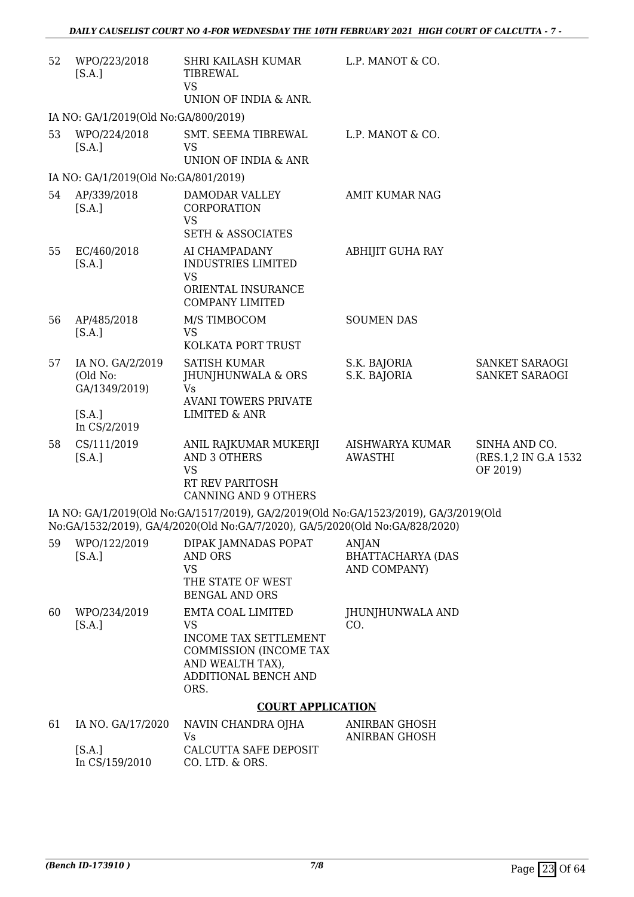| 52 | WPO/223/2018 [S.A.] | SHRI KAILASH KUMAR TIBREWAL VS UNION OF INDIA & ANR. | L.P. MANOT & CO. | |
|---|---|---|---|---|
| | IA NO: GA/1/2019(Old No:GA/800/2019) | | | |
| 53 | WPO/224/2018 [S.A.] | SMT. SEEMA TIBREWAL VS UNION OF INDIA & ANR | L.P. MANOT & CO. | |
| | IA NO: GA/1/2019(Old No:GA/801/2019) | | | |
| 54 | AP/339/2018 [S.A.] | DAMODAR VALLEY CORPORATION VS SETH & ASSOCIATES | AMIT KUMAR NAG | |
| 55 | EC/460/2018 [S.A.] | AI CHAMPADANY INDUSTRIES LIMITED VS ORIENTAL INSURANCE COMPANY LIMITED | ABHIJIT GUHA RAY | |
| 56 | AP/485/2018 [S.A.] | M/S TIMBOCOM VS KOLKATA PORT TRUST | SOUMEN DAS | |
| 57 | IA NO. GA/2/2019 (Old No: GA/1349/2019) [S.A.] In CS/2/2019 | SATISH KUMAR JHUNJHUNWALA & ORS Vs AVANI TOWERS PRIVATE LIMITED & ANR | S.K. BAJORIA S.K. BAJORIA | SANKET SARAOGI SANKET SARAOGI |
| 58 | CS/111/2019 [S.A.] | ANIL RAJKUMAR MUKERJI AND 3 OTHERS VS RT REV PARITOSH CANNING AND 9 OTHERS | AISHWARYA KUMAR AWASTHI | SINHA AND CO. (RES.1,2 IN G.A 1532 OF 2019) |
| | IA NO: GA/1/2019(Old No:GA/1517/2019), GA/2/2019(Old No:GA/1523/2019), GA/3/2019(Old No:GA/1532/2019), GA/4/2020(Old No:GA/7/2020), GA/5/2020(Old No:GA/828/2020) | | | |
| 59 | WPO/122/2019 [S.A.] | DIPAK JAMNADAS POPAT AND ORS VS THE STATE OF WEST BENGAL AND ORS | ANJAN BHATTACHARYA (DAS AND COMPANY) | |
| 60 | WPO/234/2019 [S.A.] | EMTA COAL LIMITED VS INCOME TAX SETTLEMENT COMMISSION (INCOME TAX AND WEALTH TAX), ADDITIONAL BENCH AND ORS. | JHUNJHUNWALA AND CO. | |

**COURT APPLICATION**

| 61 | IA NO. GA/17/2020 [S.A.] In CS/159/2010 | NAVIN CHANDRA OJHA Vs CALCUTTA SAFE DEPOSIT CO. LTD. & ORS. | ANIRBAN GHOSH ANIRBAN GHOSH | |
|---|---|---|---|---|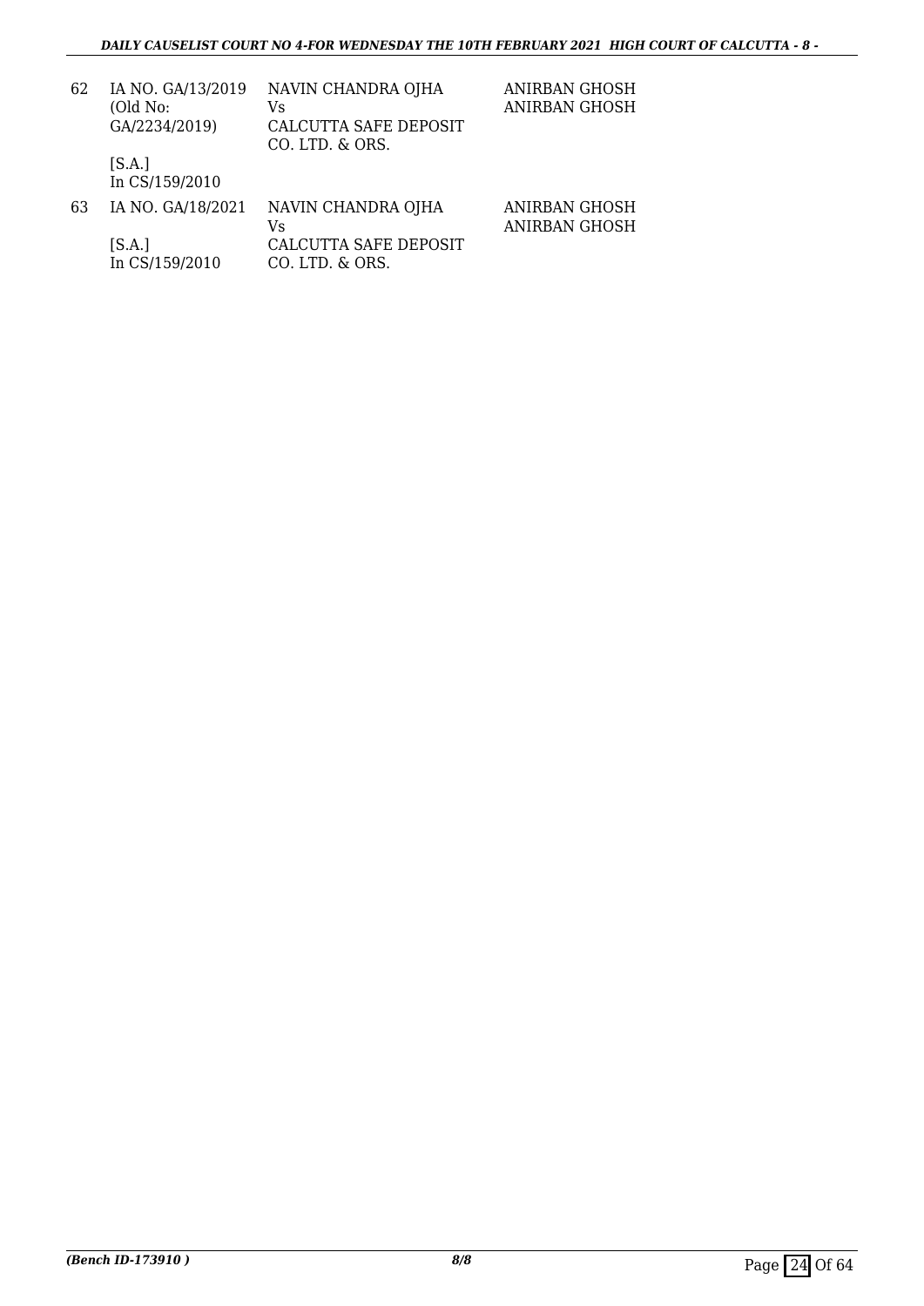| | | | |
|---|---|---|---|
| 62 | IA NO. GA/13/2019 (Old No: GA/2234/2019)<br><br>[S.A.]<br>In CS/159/2010 | NAVIN CHANDRA OJHA<br>Vs<br>CALCUTTA SAFE DEPOSIT CO. LTD. & ORS. | ANIRBAN GHOSH<br>ANIRBAN GHOSH |
| 63 | IA NO. GA/18/2021<br><br>[S.A.]<br>In CS/159/2010 | NAVIN CHANDRA OJHA<br>Vs<br>CALCUTTA SAFE DEPOSIT CO. LTD. & ORS. | ANIRBAN GHOSH<br>ANIRBAN GHOSH |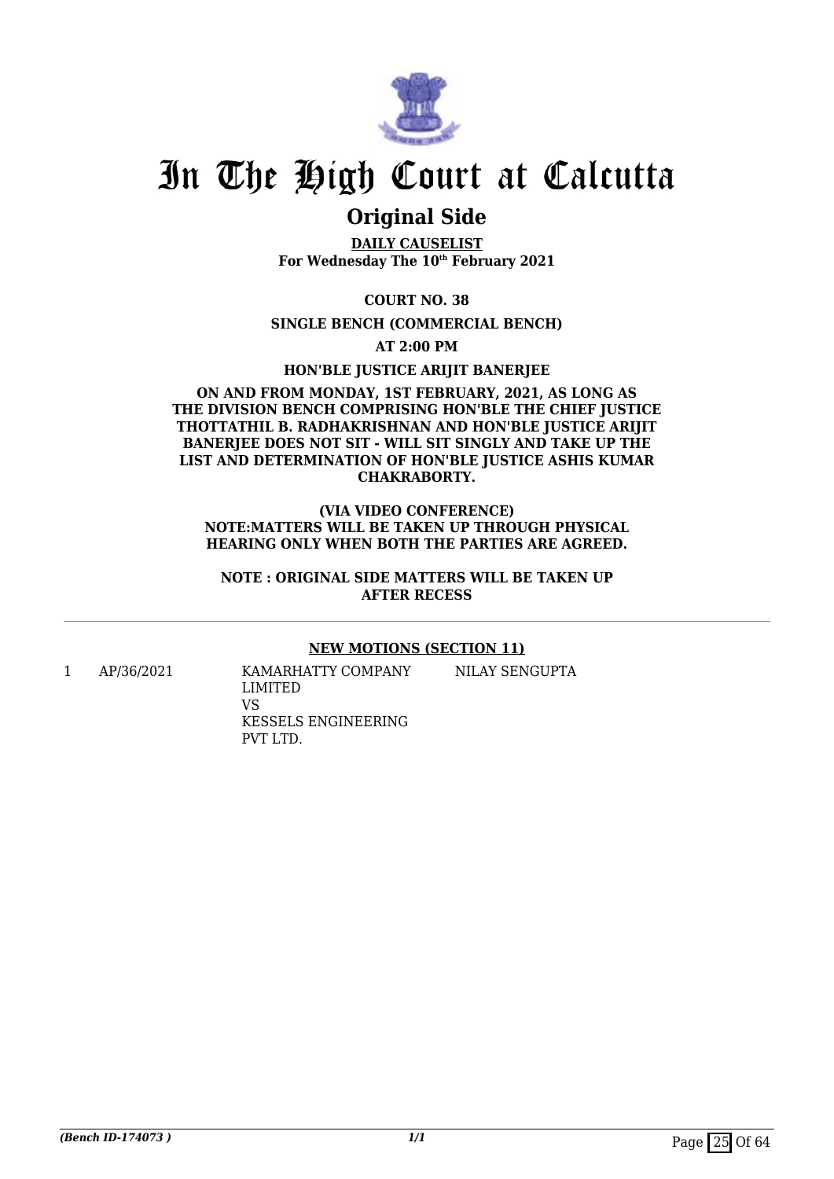# In The High Court at Calcutta

## Original Side

**DAILY CAUSELIST**
**For Wednesday The 10th February 2021**

**COURT NO. 38**

**SINGLE BENCH (COMMERCIAL BENCH)**

**AT 2:00 PM**

**HON'BLE JUSTICE ARIJIT BANERJEE**

**ON AND FROM MONDAY, 1ST FEBRUARY, 2021, AS LONG AS THE DIVISION BENCH COMPRISING HON'BLE THE CHIEF JUSTICE THOTTATHIL B. RADHAKRISHNAN AND HON'BLE JUSTICE ARIJIT BANERJEE DOES NOT SIT - WILL SIT SINGLY AND TAKE UP THE LIST AND DETERMINATION OF HON'BLE JUSTICE ASHIS KUMAR CHAKRABORTY.**

**(VIA VIDEO CONFERENCE)**
**NOTE:MATTERS WILL BE TAKEN UP THROUGH PHYSICAL HEARING ONLY WHEN BOTH THE PARTIES ARE AGREED.**

**NOTE : ORIGINAL SIDE MATTERS WILL BE TAKEN UP AFTER RECESS**

**NEW MOTIONS (SECTION 11)**

| | | | |
|---|---|---|---|
| 1 | AP/36/2021 | KAMARHATTY COMPANY LIMITED<br>VS<br>KESSELS ENGINEERING PVT LTD. | NILAY SENGUPTA |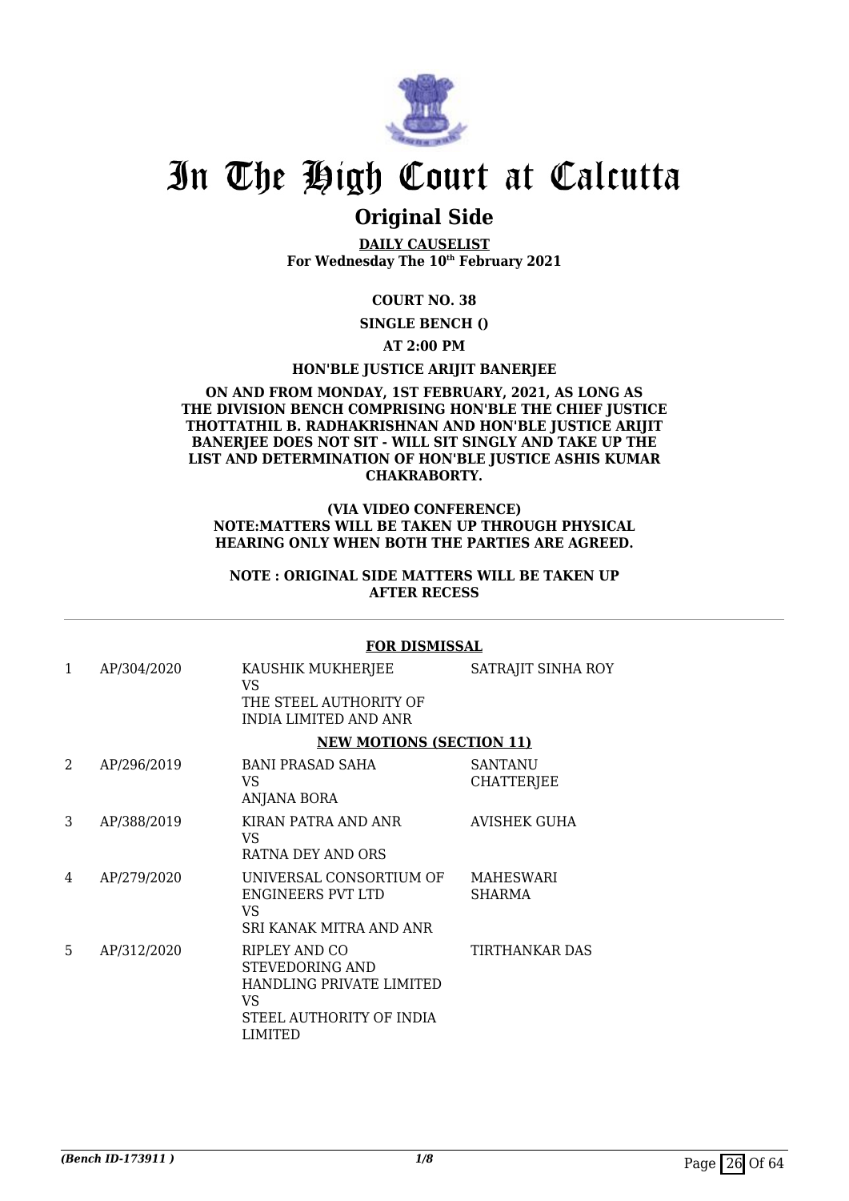# In The High Court at Calcutta

## Original Side

**DAILY CAUSELIST**
**For Wednesday The 10th February 2021**

**COURT NO. 38**

**SINGLE BENCH ()**

**AT 2:00 PM**

**HON'BLE JUSTICE ARIJIT BANERJEE**

**ON AND FROM MONDAY, 1ST FEBRUARY, 2021, AS LONG AS THE DIVISION BENCH COMPRISING HON'BLE THE CHIEF JUSTICE THOTTATHIL B. RADHAKRISHNAN AND HON'BLE JUSTICE ARIJIT BANERJEE DOES NOT SIT - WILL SIT SINGLY AND TAKE UP THE LIST AND DETERMINATION OF HON'BLE JUSTICE ASHIS KUMAR CHAKRABORTY.**

**(VIA VIDEO CONFERENCE)**
**NOTE:MATTERS WILL BE TAKEN UP THROUGH PHYSICAL HEARING ONLY WHEN BOTH THE PARTIES ARE AGREED.**

**NOTE : ORIGINAL SIDE MATTERS WILL BE TAKEN UP AFTER RECESS**

**FOR DISMISSAL**

| | | | |
|---|---|---|---|
| 1 | AP/304/2020 | KAUSHIK MUKHERJEE<br>VS<br>THE STEEL AUTHORITY OF INDIA LIMITED AND ANR | SATRAJIT SINHA ROY |

**NEW MOTIONS (SECTION 11)**

| | | | |
|---|---|---|---|
| 2 | AP/296/2019 | BANI PRASAD SAHA<br>VS<br>ANJANA BORA | SANTANU CHATTERJEE |
| 3 | AP/388/2019 | KIRAN PATRA AND ANR<br>VS<br>RATNA DEY AND ORS | AVISHEK GUHA |
| 4 | AP/279/2020 | UNIVERSAL CONSORTIUM OF ENGINEERS PVT LTD<br>VS<br>SRI KANAK MITRA AND ANR | MAHESWARI SHARMA |
| 5 | AP/312/2020 | RIPLEY AND CO STEVEDORING AND HANDLING PRIVATE LIMITED<br>VS<br>STEEL AUTHORITY OF INDIA LIMITED | TIRTHANKAR DAS |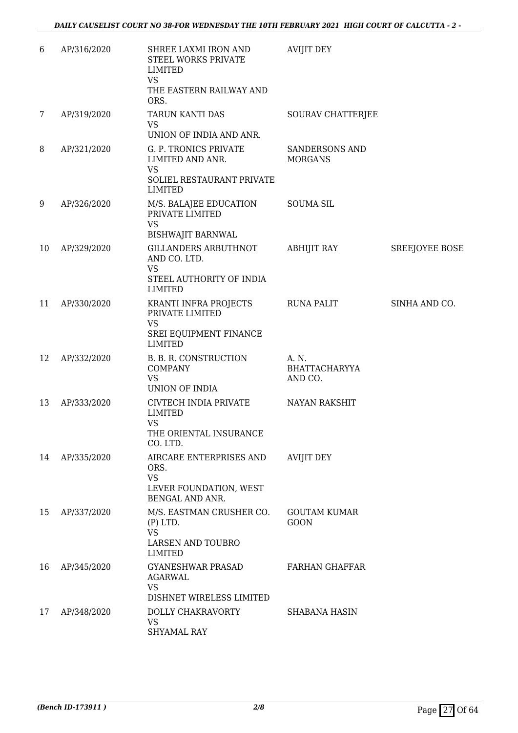| 6 | AP/316/2020 | SHREE LAXMI IRON AND STEEL WORKS PRIVATE LIMITED<br>VS<br>THE EASTERN RAILWAY AND ORS. | AVIJIT DEY | |
|---|---|---|---|---|
| 7 | AP/319/2020 | TARUN KANTI DAS<br>VS<br>UNION OF INDIA AND ANR. | SOURAV CHATTERJEE | |
| 8 | AP/321/2020 | G. P. TRONICS PRIVATE LIMITED AND ANR.<br>VS<br>SOLIEL RESTAURANT PRIVATE LIMITED | SANDERSONS AND MORGANS | |
| 9 | AP/326/2020 | M/S. BALAJEE EDUCATION PRIVATE LIMITED<br>VS<br>BISHWAJIT BARNWAL | SOUMA SIL | |
| 10 | AP/329/2020 | GILLANDERS ARBUTHNOT AND CO. LTD.<br>VS<br>STEEL AUTHORITY OF INDIA LIMITED | ABHIJIT RAY | SREEJOYEE BOSE |
| 11 | AP/330/2020 | KRANTI INFRA PROJECTS PRIVATE LIMITED<br>VS<br>SREI EQUIPMENT FINANCE LIMITED | RUNA PALIT | SINHA AND CO. |
| 12 | AP/332/2020 | B. B. R. CONSTRUCTION COMPANY<br>VS<br>UNION OF INDIA | A. N. BHATTACHARYYA AND CO. | |
| 13 | AP/333/2020 | CIVTECH INDIA PRIVATE LIMITED<br>VS<br>THE ORIENTAL INSURANCE CO. LTD. | NAYAN RAKSHIT | |
| 14 | AP/335/2020 | AIRCARE ENTERPRISES AND ORS.<br>VS<br>LEVER FOUNDATION, WEST BENGAL AND ANR. | AVIJIT DEY | |
| 15 | AP/337/2020 | M/S. EASTMAN CRUSHER CO. (P) LTD.<br>VS<br>LARSEN AND TOUBRO LIMITED | GOUTAM KUMAR GOON | |
| 16 | AP/345/2020 | GYANESHWAR PRASAD AGARWAL<br>VS<br>DISHNET WIRELESS LIMITED | FARHAN GHAFFAR | |
| 17 | AP/348/2020 | DOLLY CHAKRAVORTY<br>VS<br>SHYAMAL RAY | SHABANA HASIN | |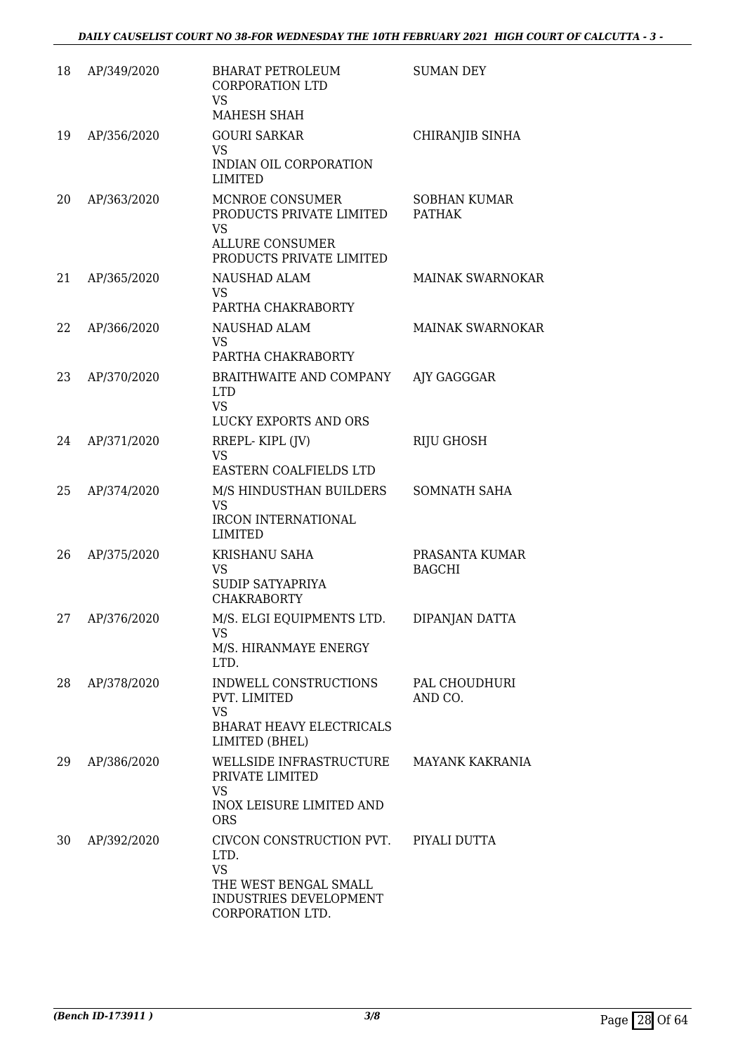| 18 | AP/349/2020 | BHARAT PETROLEUM CORPORATION LTD<br>VS<br>MAHESH SHAH | SUMAN DEY |
|---|---|---|---|
| 19 | AP/356/2020 | GOURI SARKAR<br>VS<br>INDIAN OIL CORPORATION LIMITED | CHIRANJIB SINHA |
| 20 | AP/363/2020 | MCNROE CONSUMER PRODUCTS PRIVATE LIMITED<br>VS<br>ALLURE CONSUMER PRODUCTS PRIVATE LIMITED | SOBHAN KUMAR PATHAK |
| 21 | AP/365/2020 | NAUSHAD ALAM<br>VS<br>PARTHA CHAKRABORTY | MAINAK SWARNOKAR |
| 22 | AP/366/2020 | NAUSHAD ALAM<br>VS<br>PARTHA CHAKRABORTY | MAINAK SWARNOKAR |
| 23 | AP/370/2020 | BRAITHWAITE AND COMPANY LTD<br>VS<br>LUCKY EXPORTS AND ORS | AJY GAGGGAR |
| 24 | AP/371/2020 | RREPL- KIPL (JV)<br>VS<br>EASTERN COALFIELDS LTD | RIJU GHOSH |
| 25 | AP/374/2020 | M/S HINDUSTHAN BUILDERS<br>VS<br>IRCON INTERNATIONAL LIMITED | SOMNATH SAHA |
| 26 | AP/375/2020 | KRISHANU SAHA<br>VS<br>SUDIP SATYAPRIYA CHAKRABORTY | PRASANTA KUMAR BAGCHI |
| 27 | AP/376/2020 | M/S. ELGI EQUIPMENTS LTD.<br>VS<br>M/S. HIRANMAYE ENERGY LTD. | DIPANJAN DATTA |
| 28 | AP/378/2020 | INDWELL CONSTRUCTIONS PVT. LIMITED<br>VS<br>BHARAT HEAVY ELECTRICALS LIMITED (BHEL) | PAL CHOUDHURI AND CO. |
| 29 | AP/386/2020 | WELLSIDE INFRASTRUCTURE PRIVATE LIMITED<br>VS<br>INOX LEISURE LIMITED AND ORS | MAYANK KAKRANIA |
| 30 | AP/392/2020 | CIVCON CONSTRUCTION PVT. LTD.<br>VS<br>THE WEST BENGAL SMALL INDUSTRIES DEVELOPMENT CORPORATION LTD. | PIYALI DUTTA |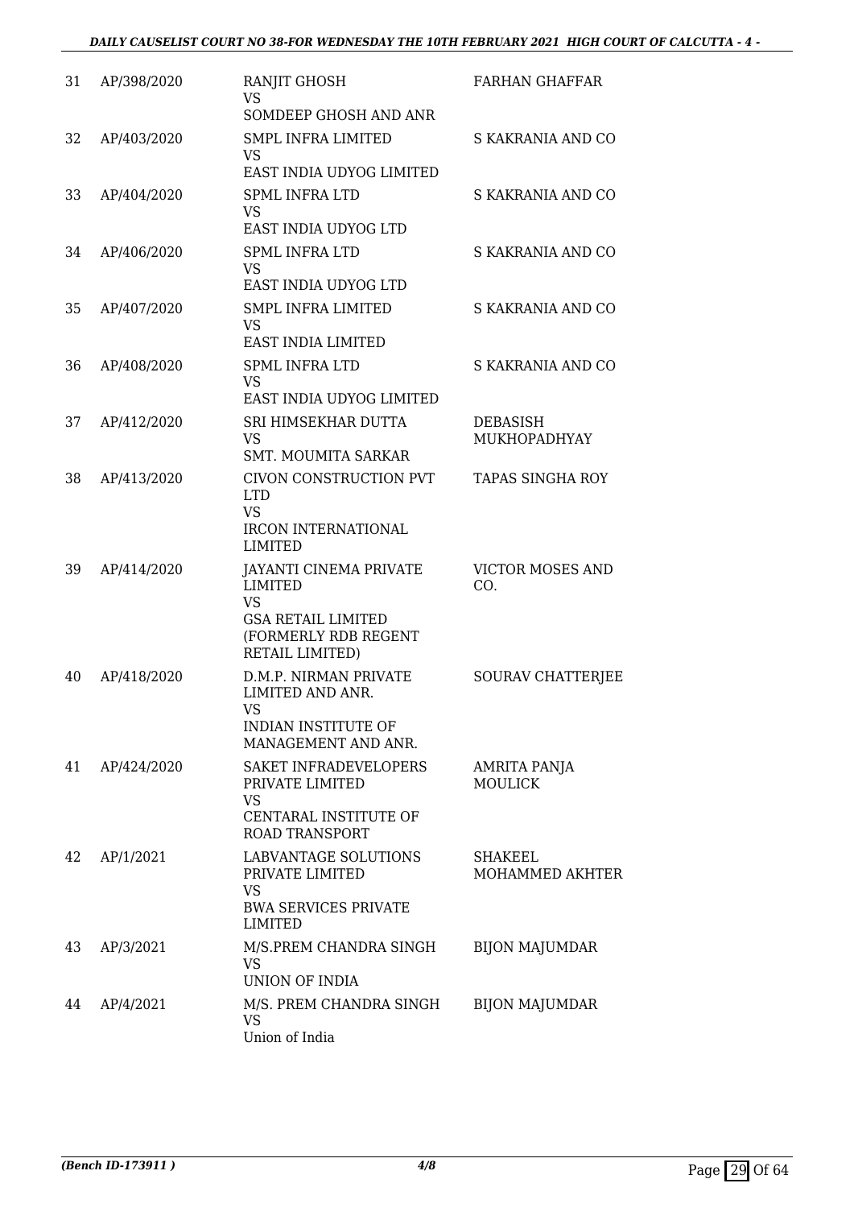| | | | |
|---|---|---|---|
| 31 | AP/398/2020 | RANJIT GHOSH<br>VS<br>SOMDEEP GHOSH AND ANR | FARHAN GHAFFAR |
| 32 | AP/403/2020 | SMPL INFRA LIMITED<br>VS<br>EAST INDIA UDYOG LIMITED | S KAKRANIA AND CO |
| 33 | AP/404/2020 | SPML INFRA LTD<br>VS<br>EAST INDIA UDYOG LTD | S KAKRANIA AND CO |
| 34 | AP/406/2020 | SPML INFRA LTD<br>VS<br>EAST INDIA UDYOG LTD | S KAKRANIA AND CO |
| 35 | AP/407/2020 | SMPL INFRA LIMITED<br>VS<br>EAST INDIA LIMITED | S KAKRANIA AND CO |
| 36 | AP/408/2020 | SPML INFRA LTD<br>VS<br>EAST INDIA UDYOG LIMITED | S KAKRANIA AND CO |
| 37 | AP/412/2020 | SRI HIMSEKHAR DUTTA<br>VS<br>SMT. MOUMITA SARKAR | DEBASISH MUKHOPADHYAY |
| 38 | AP/413/2020 | CIVON CONSTRUCTION PVT LTD<br>VS<br>IRCON INTERNATIONAL LIMITED | TAPAS SINGHA ROY |
| 39 | AP/414/2020 | JAYANTI CINEMA PRIVATE LIMITED<br>VS<br>GSA RETAIL LIMITED (FORMERLY RDB REGENT RETAIL LIMITED) | VICTOR MOSES AND CO. |
| 40 | AP/418/2020 | D.M.P. NIRMAN PRIVATE LIMITED AND ANR.<br>VS<br>INDIAN INSTITUTE OF MANAGEMENT AND ANR. | SOURAV CHATTERJEE |
| 41 | AP/424/2020 | SAKET INFRADEVELOPERS PRIVATE LIMITED<br>VS<br>CENTARAL INSTITUTE OF ROAD TRANSPORT | AMRITA PANJA MOULICK |
| 42 | AP/1/2021 | LABVANTAGE SOLUTIONS PRIVATE LIMITED<br>VS<br>BWA SERVICES PRIVATE LIMITED | SHAKEEL MOHAMMED AKHTER |
| 43 | AP/3/2021 | M/S.PREM CHANDRA SINGH<br>VS<br>UNION OF INDIA | BIJON MAJUMDAR |
| 44 | AP/4/2021 | M/S. PREM CHANDRA SINGH<br>VS<br>Union of India | BIJON MAJUMDAR |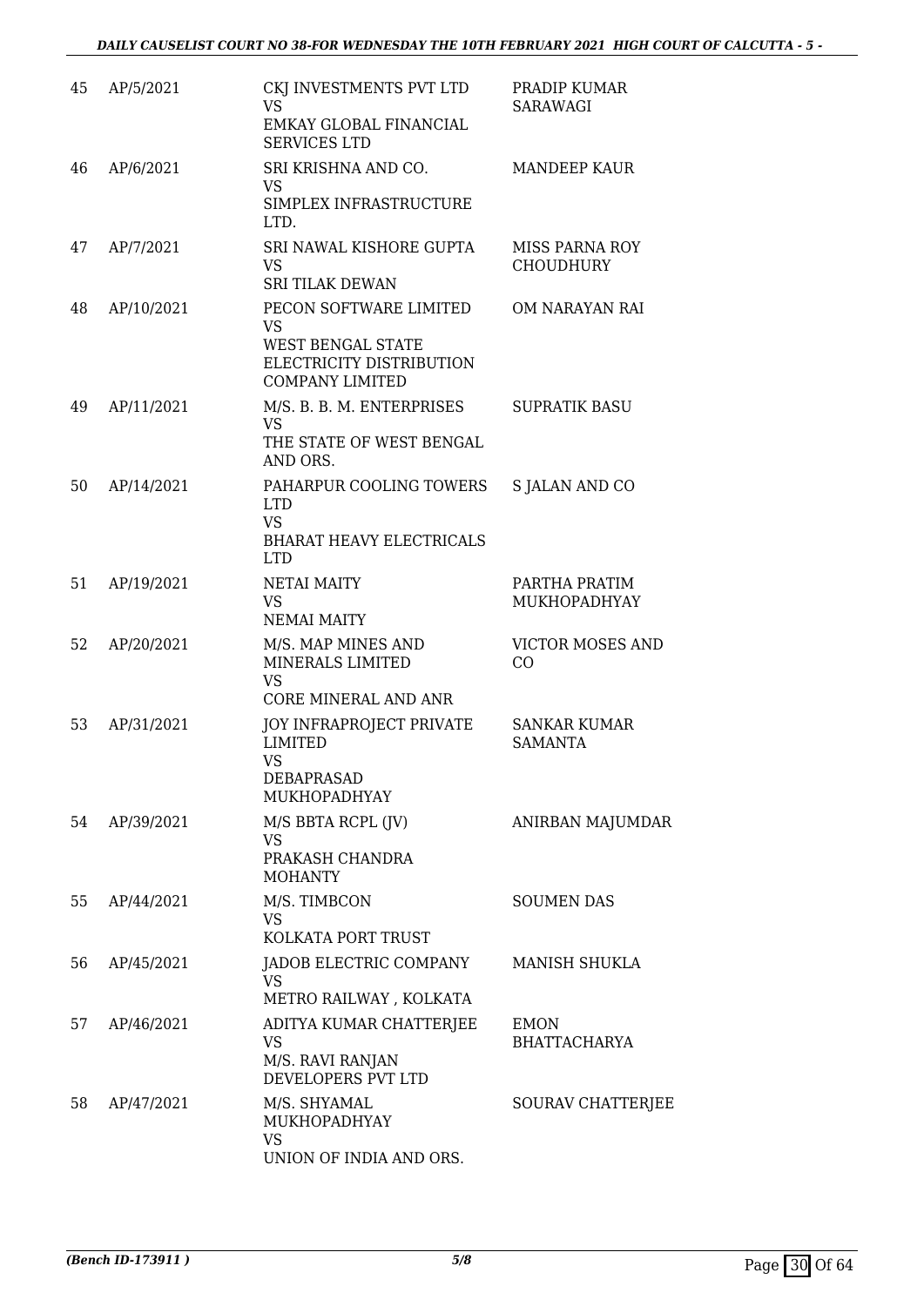| | | | |
|---|---|---|---|
| 45 | AP/5/2021 | CKJ INVESTMENTS PVT LTD<br>VS<br>EMKAY GLOBAL FINANCIAL SERVICES LTD | PRADIP KUMAR SARAWAGI |
| 46 | AP/6/2021 | SRI KRISHNA AND CO.<br>VS<br>SIMPLEX INFRASTRUCTURE LTD. | MANDEEP KAUR |
| 47 | AP/7/2021 | SRI NAWAL KISHORE GUPTA<br>VS<br>SRI TILAK DEWAN | MISS PARNA ROY CHOUDHURY |
| 48 | AP/10/2021 | PECON SOFTWARE LIMITED<br>VS<br>WEST BENGAL STATE ELECTRICITY DISTRIBUTION COMPANY LIMITED | OM NARAYAN RAI |
| 49 | AP/11/2021 | M/S. B. B. M. ENTERPRISES<br>VS<br>THE STATE OF WEST BENGAL AND ORS. | SUPRATIK BASU |
| 50 | AP/14/2021 | PAHARPUR COOLING TOWERS LTD<br>VS<br>BHARAT HEAVY ELECTRICALS LTD | S JALAN AND CO |
| 51 | AP/19/2021 | NETAI MAITY<br>VS<br>NEMAI MAITY | PARTHA PRATIM MUKHOPADHYAY |
| 52 | AP/20/2021 | M/S. MAP MINES AND MINERALS LIMITED<br>VS<br>CORE MINERAL AND ANR | VICTOR MOSES AND CO |
| 53 | AP/31/2021 | JOY INFRAPROJECT PRIVATE LIMITED<br>VS<br>DEBAPRASAD MUKHOPADHYAY | SANKAR KUMAR SAMANTA |
| 54 | AP/39/2021 | M/S BBTA RCPL (JV)<br>VS<br>PRAKASH CHANDRA MOHANTY | ANIRBAN MAJUMDAR |
| 55 | AP/44/2021 | M/S. TIMBCON<br>VS<br>KOLKATA PORT TRUST | SOUMEN DAS |
| 56 | AP/45/2021 | JADOB ELECTRIC COMPANY<br>VS<br>METRO RAILWAY , KOLKATA | MANISH SHUKLA |
| 57 | AP/46/2021 | ADITYA KUMAR CHATTERJEE<br>VS<br>M/S. RAVI RANJAN DEVELOPERS PVT LTD | EMON BHATTACHARYA |
| 58 | AP/47/2021 | M/S. SHYAMAL MUKHOPADHYAY<br>VS<br>UNION OF INDIA AND ORS. | SOURAV CHATTERJEE |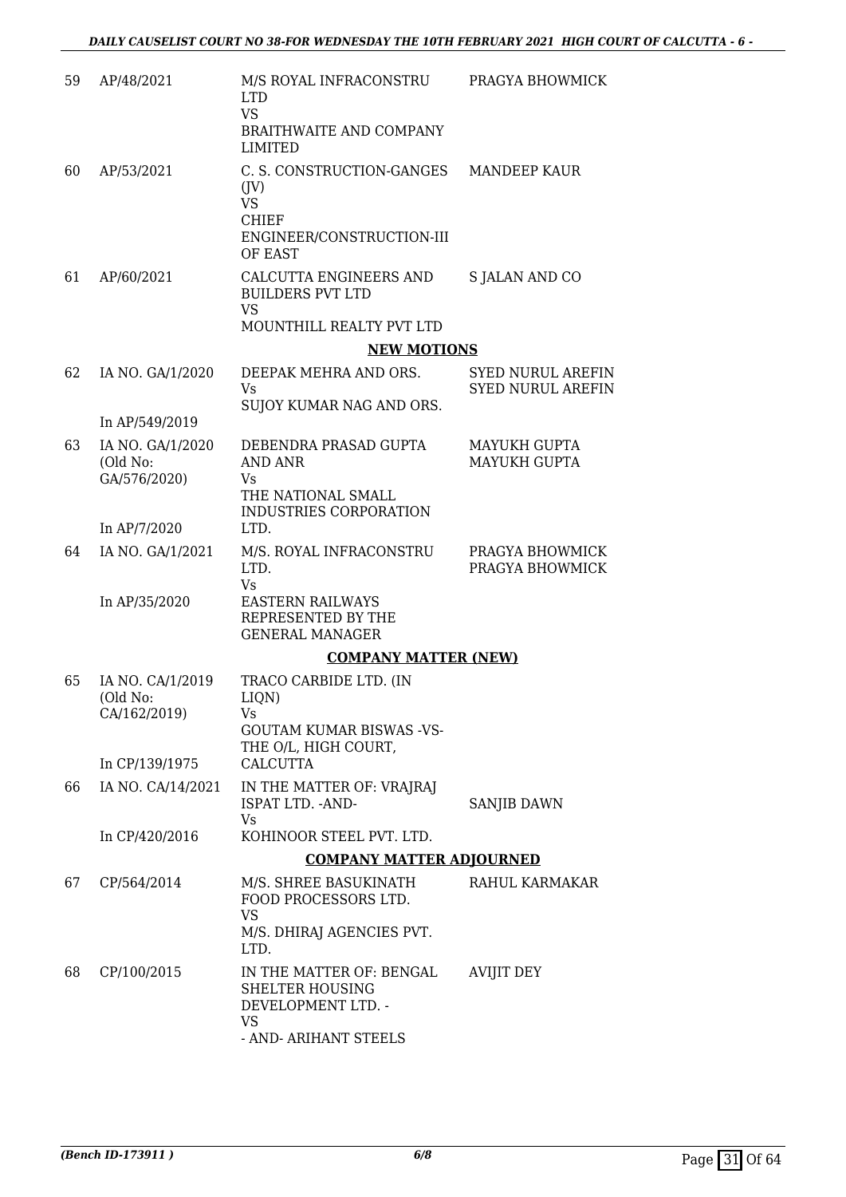| 59 | AP/48/2021 | M/S ROYAL INFRACONSTRU LTD<br>VS<br>BRAITHWAITE AND COMPANY LIMITED | PRAGYA BHOWMICK |
|---|---|---|---|
| 60 | AP/53/2021 | C. S. CONSTRUCTION-GANGES (JV)<br>VS<br>CHIEF ENGINEER/CONSTRUCTION-III OF EAST | MANDEEP KAUR |
| 61 | AP/60/2021 | CALCUTTA ENGINEERS AND BUILDERS PVT LTD<br>VS<br>MOUNTHILL REALTY PVT LTD | S JALAN AND CO |

**NEW MOTIONS**

| 62 | IA NO. GA/1/2020<br><br>In AP/549/2019 | DEEPAK MEHRA AND ORS.<br>Vs<br>SUJOY KUMAR NAG AND ORS. | SYED NURUL AREFIN<br>SYED NURUL AREFIN |
|---|---|---|---|
| 63 | IA NO. GA/1/2020<br>(Old No: GA/576/2020)<br><br>In AP/7/2020 | DEBENDRA PRASAD GUPTA AND ANR<br>Vs<br>THE NATIONAL SMALL INDUSTRIES CORPORATION LTD. | MAYUKH GUPTA<br>MAYUKH GUPTA |
| 64 | IA NO. GA/1/2021<br><br>In AP/35/2020 | M/S. ROYAL INFRACONSTRU LTD.<br>Vs<br>EASTERN RAILWAYS REPRESENTED BY THE GENERAL MANAGER | PRAGYA BHOWMICK<br>PRAGYA BHOWMICK |

**COMPANY MATTER (NEW)**

| 65 | IA NO. CA/1/2019<br>(Old No: CA/162/2019)<br><br>In CP/139/1975 | TRACO CARBIDE LTD. (IN LIQN)<br>Vs<br>GOUTAM KUMAR BISWAS -VS- THE O/L, HIGH COURT, CALCUTTA | |
|---|---|---|---|
| 66 | IA NO. CA/14/2021<br><br>In CP/420/2016 | IN THE MATTER OF: VRAJRAJ ISPAT LTD. -AND-<br>Vs<br>KOHINOOR STEEL PVT. LTD. | SANJIB DAWN |

**COMPANY MATTER ADJOURNED**

| 67 | CP/564/2014 | M/S. SHREE BASUKINATH FOOD PROCESSORS LTD.<br>VS<br>M/S. DHIRAJ AGENCIES PVT. LTD. | RAHUL KARMAKAR |
|---|---|---|---|
| 68 | CP/100/2015 | IN THE MATTER OF: BENGAL SHELTER HOUSING DEVELOPMENT LTD. -<br>VS<br>- AND- ARIHANT STEELS | AVIJIT DEY |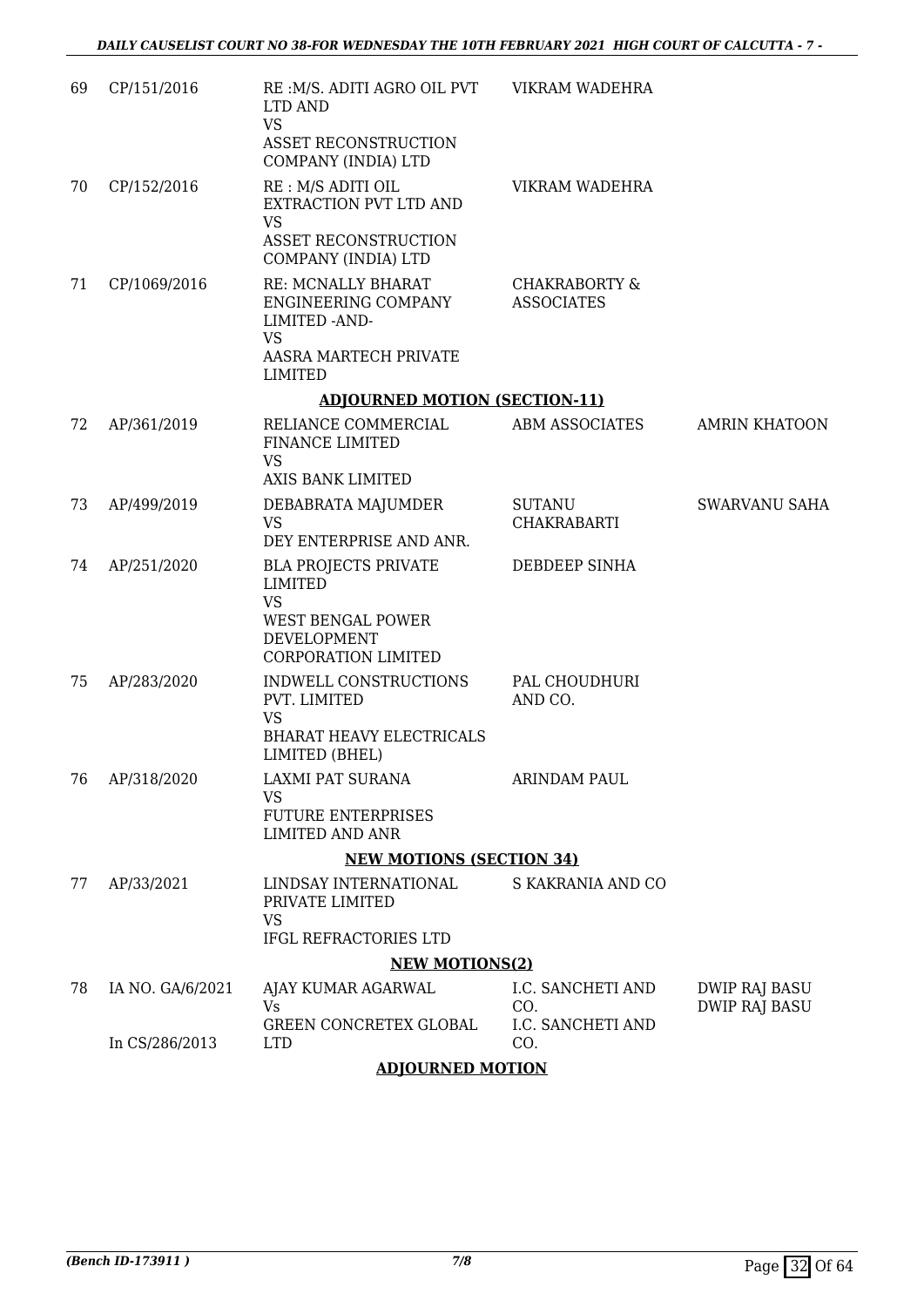| | | | | |
|---|---|---|---|---|
| 69 | CP/151/2016 | RE :M/S. ADITI AGRO OIL PVT LTD AND<br>VS<br>ASSET RECONSTRUCTION COMPANY (INDIA) LTD | VIKRAM WADEHRA | |
| 70 | CP/152/2016 | RE : M/S ADITI OIL EXTRACTION PVT LTD AND<br>VS<br>ASSET RECONSTRUCTION COMPANY (INDIA) LTD | VIKRAM WADEHRA | |
| 71 | CP/1069/2016 | RE: MCNALLY BHARAT ENGINEERING COMPANY LIMITED -AND-<br>VS<br>AASRA MARTECH PRIVATE LIMITED | CHAKRABORTY & ASSOCIATES | |

**ADJOURNED MOTION (SECTION-11)**

| | | | | |
|---|---|---|---|---|
| 72 | AP/361/2019 | RELIANCE COMMERCIAL FINANCE LIMITED<br>VS<br>AXIS BANK LIMITED | ABM ASSOCIATES | AMRIN KHATOON |
| 73 | AP/499/2019 | DEBABRATA MAJUMDER<br>VS<br>DEY ENTERPRISE AND ANR. | SUTANU CHAKRABARTI | SWARVANU SAHA |
| 74 | AP/251/2020 | BLA PROJECTS PRIVATE LIMITED<br>VS<br>WEST BENGAL POWER DEVELOPMENT CORPORATION LIMITED | DEBDEEP SINHA | |
| 75 | AP/283/2020 | INDWELL CONSTRUCTIONS PVT. LIMITED<br>VS<br>BHARAT HEAVY ELECTRICALS LIMITED (BHEL) | PAL CHOUDHURI AND CO. | |
| 76 | AP/318/2020 | LAXMI PAT SURANA<br>VS<br>FUTURE ENTERPRISES LIMITED AND ANR | ARINDAM PAUL | |

**NEW MOTIONS (SECTION 34)**

| | | | | |
|---|---|---|---|---|
| 77 | AP/33/2021 | LINDSAY INTERNATIONAL PRIVATE LIMITED<br>VS<br>IFGL REFRACTORIES LTD | S KAKRANIA AND CO | |

**NEW MOTIONS(2)**

| | | | | |
|---|---|---|---|---|
| 78 | IA NO. GA/6/2021<br><br>In CS/286/2013 | AJAY KUMAR AGARWAL<br>Vs<br>GREEN CONCRETEX GLOBAL LTD | I.C. SANCHETI AND CO.<br>I.C. SANCHETI AND CO. | DWIP RAJ BASU<br>DWIP RAJ BASU |

**ADJOURNED MOTION**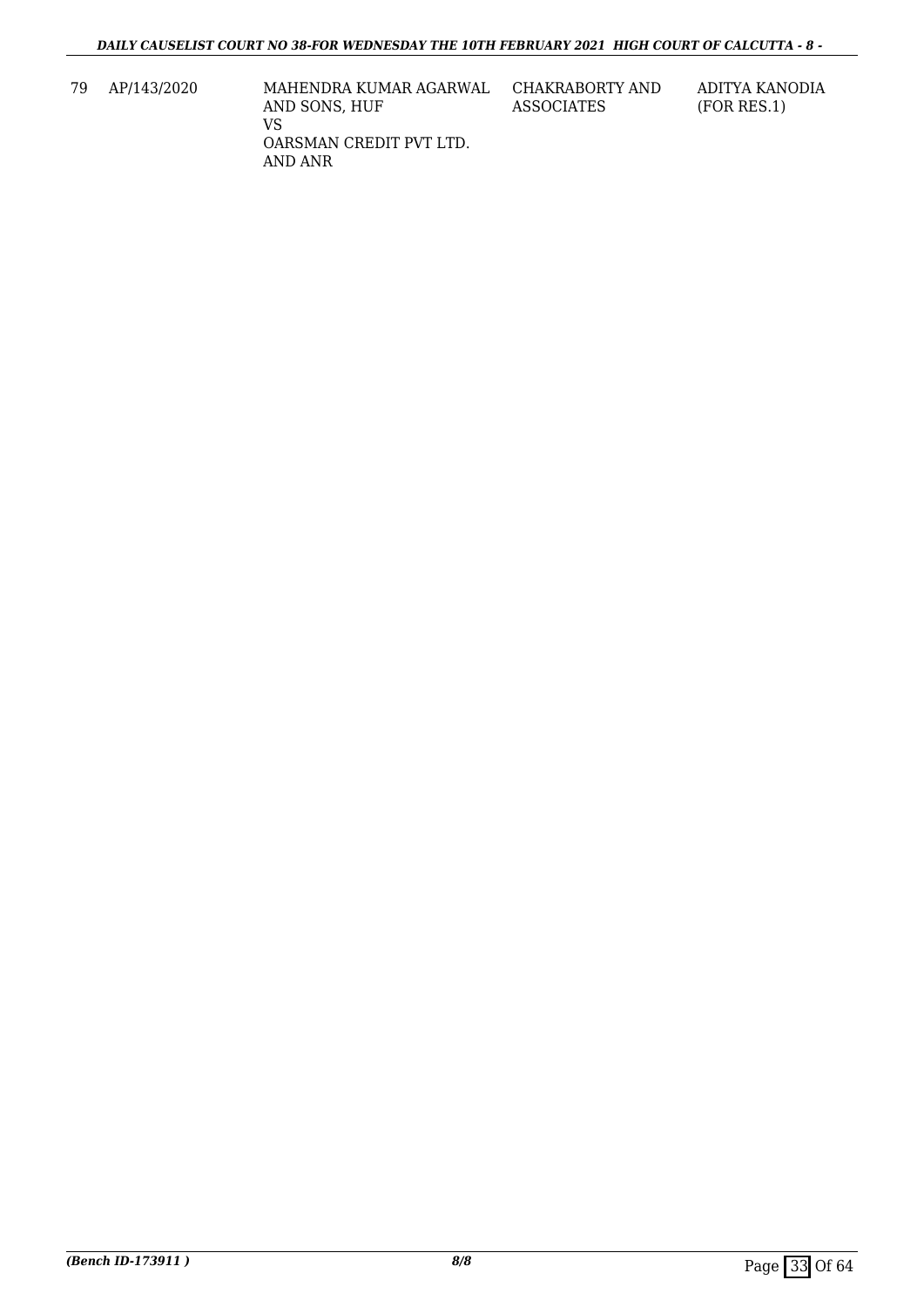| 79 | AP/143/2020 | MAHENDRA KUMAR AGARWAL AND SONS, HUF<br>VS<br>OARSMAN CREDIT PVT LTD. AND ANR | CHAKRABORTY AND ASSOCIATES | ADITYA KANODIA (FOR RES.1) |
|---|---|---|---|---|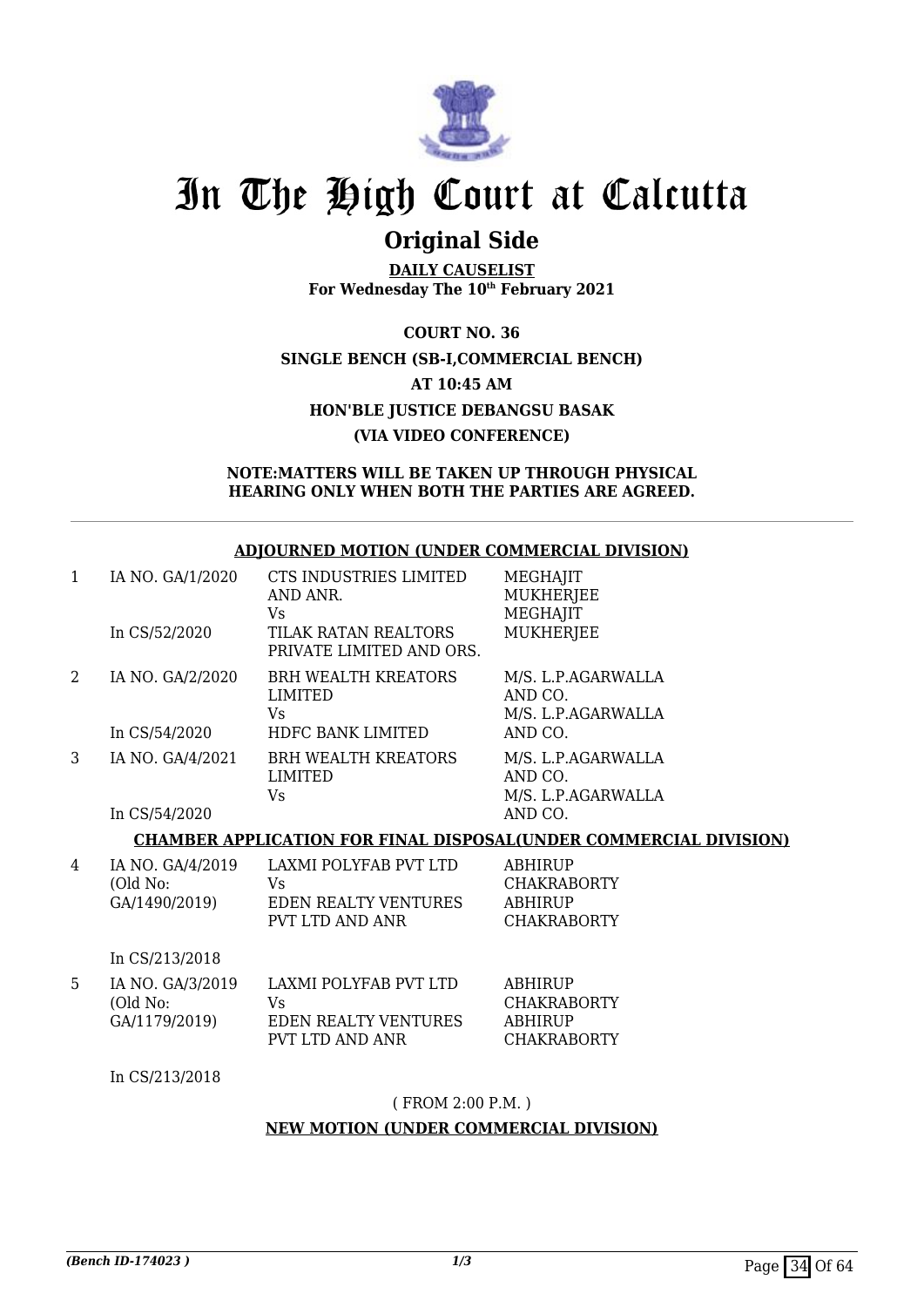# In The High Court at Calcutta

## Original Side

**DAILY CAUSELIST**
**For Wednesday The 10th February 2021**

**COURT NO. 36**
**SINGLE BENCH (SB-I,COMMERCIAL BENCH)**
**AT 10:45 AM**
**HON'BLE JUSTICE DEBANGSU BASAK**
**(VIA VIDEO CONFERENCE)**

**NOTE:MATTERS WILL BE TAKEN UP THROUGH PHYSICAL HEARING ONLY WHEN BOTH THE PARTIES ARE AGREED.**

**ADJOURNED MOTION (UNDER COMMERCIAL DIVISION)**

| | | | |
|---|---|---|---|
| 1 | IA NO. GA/1/2020<br>In CS/52/2020 | CTS INDUSTRIES LIMITED AND ANR.<br>Vs<br>TILAK RATAN REALTORS PRIVATE LIMITED AND ORS. | MEGHAJIT MUKHERJEE<br>MEGHAJIT MUKHERJEE |
| 2 | IA NO. GA/2/2020<br>In CS/54/2020 | BRH WEALTH KREATORS LIMITED<br>Vs<br>HDFC BANK LIMITED | M/S. L.P.AGARWALLA AND CO.<br>M/S. L.P.AGARWALLA AND CO. |
| 3 | IA NO. GA/4/2021<br>In CS/54/2020 | BRH WEALTH KREATORS LIMITED<br>Vs | M/S. L.P.AGARWALLA AND CO.<br>M/S. L.P.AGARWALLA AND CO. |

**CHAMBER APPLICATION FOR FINAL DISPOSAL(UNDER COMMERCIAL DIVISION)**

| | | | |
|---|---|---|---|
| 4 | IA NO. GA/4/2019 (Old No: GA/1490/2019)<br>In CS/213/2018 | LAXMI POLYFAB PVT LTD<br>Vs<br>EDEN REALTY VENTURES PVT LTD AND ANR | ABHIRUP CHAKRABORTY<br>ABHIRUP CHAKRABORTY |
| 5 | IA NO. GA/3/2019 (Old No: GA/1179/2019)<br>In CS/213/2018 | LAXMI POLYFAB PVT LTD<br>Vs<br>EDEN REALTY VENTURES PVT LTD AND ANR | ABHIRUP CHAKRABORTY<br>ABHIRUP CHAKRABORTY |

( FROM 2:00 P.M. )

**NEW MOTION (UNDER COMMERCIAL DIVISION)**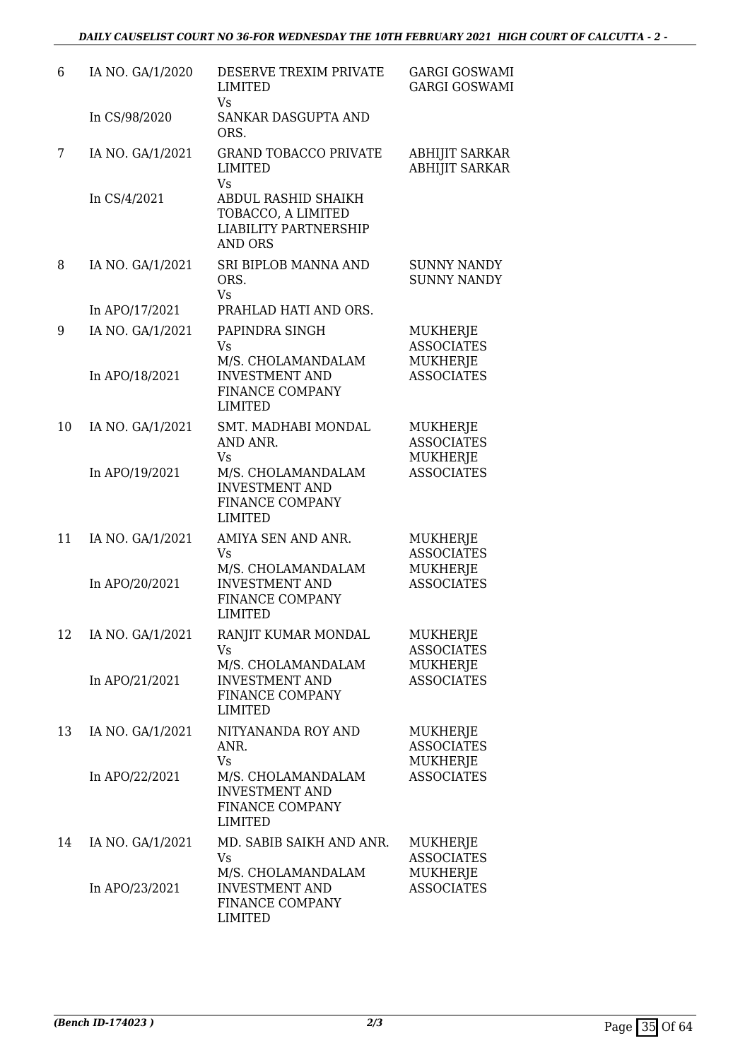| | | | |
|---|---|---|---|
| 6 | IA NO. GA/1/2020<br><br>In CS/98/2020 | DESERVE TREXIM PRIVATE LIMITED<br>Vs<br>SANKAR DASGUPTA AND ORS. | GARGI GOSWAMI<br>GARGI GOSWAMI |
| 7 | IA NO. GA/1/2021<br><br>In CS/4/2021 | GRAND TOBACCO PRIVATE LIMITED<br>Vs<br>ABDUL RASHID SHAIKH TOBACCO, A LIMITED LIABILITY PARTNERSHIP AND ORS | ABHIJIT SARKAR<br>ABHIJIT SARKAR |
| 8 | IA NO. GA/1/2021<br><br>In APO/17/2021 | SRI BIPLOB MANNA AND ORS.<br>Vs<br>PRAHLAD HATI AND ORS. | SUNNY NANDY<br>SUNNY NANDY |
| 9 | IA NO. GA/1/2021<br><br>In APO/18/2021 | PAPINDRA SINGH<br>Vs<br>M/S. CHOLAMANDALAM INVESTMENT AND FINANCE COMPANY LIMITED | MUKHERJE ASSOCIATES<br>MUKHERJE ASSOCIATES |
| 10 | IA NO. GA/1/2021<br><br>In APO/19/2021 | SMT. MADHABI MONDAL AND ANR.<br>Vs<br>M/S. CHOLAMANDALAM INVESTMENT AND FINANCE COMPANY LIMITED | MUKHERJE ASSOCIATES<br>MUKHERJE ASSOCIATES |
| 11 | IA NO. GA/1/2021<br><br>In APO/20/2021 | AMIYA SEN AND ANR.<br>Vs<br>M/S. CHOLAMANDALAM INVESTMENT AND FINANCE COMPANY LIMITED | MUKHERJE ASSOCIATES<br>MUKHERJE ASSOCIATES |
| 12 | IA NO. GA/1/2021<br><br>In APO/21/2021 | RANJIT KUMAR MONDAL<br>Vs<br>M/S. CHOLAMANDALAM INVESTMENT AND FINANCE COMPANY LIMITED | MUKHERJE ASSOCIATES<br>MUKHERJE ASSOCIATES |
| 13 | IA NO. GA/1/2021<br><br>In APO/22/2021 | NITYANANDA ROY AND ANR.<br>Vs<br>M/S. CHOLAMANDALAM INVESTMENT AND FINANCE COMPANY LIMITED | MUKHERJE ASSOCIATES<br>MUKHERJE ASSOCIATES |
| 14 | IA NO. GA/1/2021<br><br>In APO/23/2021 | MD. SABIB SAIKH AND ANR.<br>Vs<br>M/S. CHOLAMANDALAM INVESTMENT AND FINANCE COMPANY LIMITED | MUKHERJE ASSOCIATES<br>MUKHERJE ASSOCIATES |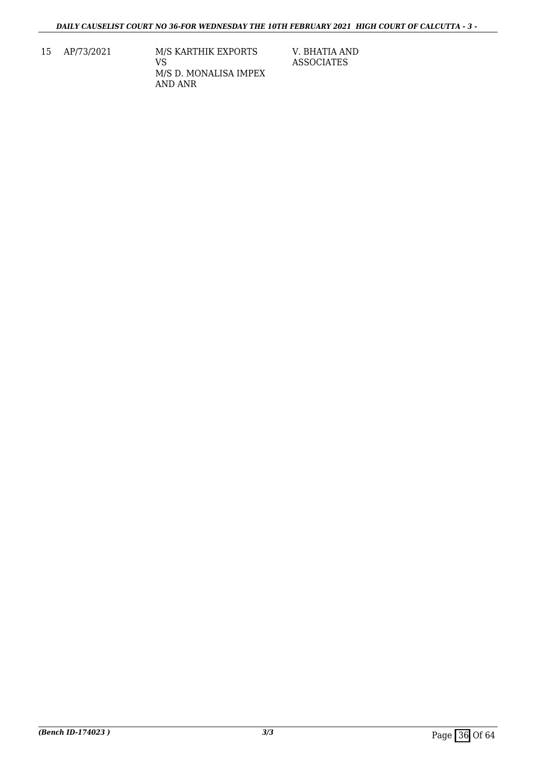| 15 | AP/73/2021 | M/S KARTHIK EXPORTS<br>VS<br>M/S D. MONALISA IMPEX AND ANR | V. BHATIA AND ASSOCIATES |
|---|---|---|---|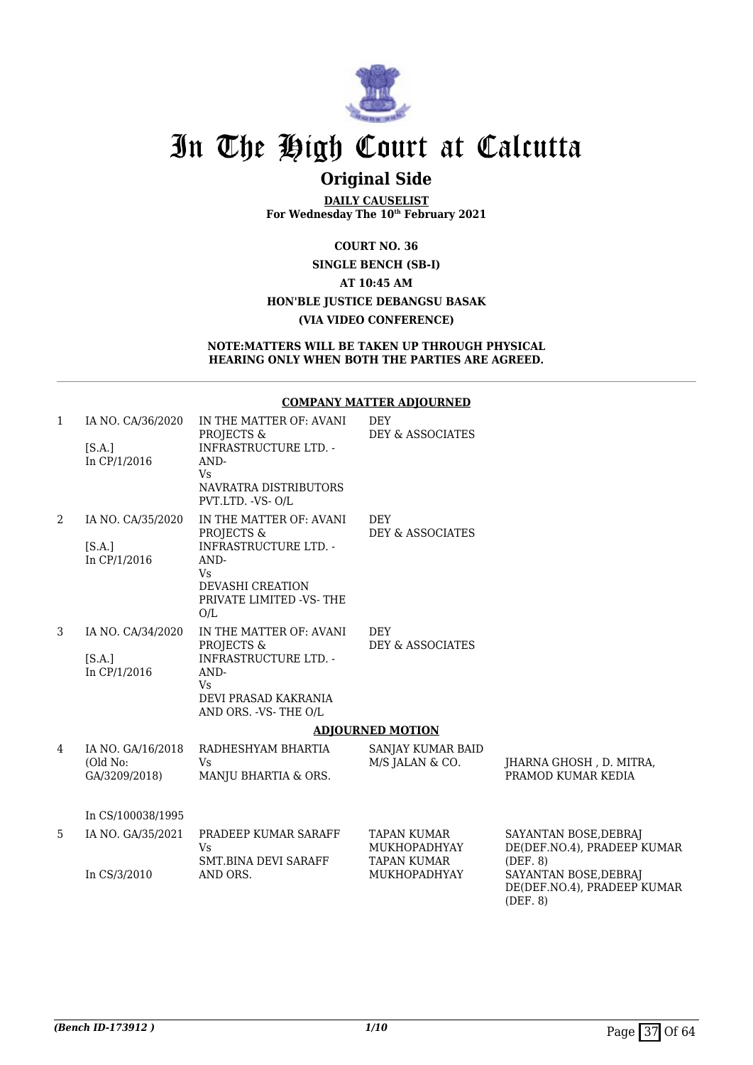# In The High Court at Calcutta

## Original Side

**DAILY CAUSELIST**
**For Wednesday The 10th February 2021**

**COURT NO. 36**
**SINGLE BENCH (SB-I)**
**AT 10:45 AM**
**HON'BLE JUSTICE DEBANGSU BASAK**
**(VIA VIDEO CONFERENCE)**

**NOTE:MATTERS WILL BE TAKEN UP THROUGH PHYSICAL HEARING ONLY WHEN BOTH THE PARTIES ARE AGREED.**

**COMPANY MATTER ADJOURNED**

| | | | | |
|---|---|---|---|---|
| 1 | IA NO. CA/36/2020 [S.A.] In CP/1/2016 | IN THE MATTER OF: AVANI PROJECTS & INFRASTRUCTURE LTD. -AND- Vs NAVRATRA DISTRIBUTORS PVT.LTD. -VS- O/L | DEY DEY & ASSOCIATES | |
| 2 | IA NO. CA/35/2020 [S.A.] In CP/1/2016 | IN THE MATTER OF: AVANI PROJECTS & INFRASTRUCTURE LTD. -AND- Vs DEVASHI CREATION PRIVATE LIMITED -VS- THE O/L | DEY DEY & ASSOCIATES | |
| 3 | IA NO. CA/34/2020 [S.A.] In CP/1/2016 | IN THE MATTER OF: AVANI PROJECTS & INFRASTRUCTURE LTD. -AND- Vs DEVI PRASAD KAKRANIA AND ORS. -VS- THE O/L | DEY DEY & ASSOCIATES | |

**ADJOURNED MOTION**

| | | | | |
|---|---|---|---|---|
| 4 | IA NO. GA/16/2018 (Old No: GA/3209/2018) In CS/100038/1995 | RADHESHYAM BHARTIA Vs MANJU BHARTIA & ORS. | SANJAY KUMAR BAID M/S JALAN & CO. | JHARNA GHOSH , D. MITRA, PRAMOD KUMAR KEDIA |
| 5 | IA NO. GA/35/2021 In CS/3/2010 | PRADEEP KUMAR SARAFF Vs SMT.BINA DEVI SARAFF AND ORS. | TAPAN KUMAR MUKHOPADHYAY TAPAN KUMAR MUKHOPADHYAY | SAYANTAN BOSE,DEBRAJ DE(DEF.NO.4), PRADEEP KUMAR (DEF. 8) SAYANTAN BOSE,DEBRAJ DE(DEF.NO.4), PRADEEP KUMAR (DEF. 8) |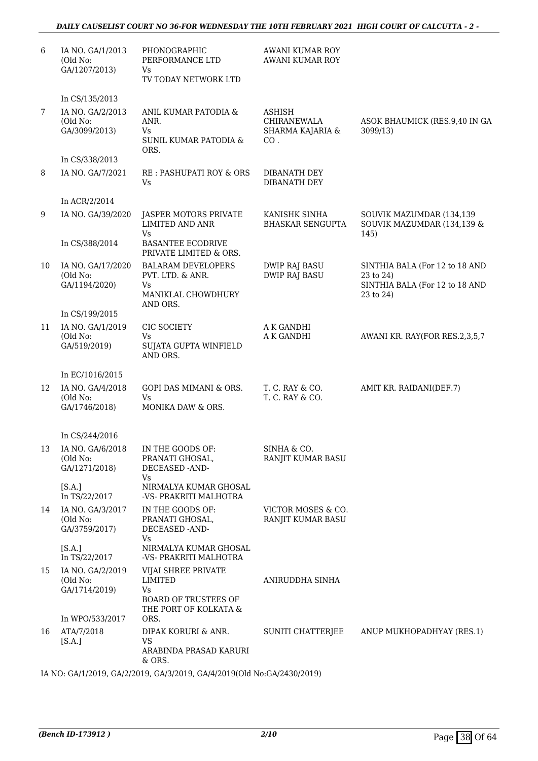| 6 | IA NO. GA/1/2013 (Old No: GA/1207/2013) | PHONOGRAPHIC PERFORMANCE LTD Vs TV TODAY NETWORK LTD | AWANI KUMAR ROY AWANI KUMAR ROY | |
|---|---|---|---|---|
| | In CS/135/2013 | | | |
| 7 | IA NO. GA/2/2013 (Old No: GA/3099/2013) | ANIL KUMAR PATODIA & ANR. Vs SUNIL KUMAR PATODIA & ORS. | ASHISH CHIRANEWALA SHARMA KAJARIA & CO . | ASOK BHAUMICK (RES.9,40 IN GA 3099/13) |
| | In CS/338/2013 | | | |
| 8 | IA NO. GA/7/2021 | RE : PASHUPATI ROY & ORS Vs | DIBANATH DEY DIBANATH DEY | |
| | In ACR/2/2014 | | | |
| 9 | IA NO. GA/39/2020 | JASPER MOTORS PRIVATE LIMITED AND ANR Vs BASANTEE ECODRIVE PRIVATE LIMITED & ORS. | KANISHK SINHA BHASKAR SENGUPTA | SOUVIK MAZUMDAR (134,139 SOUVIK MAZUMDAR (134,139 & 145) |
| | In CS/388/2014 | | | |
| 10 | IA NO. GA/17/2020 (Old No: GA/1194/2020) | BALARAM DEVELOPERS PVT. LTD. & ANR. Vs MANIKLAL CHOWDHURY AND ORS. | DWIP RAJ BASU DWIP RAJ BASU | SINTHIA BALA (For 12 to 18 AND 23 to 24) SINTHIA BALA (For 12 to 18 AND 23 to 24) |
| | In CS/199/2015 | | | |
| 11 | IA NO. GA/1/2019 (Old No: GA/519/2019) | CIC SOCIETY Vs SUJATA GUPTA WINFIELD AND ORS. | A K GANDHI A K GANDHI | AWANI KR. RAY(FOR RES.2,3,5,7 |
| | In EC/1016/2015 | | | |
| 12 | IA NO. GA/4/2018 (Old No: GA/1746/2018) | GOPI DAS MIMANI & ORS. Vs MONIKA DAW & ORS. | T. C. RAY & CO. T. C. RAY & CO. | AMIT KR. RAIDANI(DEF.7) |
| | In CS/244/2016 | | | |
| 13 | IA NO. GA/6/2018 (Old No: GA/1271/2018) [S.A.] In TS/22/2017 | IN THE GOODS OF: PRANATI GHOSAL, DECEASED -AND- Vs NIRMALYA KUMAR GHOSAL -VS- PRAKRITI MALHOTRA | SINHA & CO. RANJIT KUMAR BASU | |
| 14 | IA NO. GA/3/2017 (Old No: GA/3759/2017) [S.A.] In TS/22/2017 | IN THE GOODS OF: PRANATI GHOSAL, DECEASED -AND- Vs NIRMALYA KUMAR GHOSAL -VS- PRAKRITI MALHOTRA | VICTOR MOSES & CO. RANJIT KUMAR BASU | |
| 15 | IA NO. GA/2/2019 (Old No: GA/1714/2019) | VIJAI SHREE PRIVATE LIMITED Vs BOARD OF TRUSTEES OF THE PORT OF KOLKATA & ORS. | ANIRUDDHA SINHA | |
| | In WPO/533/2017 | | | |
| 16 | ATA/7/2018 [S.A.] | DIPAK KORURI & ANR. VS ARABINDA PRASAD KARURI & ORS. | SUNITI CHATTERJEE | ANUP MUKHOPADHYAY (RES.1) |

IA NO: GA/1/2019, GA/2/2019, GA/3/2019, GA/4/2019(Old No:GA/2430/2019)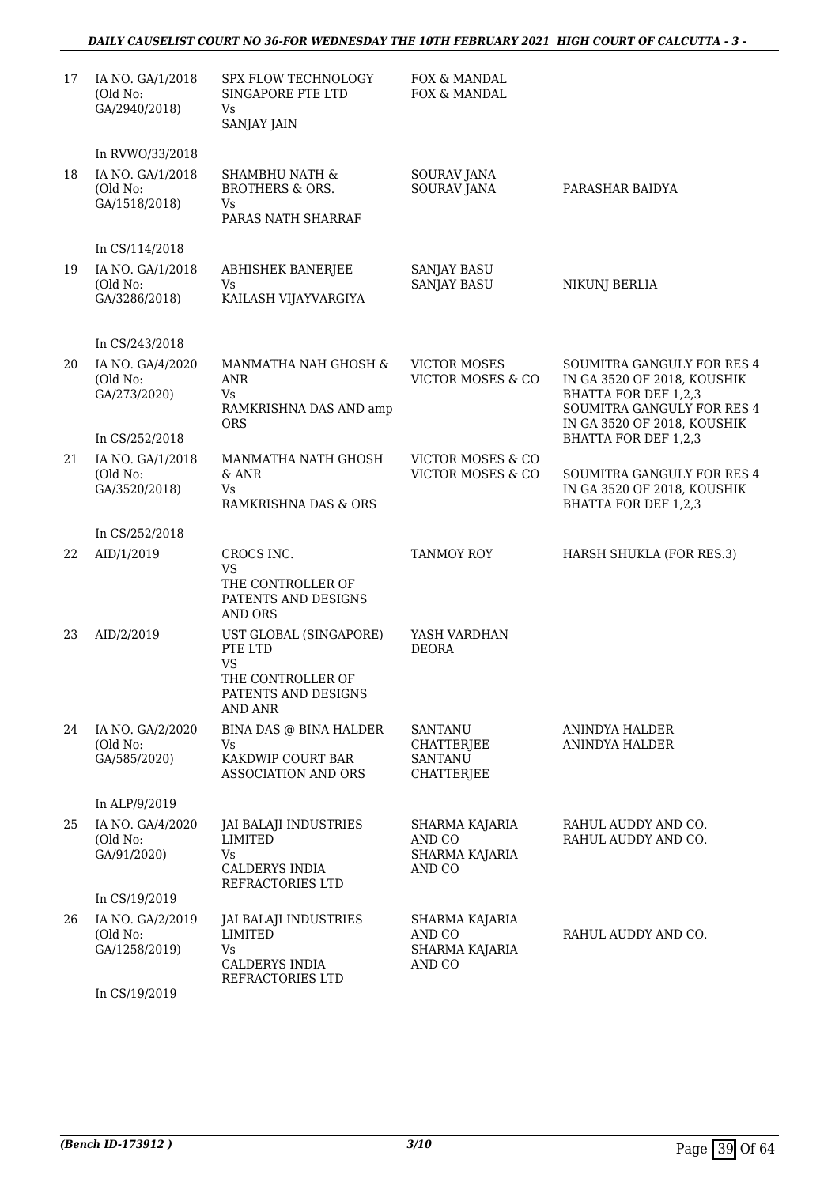| | | | | |
|---|---|---|---|---|
| 17 | IA NO. GA/1/2018 (Old No: GA/2940/2018) | SPX FLOW TECHNOLOGY SINGAPORE PTE LTD Vs SANJAY JAIN | FOX & MANDAL FOX & MANDAL | |
| | In RVWO/33/2018 | | | |
| 18 | IA NO. GA/1/2018 (Old No: GA/1518/2018) | SHAMBHU NATH & BROTHERS & ORS. Vs PARAS NATH SHARRAF | SOURAV JANA SOURAV JANA | PARASHAR BAIDYA |
| | In CS/114/2018 | | | |
| 19 | IA NO. GA/1/2018 (Old No: GA/3286/2018) | ABHISHEK BANERJEE Vs KAILASH VIJAYVARGIYA | SANJAY BASU SANJAY BASU | NIKUNJ BERLIA |
| | In CS/243/2018 | | | |
| 20 | IA NO. GA/4/2020 (Old No: GA/273/2020) | MANMATHA NAH GHOSH & ANR Vs RAMKRISHNA DAS AND amp ORS | VICTOR MOSES VICTOR MOSES & CO | SOUMITRA GANGULY FOR RES 4 IN GA 3520 OF 2018, KOUSHIK BHATTA FOR DEF 1,2,3 SOUMITRA GANGULY FOR RES 4 IN GA 3520 OF 2018, KOUSHIK BHATTA FOR DEF 1,2,3 |
| | In CS/252/2018 | | | |
| 21 | IA NO. GA/1/2018 (Old No: GA/3520/2018) | MANMATHA NATH GHOSH & ANR Vs RAMKRISHNA DAS & ORS | VICTOR MOSES & CO VICTOR MOSES & CO | SOUMITRA GANGULY FOR RES 4 IN GA 3520 OF 2018, KOUSHIK BHATTA FOR DEF 1,2,3 |
| | In CS/252/2018 | | | |
| 22 | AID/1/2019 | CROCS INC. VS THE CONTROLLER OF PATENTS AND DESIGNS AND ORS | TANMOY ROY | HARSH SHUKLA (FOR RES.3) |
| 23 | AID/2/2019 | UST GLOBAL (SINGAPORE) PTE LTD VS THE CONTROLLER OF PATENTS AND DESIGNS AND ANR | YASH VARDHAN DEORA | |
| 24 | IA NO. GA/2/2020 (Old No: GA/585/2020) | BINA DAS @ BINA HALDER Vs KAKDWIP COURT BAR ASSOCIATION AND ORS | SANTANU CHATTERJEE SANTANU CHATTERJEE | ANINDYA HALDER ANINDYA HALDER |
| | In ALP/9/2019 | | | |
| 25 | IA NO. GA/4/2020 (Old No: GA/91/2020) | JAI BALAJI INDUSTRIES LIMITED Vs CALDERYS INDIA REFRACTORIES LTD | SHARMA KAJARIA AND CO SHARMA KAJARIA AND CO | RAHUL AUDDY AND CO. RAHUL AUDDY AND CO. |
| | In CS/19/2019 | | | |
| 26 | IA NO. GA/2/2019 (Old No: GA/1258/2019) | JAI BALAJI INDUSTRIES LIMITED Vs CALDERYS INDIA REFRACTORIES LTD | SHARMA KAJARIA AND CO SHARMA KAJARIA AND CO | RAHUL AUDDY AND CO. |
| | In CS/19/2019 | | | |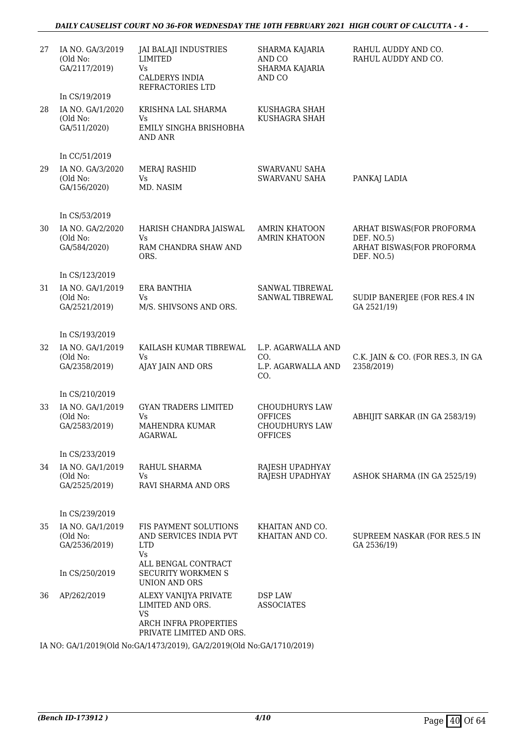| | | | | |
|---|---|---|---|---|
| 27 | IA NO. GA/3/2019 (Old No: GA/2117/2019)<br><br>In CS/19/2019 | JAI BALAJI INDUSTRIES LIMITED<br>Vs<br>CALDERYS INDIA REFRACTORIES LTD | SHARMA KAJARIA AND CO<br>SHARMA KAJARIA AND CO | RAHUL AUDDY AND CO.<br>RAHUL AUDDY AND CO. |
| 28 | IA NO. GA/1/2020 (Old No: GA/511/2020)<br><br>In CC/51/2019 | KRISHNA LAL SHARMA<br>Vs<br>EMILY SINGHA BRISHOBHA AND ANR | KUSHAGRA SHAH<br>KUSHAGRA SHAH | |
| 29 | IA NO. GA/3/2020 (Old No: GA/156/2020)<br><br>In CS/53/2019 | MERAJ RASHID<br>Vs<br>MD. NASIM | SWARVANU SAHA<br>SWARVANU SAHA | PANKAJ LADIA |
| 30 | IA NO. GA/2/2020 (Old No: GA/584/2020)<br><br>In CS/123/2019 | HARISH CHANDRA JAISWAL<br>Vs<br>RAM CHANDRA SHAW AND ORS. | AMRIN KHATOON<br>AMRIN KHATOON | ARHAT BISWAS(FOR PROFORMA DEF. NO.5)<br>ARHAT BISWAS(FOR PROFORMA DEF. NO.5) |
| 31 | IA NO. GA/1/2019 (Old No: GA/2521/2019)<br><br>In CS/193/2019 | ERA BANTHIA<br>Vs<br>M/S. SHIVSONS AND ORS. | SANWAL TIBREWAL<br>SANWAL TIBREWAL | SUDIP BANERJEE (FOR RES.4 IN GA 2521/19) |
| 32 | IA NO. GA/1/2019 (Old No: GA/2358/2019)<br><br>In CS/210/2019 | KAILASH KUMAR TIBREWAL<br>Vs<br>AJAY JAIN AND ORS | L.P. AGARWALLA AND CO.<br>L.P. AGARWALLA AND CO. | C.K. JAIN & CO. (FOR RES.3, IN GA 2358/2019) |
| 33 | IA NO. GA/1/2019 (Old No: GA/2583/2019)<br><br>In CS/233/2019 | GYAN TRADERS LIMITED<br>Vs<br>MAHENDRA KUMAR AGARWAL | CHOUDHURYS LAW OFFICES<br>CHOUDHURYS LAW OFFICES | ABHIJIT SARKAR (IN GA 2583/19) |
| 34 | IA NO. GA/1/2019 (Old No: GA/2525/2019)<br><br>In CS/239/2019 | RAHUL SHARMA<br>Vs<br>RAVI SHARMA AND ORS | RAJESH UPADHYAY<br>RAJESH UPADHYAY | ASHOK SHARMA (IN GA 2525/19) |
| 35 | IA NO. GA/1/2019 (Old No: GA/2536/2019)<br><br>In CS/250/2019 | FIS PAYMENT SOLUTIONS AND SERVICES INDIA PVT LTD<br>Vs<br>ALL BENGAL CONTRACT SECURITY WORKMEN S UNION AND ORS | KHAITAN AND CO.<br>KHAITAN AND CO. | SUPREEM NASKAR (FOR RES.5 IN GA 2536/19) |
| 36 | AP/262/2019 | ALEXY VANIJYA PRIVATE LIMITED AND ORS.<br>VS<br>ARCH INFRA PROPERTIES PRIVATE LIMITED AND ORS. | DSP LAW ASSOCIATES | |

IA NO: GA/1/2019(Old No:GA/1473/2019), GA/2/2019(Old No:GA/1710/2019)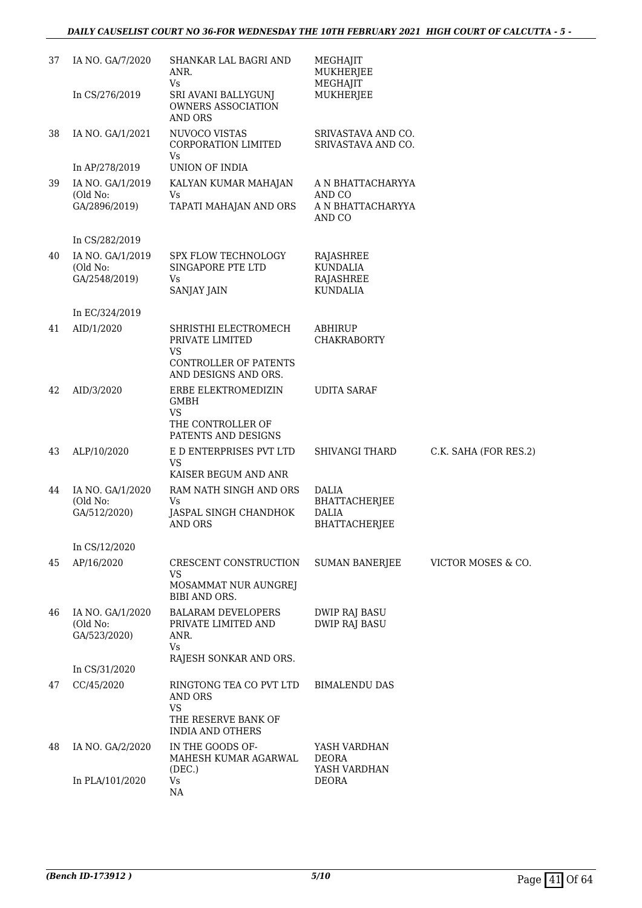| 37 | IA NO. GA/7/2020<br><br>In CS/276/2019 | SHANKAR LAL BAGRI AND ANR.<br>Vs<br>SRI AVANI BALLYGUNJ OWNERS ASSOCIATION AND ORS | MEGHAJIT MUKHERJEE<br>MEGHAJIT MUKHERJEE | |
|---|---|---|---|---|
| 38 | IA NO. GA/1/2021<br><br>In AP/278/2019 | NUVOCO VISTAS CORPORATION LIMITED<br>Vs<br>UNION OF INDIA | SRIVASTAVA AND CO.<br>SRIVASTAVA AND CO. | |
| 39 | IA NO. GA/1/2019 (Old No: GA/2896/2019)<br><br>In CS/282/2019 | KALYAN KUMAR MAHAJAN<br>Vs<br>TAPATI MAHAJAN AND ORS | A N BHATTACHARYYA AND CO<br>A N BHATTACHARYYA AND CO | |
| 40 | IA NO. GA/1/2019 (Old No: GA/2548/2019)<br><br>In EC/324/2019 | SPX FLOW TECHNOLOGY SINGAPORE PTE LTD<br>Vs<br>SANJAY JAIN | RAJASHREE KUNDALIA<br>RAJASHREE KUNDALIA | |
| 41 | AID/1/2020 | SHRISTHI ELECTROMECH PRIVATE LIMITED<br>VS<br>CONTROLLER OF PATENTS AND DESIGNS AND ORS. | ABHIRUP CHAKRABORTY | |
| 42 | AID/3/2020 | ERBE ELEKTROMEDIZIN GMBH<br>VS<br>THE CONTROLLER OF PATENTS AND DESIGNS | UDITA SARAF | |
| 43 | ALP/10/2020 | E D ENTERPRISES PVT LTD<br>VS<br>KAISER BEGUM AND ANR | SHIVANGI THARD | C.K. SAHA (FOR RES.2) |
| 44 | IA NO. GA/1/2020 (Old No: GA/512/2020)<br><br>In CS/12/2020 | RAM NATH SINGH AND ORS<br>Vs<br>JASPAL SINGH CHANDHOK AND ORS | DALIA BHATTACHERJEE<br>DALIA BHATTACHERJEE | |
| 45 | AP/16/2020 | CRESCENT CONSTRUCTION<br>VS<br>MOSAMMAT NUR AUNGREJ BIBI AND ORS. | SUMAN BANERJEE | VICTOR MOSES & CO. |
| 46 | IA NO. GA/1/2020 (Old No: GA/523/2020)<br><br>In CS/31/2020 | BALARAM DEVELOPERS PRIVATE LIMITED AND ANR.<br>Vs<br>RAJESH SONKAR AND ORS. | DWIP RAJ BASU<br>DWIP RAJ BASU | |
| 47 | CC/45/2020 | RINGTONG TEA CO PVT LTD AND ORS<br>VS<br>THE RESERVE BANK OF INDIA AND OTHERS | BIMALENDU DAS | |
| 48 | IA NO. GA/2/2020<br><br>In PLA/101/2020 | IN THE GOODS OF- MAHESH KUMAR AGARWAL (DEC.)<br>Vs<br>NA | YASH VARDHAN DEORA<br>YASH VARDHAN DEORA | |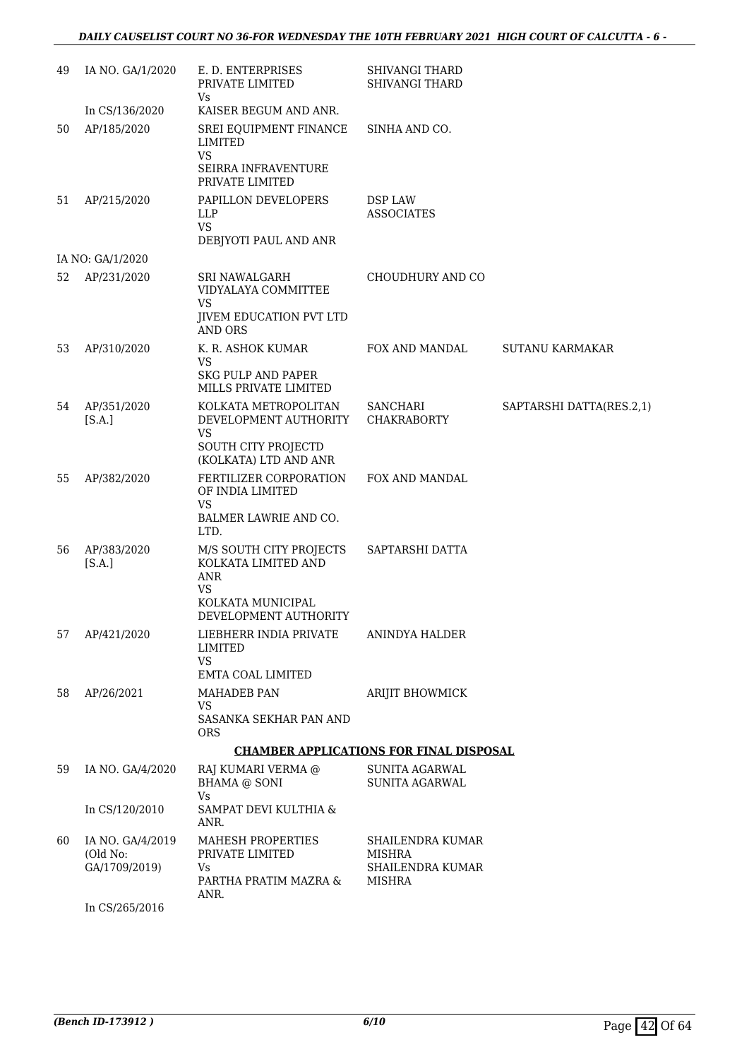| | | | | |
|---|---|---|---|---|
| 49 | IA NO. GA/1/2020<br><br>In CS/136/2020 | E. D. ENTERPRISES PRIVATE LIMITED<br>Vs<br>KAISER BEGUM AND ANR. | SHIVANGI THARD<br>SHIVANGI THARD | |
| 50 | AP/185/2020 | SREI EQUIPMENT FINANCE LIMITED<br>VS<br>SEIRRA INFRAVENTURE PRIVATE LIMITED | SINHA AND CO. | |
| 51 | AP/215/2020 | PAPILLON DEVELOPERS LLP<br>VS<br>DEBJYOTI PAUL AND ANR | DSP LAW ASSOCIATES | |
| | IA NO: GA/1/2020 | | | |
| 52 | AP/231/2020 | SRI NAWALGARH VIDYALAYA COMMITTEE<br>VS<br>JIVEM EDUCATION PVT LTD AND ORS | CHOUDHURY AND CO | |
| 53 | AP/310/2020 | K. R. ASHOK KUMAR<br>VS<br>SKG PULP AND PAPER MILLS PRIVATE LIMITED | FOX AND MANDAL | SUTANU KARMAKAR |
| 54 | AP/351/2020<br>[S.A.] | KOLKATA METROPOLITAN DEVELOPMENT AUTHORITY<br>VS<br>SOUTH CITY PROJECTD (KOLKATA) LTD AND ANR | SANCHARI CHAKRABORTY | SAPTARSHI DATTA(RES.2,1) |
| 55 | AP/382/2020 | FERTILIZER CORPORATION OF INDIA LIMITED<br>VS<br>BALMER LAWRIE AND CO. LTD. | FOX AND MANDAL | |
| 56 | AP/383/2020<br>[S.A.] | M/S SOUTH CITY PROJECTS KOLKATA LIMITED AND ANR<br>VS<br>KOLKATA MUNICIPAL DEVELOPMENT AUTHORITY | SAPTARSHI DATTA | |
| 57 | AP/421/2020 | LIEBHERR INDIA PRIVATE LIMITED<br>VS<br>EMTA COAL LIMITED | ANINDYA HALDER | |
| 58 | AP/26/2021 | MAHADEB PAN<br>VS<br>SASANKA SEKHAR PAN AND ORS | ARIJIT BHOWMICK | |

**CHAMBER APPLICATIONS FOR FINAL DISPOSAL**

| | | | | |
|---|---|---|---|---|
| 59 | IA NO. GA/4/2020<br><br>In CS/120/2010 | RAJ KUMARI VERMA @ BHAMA @ SONI<br>Vs<br>SAMPAT DEVI KULTHIA & ANR. | SUNITA AGARWAL<br>SUNITA AGARWAL | |
| 60 | IA NO. GA/4/2019 (Old No: GA/1709/2019)<br><br>In CS/265/2016 | MAHESH PROPERTIES PRIVATE LIMITED<br>Vs<br>PARTHA PRATIM MAZRA & ANR. | SHAILENDRA KUMAR MISHRA<br>SHAILENDRA KUMAR MISHRA | |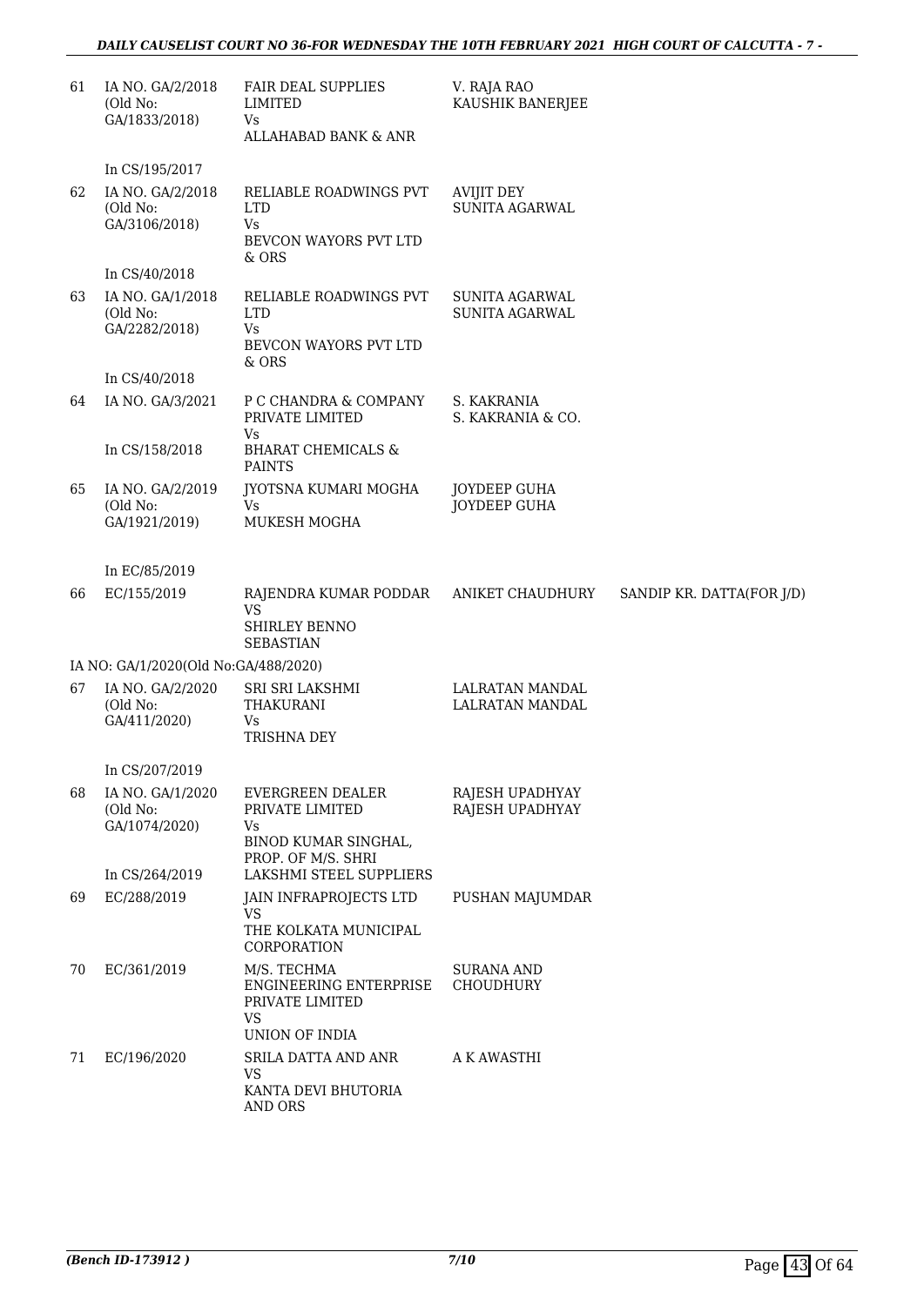| | | | | |
|---|---|---|---|---|
| 61 | IA NO. GA/2/2018 (Old No: GA/1833/2018) | FAIR DEAL SUPPLIES LIMITED Vs ALLAHABAD BANK & ANR | V. RAJA RAO KAUSHIK BANERJEE | |
| | In CS/195/2017 | | | |
| 62 | IA NO. GA/2/2018 (Old No: GA/3106/2018) | RELIABLE ROADWINGS PVT LTD Vs BEVCON WAYORS PVT LTD & ORS | AVIJIT DEY SUNITA AGARWAL | |
| | In CS/40/2018 | | | |
| 63 | IA NO. GA/1/2018 (Old No: GA/2282/2018) | RELIABLE ROADWINGS PVT LTD Vs BEVCON WAYORS PVT LTD & ORS | SUNITA AGARWAL SUNITA AGARWAL | |
| | In CS/40/2018 | | | |
| 64 | IA NO. GA/3/2021 | P C CHANDRA & COMPANY PRIVATE LIMITED Vs | S. KAKRANIA S. KAKRANIA & CO. | |
| | In CS/158/2018 | BHARAT CHEMICALS & PAINTS | | |
| 65 | IA NO. GA/2/2019 (Old No: GA/1921/2019) | JYOTSNA KUMARI MOGHA Vs MUKESH MOGHA | JOYDEEP GUHA JOYDEEP GUHA | |
| | In EC/85/2019 | | | |
| 66 | EC/155/2019 | RAJENDRA KUMAR PODDAR VS SHIRLEY BENNO SEBASTIAN | ANIKET CHAUDHURY | SANDIP KR. DATTA(FOR J/D) |
| | IA NO: GA/1/2020(Old No:GA/488/2020) | | | |
| 67 | IA NO. GA/2/2020 (Old No: GA/411/2020) | SRI SRI LAKSHMI THAKURANI Vs TRISHNA DEY | LALRATAN MANDAL LALRATAN MANDAL | |
| | In CS/207/2019 | | | |
| 68 | IA NO. GA/1/2020 (Old No: GA/1074/2020) | EVERGREEN DEALER PRIVATE LIMITED Vs BINOD KUMAR SINGHAL, PROP. OF M/S. SHRI | RAJESH UPADHYAY RAJESH UPADHYAY | |
| | In CS/264/2019 | LAKSHMI STEEL SUPPLIERS | | |
| 69 | EC/288/2019 | JAIN INFRAPROJECTS LTD VS THE KOLKATA MUNICIPAL CORPORATION | PUSHAN MAJUMDAR | |
| 70 | EC/361/2019 | M/S. TECHMA ENGINEERING ENTERPRISE PRIVATE LIMITED VS UNION OF INDIA | SURANA AND CHOUDHURY | |
| 71 | EC/196/2020 | SRILA DATTA AND ANR VS KANTA DEVI BHUTORIA AND ORS | A K AWASTHI | |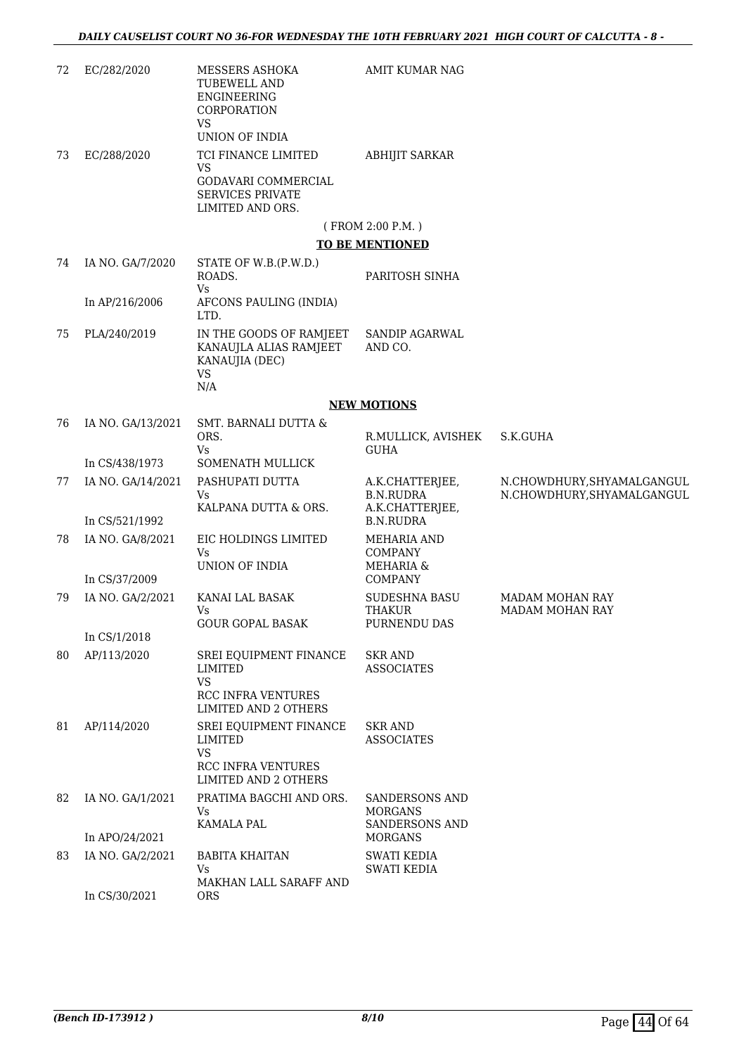| | | | | |
|---|---|---|---|---|
| 72 | EC/282/2020 | MESSERS ASHOKA TUBEWELL AND ENGINEERING CORPORATION VS UNION OF INDIA | AMIT KUMAR NAG | |
| 73 | EC/288/2020 | TCI FINANCE LIMITED VS GODAVARI COMMERCIAL SERVICES PRIVATE LIMITED AND ORS. | ABHIJIT SARKAR | |

( FROM 2:00 P.M. )

**TO BE MENTIONED**

| | | | | |
|---|---|---|---|---|
| 74 | IA NO. GA/7/2020<br><br>In AP/216/2006 | STATE OF W.B.(P.W.D.) ROADS.<br>Vs<br>AFCONS PAULING (INDIA) LTD. | PARITOSH SINHA | |
| 75 | PLA/240/2019 | IN THE GOODS OF RAMJEET KANAUJLA ALIAS RAMJEET KANAUJIA (DEC)<br>VS<br>N/A | SANDIP AGARWAL AND CO. | |

**NEW MOTIONS**

| | | | | |
|---|---|---|---|---|
| 76 | IA NO. GA/13/2021<br><br>In CS/438/1973 | SMT. BARNALI DUTTA & ORS.<br>Vs<br>SOMENATH MULLICK | R.MULLICK, AVISHEK GUHA | S.K.GUHA |
| 77 | IA NO. GA/14/2021<br><br>In CS/521/1992 | PASHUPATI DUTTA<br>Vs<br>KALPANA DUTTA & ORS. | A.K.CHATTERJEE, B.N.RUDRA<br>A.K.CHATTERJEE, B.N.RUDRA | N.CHOWDHURY,SHYAMALGANGUL<br>N.CHOWDHURY,SHYAMALGANGUL |
| 78 | IA NO. GA/8/2021<br><br>In CS/37/2009 | EIC HOLDINGS LIMITED<br>Vs<br>UNION OF INDIA | MEHARIA AND COMPANY<br>MEHARIA & COMPANY | |
| 79 | IA NO. GA/2/2021<br><br>In CS/1/2018 | KANAI LAL BASAK<br>Vs<br>GOUR GOPAL BASAK | SUDESHNA BASU THAKUR<br>PURNENDU DAS | MADAM MOHAN RAY<br>MADAM MOHAN RAY |
| 80 | AP/113/2020 | SREI EQUIPMENT FINANCE LIMITED<br>VS<br>RCC INFRA VENTURES LIMITED AND 2 OTHERS | SKR AND ASSOCIATES | |
| 81 | AP/114/2020 | SREI EQUIPMENT FINANCE LIMITED<br>VS<br>RCC INFRA VENTURES LIMITED AND 2 OTHERS | SKR AND ASSOCIATES | |
| 82 | IA NO. GA/1/2021<br><br>In APO/24/2021 | PRATIMA BAGCHI AND ORS.<br>Vs<br>KAMALA PAL | SANDERSONS AND MORGANS<br>SANDERSONS AND MORGANS | |
| 83 | IA NO. GA/2/2021<br><br>In CS/30/2021 | BABITA KHAITAN<br>Vs<br>MAKHAN LALL SARAFF AND ORS | SWATI KEDIA<br>SWATI KEDIA | |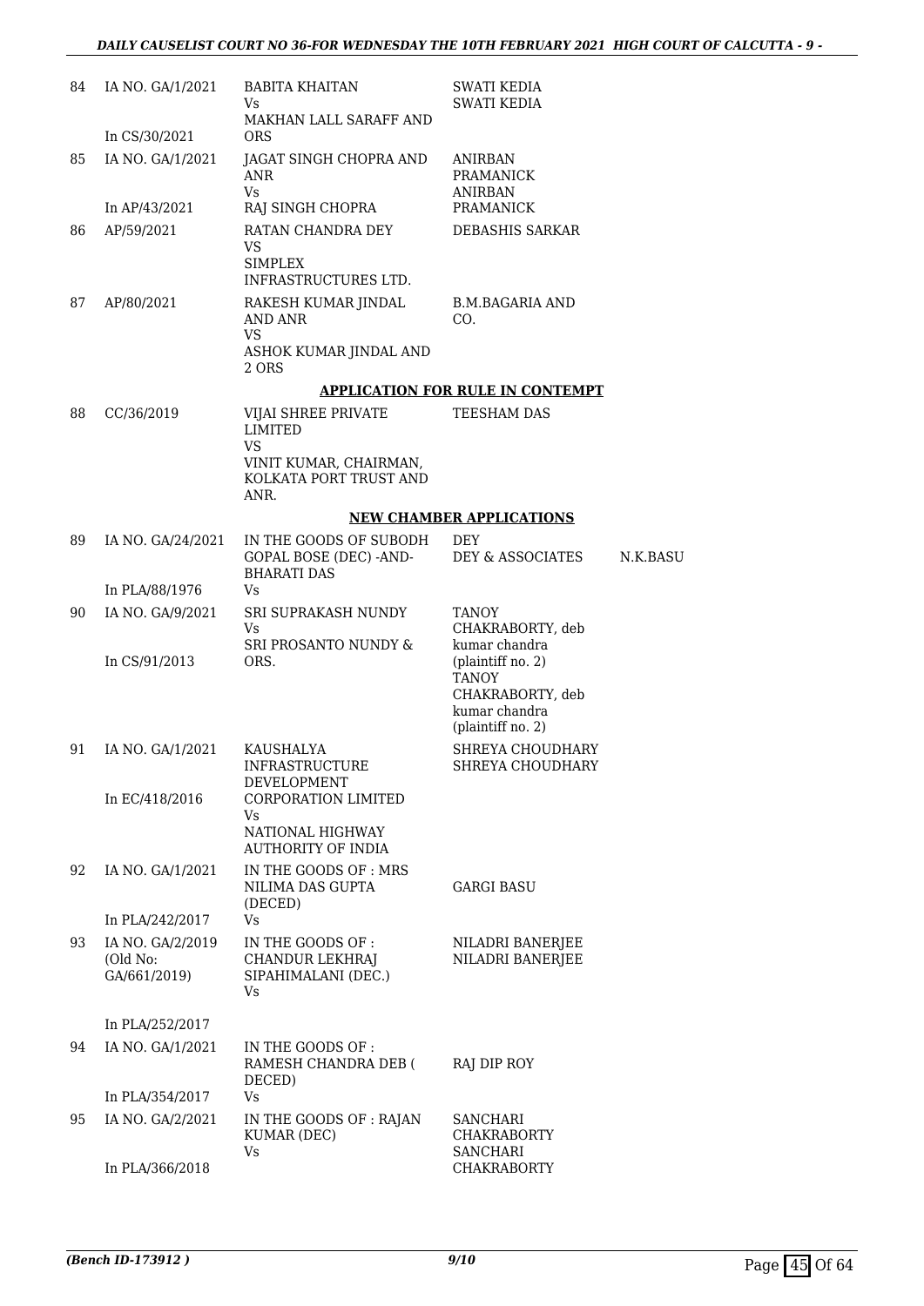| | | | | |
|---|---|---|---|---|
| 84 | IA NO. GA/1/2021<br><br>In CS/30/2021 | BABITA KHAITAN<br>Vs<br>MAKHAN LALL SARAFF AND ORS | SWATI KEDIA<br>SWATI KEDIA | |
| 85 | IA NO. GA/1/2021<br><br>In AP/43/2021 | JAGAT SINGH CHOPRA AND ANR<br>Vs<br>RAJ SINGH CHOPRA | ANIRBAN PRAMANICK<br>ANIRBAN PRAMANICK | |
| 86 | AP/59/2021 | RATAN CHANDRA DEY<br>VS<br>SIMPLEX INFRASTRUCTURES LTD. | DEBASHIS SARKAR | |
| 87 | AP/80/2021 | RAKESH KUMAR JINDAL AND ANR<br>VS<br>ASHOK KUMAR JINDAL AND 2 ORS | B.M.BAGARIA AND CO. | |

**APPLICATION FOR RULE IN CONTEMPT**

| | | | | |
|---|---|---|---|---|
| 88 | CC/36/2019 | VIJAI SHREE PRIVATE LIMITED<br>VS<br>VINIT KUMAR, CHAIRMAN, KOLKATA PORT TRUST AND ANR. | TEESHAM DAS | |

**NEW CHAMBER APPLICATIONS**

| | | | | |
|---|---|---|---|---|
| 89 | IA NO. GA/24/2021<br><br>In PLA/88/1976 | IN THE GOODS OF SUBODH GOPAL BOSE (DEC) -AND-BHARATI DAS<br>Vs | DEY<br>DEY & ASSOCIATES | N.K.BASU |
| 90 | IA NO. GA/9/2021<br><br>In CS/91/2013 | SRI SUPRAKASH NUNDY<br>Vs<br>SRI PROSANTO NUNDY & ORS. | TANOY CHAKRABORTY, deb kumar chandra (plaintiff no. 2)<br>TANOY CHAKRABORTY, deb kumar chandra (plaintiff no. 2) | |
| 91 | IA NO. GA/1/2021<br><br>In EC/418/2016 | KAUSHALYA INFRASTRUCTURE DEVELOPMENT CORPORATION LIMITED<br>Vs<br>NATIONAL HIGHWAY AUTHORITY OF INDIA | SHREYA CHOUDHARY<br>SHREYA CHOUDHARY | |
| 92 | IA NO. GA/1/2021<br><br>In PLA/242/2017 | IN THE GOODS OF : MRS NILIMA DAS GUPTA (DECED)<br>Vs | GARGI BASU | |
| 93 | IA NO. GA/2/2019 (Old No: GA/661/2019)<br><br>In PLA/252/2017 | IN THE GOODS OF : CHANDUR LEKHRAJ SIPAHIMALANI (DEC.)<br>Vs | NILADRI BANERJEE<br>NILADRI BANERJEE | |
| 94 | IA NO. GA/1/2021<br><br>In PLA/354/2017 | IN THE GOODS OF : RAMESH CHANDRA DEB ( DECED)<br>Vs | RAJ DIP ROY | |
| 95 | IA NO. GA/2/2021<br><br>In PLA/366/2018 | IN THE GOODS OF : RAJAN KUMAR (DEC)<br>Vs | SANCHARI CHAKRABORTY<br>SANCHARI CHAKRABORTY | |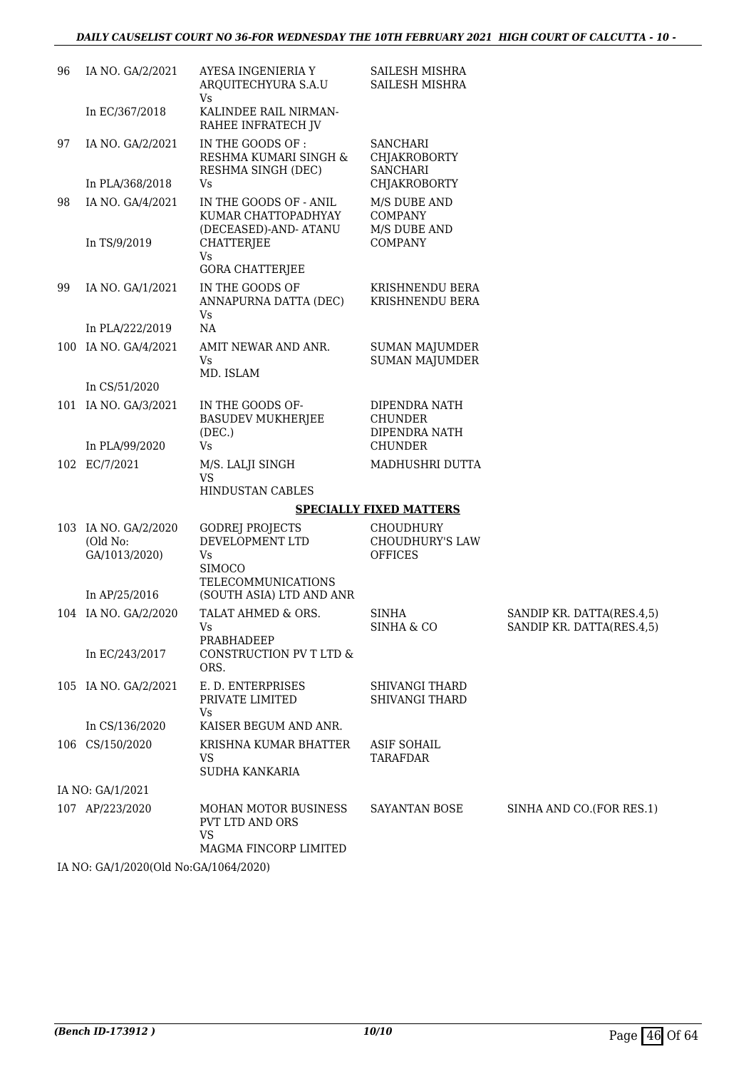| | | | | |
|---|---|---|---|---|
| 96 | IA NO. GA/2/2021<br><br>In EC/367/2018 | AYESA INGENIERIA Y ARQUITECHYURA S.A.U<br>Vs<br>KALINDEE RAIL NIRMAN-RAHEE INFRATECH JV | SAILESH MISHRA<br>SAILESH MISHRA | |
| 97 | IA NO. GA/2/2021<br><br>In PLA/368/2018 | IN THE GOODS OF : RESHMA KUMARI SINGH & RESHMA SINGH (DEC)<br>Vs | SANCHARI CHJAKROBORTY<br>SANCHARI CHJAKROBORTY | |
| 98 | IA NO. GA/4/2021<br><br>In TS/9/2019 | IN THE GOODS OF - ANIL KUMAR CHATTOPADHYAY (DECEASED)-AND- ATANU CHATTERJEE<br>Vs<br>GORA CHATTERJEE | M/S DUBE AND COMPANY<br>M/S DUBE AND COMPANY | |
| 99 | IA NO. GA/1/2021<br><br>In PLA/222/2019 | IN THE GOODS OF ANNAPURNA DATTA (DEC)<br>Vs<br>NA | KRISHNENDU BERA<br>KRISHNENDU BERA | |
| 100 | IA NO. GA/4/2021<br><br>In CS/51/2020 | AMIT NEWAR AND ANR.<br>Vs<br>MD. ISLAM | SUMAN MAJUMDER<br>SUMAN MAJUMDER | |
| 101 | IA NO. GA/3/2021<br><br>In PLA/99/2020 | IN THE GOODS OF- BASUDEV MUKHERJEE (DEC.)<br>Vs | DIPENDRA NATH CHUNDER<br>DIPENDRA NATH CHUNDER | |
| 102 | EC/7/2021 | M/S. LALJI SINGH<br>VS<br>HINDUSTAN CABLES | MADHUSHRI DUTTA | |

**SPECIALLY FIXED MATTERS**

| | | | | |
|---|---|---|---|---|
| 103 | IA NO. GA/2/2020 (Old No: GA/1013/2020)<br><br>In AP/25/2016 | GODREJ PROJECTS DEVELOPMENT LTD<br>Vs<br>SIMOCO TELECOMMUNICATIONS (SOUTH ASIA) LTD AND ANR | CHOUDHURY CHOUDHURY'S LAW OFFICES | |
| 104 | IA NO. GA/2/2020<br><br>In EC/243/2017 | TALAT AHMED & ORS.<br>Vs<br>PRABHADEEP CONSTRUCTION PV T LTD & ORS. | SINHA<br>SINHA & CO | SANDIP KR. DATTA(RES.4,5)<br>SANDIP KR. DATTA(RES.4,5) |
| 105 | IA NO. GA/2/2021<br><br>In CS/136/2020 | E. D. ENTERPRISES PRIVATE LIMITED<br>Vs<br>KAISER BEGUM AND ANR. | SHIVANGI THARD<br>SHIVANGI THARD | |
| 106 | CS/150/2020<br><br>IA NO: GA/1/2021 | KRISHNA KUMAR BHATTER<br>VS<br>SUDHA KANKARIA | ASIF SOHAIL TARAFDAR | |
| 107 | AP/223/2020<br><br>IA NO: GA/1/2020(Old No:GA/1064/2020) | MOHAN MOTOR BUSINESS PVT LTD AND ORS<br>VS<br>MAGMA FINCORP LIMITED | SAYANTAN BOSE | SINHA AND CO.(FOR RES.1) |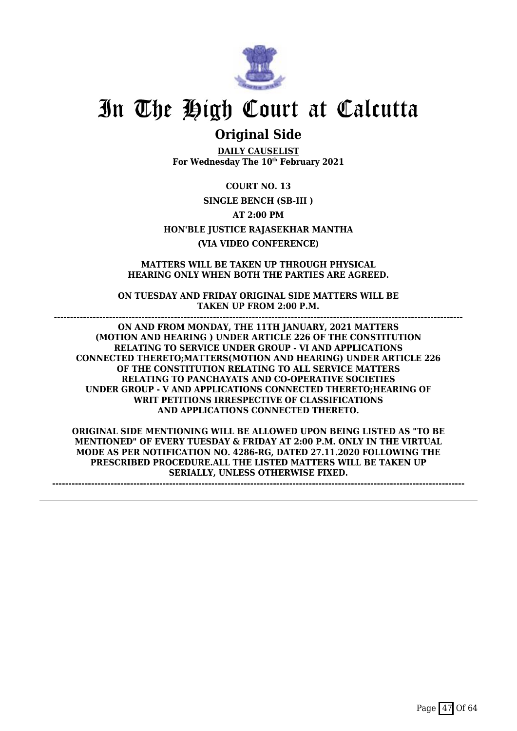# In The High Court at Calcutta

## Original Side

**DAILY CAUSELIST**
**For Wednesday The 10th February 2021**

**COURT NO. 13**

**SINGLE BENCH (SB-III )**

**AT 2:00 PM**

**HON'BLE JUSTICE RAJASEKHAR MANTHA**

**(VIA VIDEO CONFERENCE)**

**MATTERS WILL BE TAKEN UP THROUGH PHYSICAL HEARING ONLY WHEN BOTH THE PARTIES ARE AGREED.**

**ON TUESDAY AND FRIDAY ORIGINAL SIDE MATTERS WILL BE TAKEN UP FROM 2:00 P.M.**

---

**ON AND FROM MONDAY, THE 11TH JANUARY, 2021 MATTERS (MOTION AND HEARING ) UNDER ARTICLE 226 OF THE CONSTITUTION RELATING TO SERVICE UNDER GROUP - VI AND APPLICATIONS CONNECTED THERETO;MATTERS(MOTION AND HEARING) UNDER ARTICLE 226 OF THE CONSTITUTION RELATING TO ALL SERVICE MATTERS RELATING TO PANCHAYATS AND CO-OPERATIVE SOCIETIES UNDER GROUP - V AND APPLICATIONS CONNECTED THERETO;HEARING OF WRIT PETITIONS IRRESPECTIVE OF CLASSIFICATIONS AND APPLICATIONS CONNECTED THERETO.**

**ORIGINAL SIDE MENTIONING WILL BE ALLOWED UPON BEING LISTED AS "TO BE MENTIONED" OF EVERY TUESDAY & FRIDAY AT 2:00 P.M. ONLY IN THE VIRTUAL MODE AS PER NOTIFICATION NO. 4286-RG, DATED 27.11.2020 FOLLOWING THE PRESCRIBED PROCEDURE.ALL THE LISTED MATTERS WILL BE TAKEN UP SERIALLY, UNLESS OTHERWISE FIXED.**

---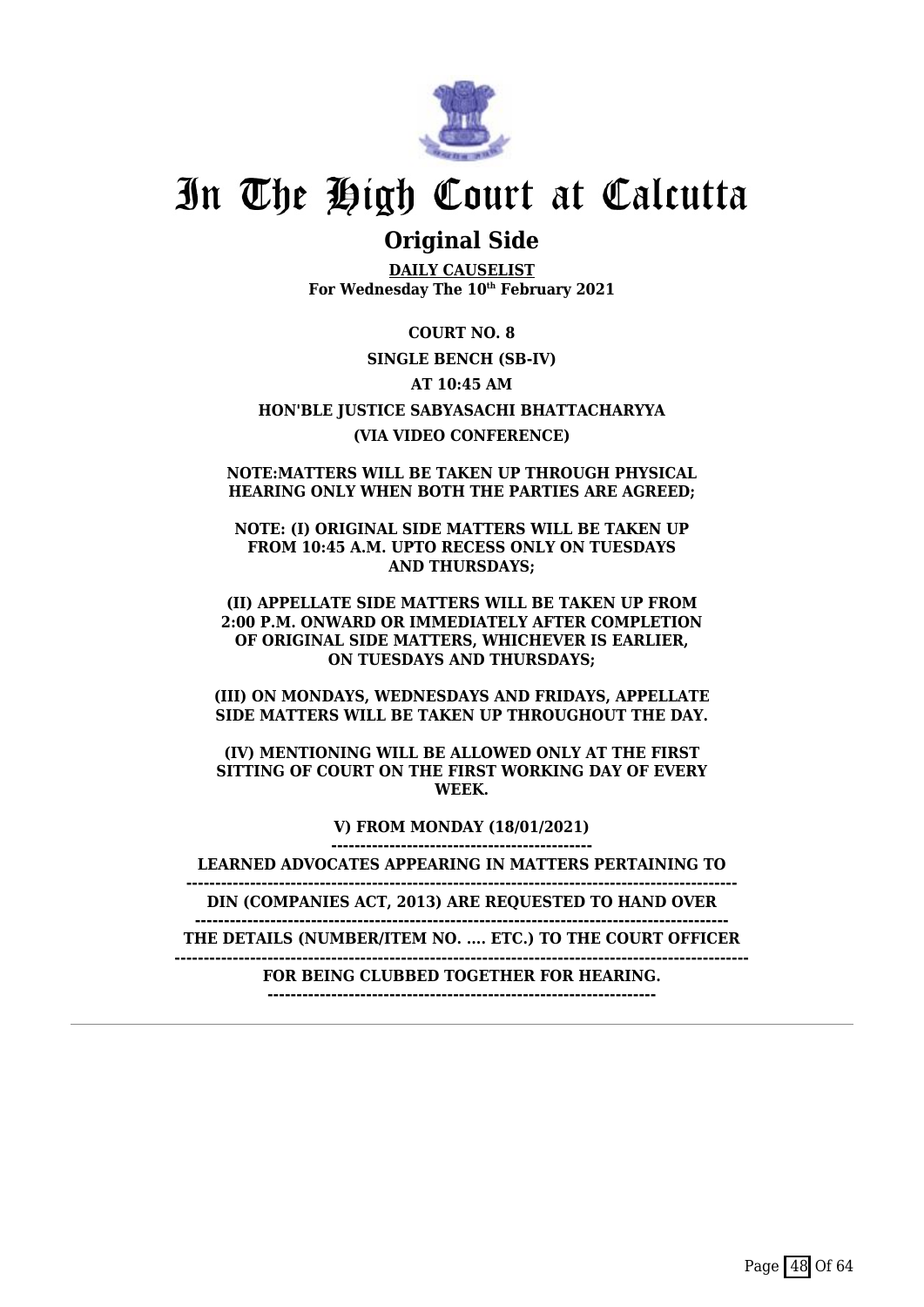# In The High Court at Calcutta

## Original Side

**DAILY CAUSELIST**
**For Wednesday The 10th February 2021**

**COURT NO. 8**

**SINGLE BENCH (SB-IV)**

**AT 10:45 AM**

**HON'BLE JUSTICE SABYASACHI BHATTACHARYYA**

**(VIA VIDEO CONFERENCE)**

**NOTE:MATTERS WILL BE TAKEN UP THROUGH PHYSICAL HEARING ONLY WHEN BOTH THE PARTIES ARE AGREED;**

**NOTE: (I) ORIGINAL SIDE MATTERS WILL BE TAKEN UP FROM 10:45 A.M. UPTO RECESS ONLY ON TUESDAYS AND THURSDAYS;**

**(II) APPELLATE SIDE MATTERS WILL BE TAKEN UP FROM 2:00 P.M. ONWARD OR IMMEDIATELY AFTER COMPLETION OF ORIGINAL SIDE MATTERS, WHICHEVER IS EARLIER, ON TUESDAYS AND THURSDAYS;**

**(III) ON MONDAYS, WEDNESDAYS AND FRIDAYS, APPELLATE SIDE MATTERS WILL BE TAKEN UP THROUGHOUT THE DAY.**

**(IV) MENTIONING WILL BE ALLOWED ONLY AT THE FIRST SITTING OF COURT ON THE FIRST WORKING DAY OF EVERY WEEK.**

**V) FROM MONDAY (18/01/2021)**

**LEARNED ADVOCATES APPEARING IN MATTERS PERTAINING TO DIN (COMPANIES ACT, 2013) ARE REQUESTED TO HAND OVER THE DETAILS (NUMBER/ITEM NO. .... ETC.) TO THE COURT OFFICER FOR BEING CLUBBED TOGETHER FOR HEARING.**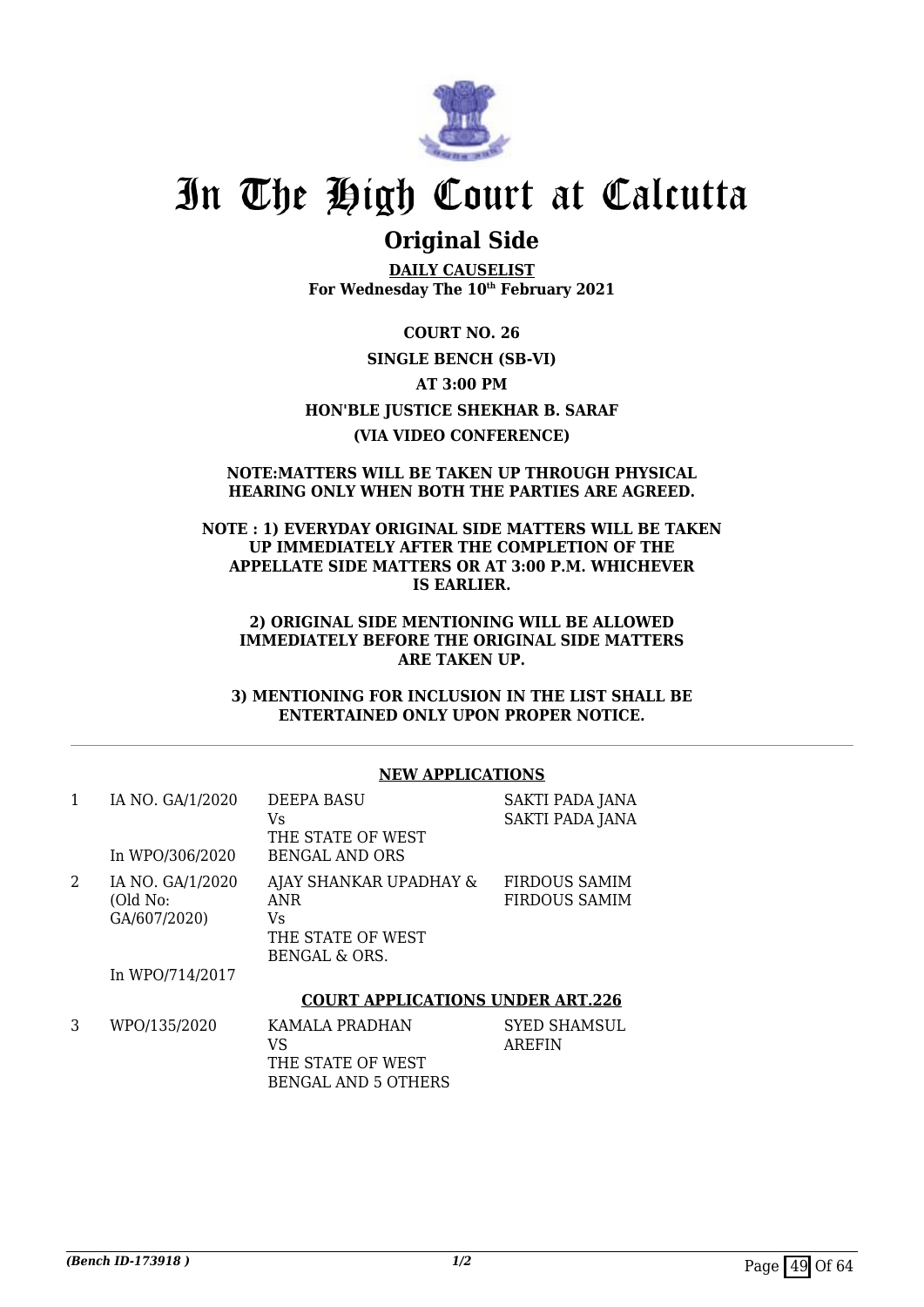# In The High Court at Calcutta

## Original Side

**DAILY CAUSELIST**
**For Wednesday The 10th February 2021**

**COURT NO. 26**

**SINGLE BENCH (SB-VI)**

**AT 3:00 PM**

**HON'BLE JUSTICE SHEKHAR B. SARAF**

**(VIA VIDEO CONFERENCE)**

**NOTE:MATTERS WILL BE TAKEN UP THROUGH PHYSICAL HEARING ONLY WHEN BOTH THE PARTIES ARE AGREED.**

**NOTE : 1) EVERYDAY ORIGINAL SIDE MATTERS WILL BE TAKEN UP IMMEDIATELY AFTER THE COMPLETION OF THE APPELLATE SIDE MATTERS OR AT 3:00 P.M. WHICHEVER IS EARLIER.**

**2) ORIGINAL SIDE MENTIONING WILL BE ALLOWED IMMEDIATELY BEFORE THE ORIGINAL SIDE MATTERS ARE TAKEN UP.**

**3) MENTIONING FOR INCLUSION IN THE LIST SHALL BE ENTERTAINED ONLY UPON PROPER NOTICE.**

---

**NEW APPLICATIONS**

| | | | |
|---|---|---|---|
| 1 | IA NO. GA/1/2020<br><br>In WPO/306/2020 | DEEPA BASU<br>Vs<br>THE STATE OF WEST BENGAL AND ORS | SAKTI PADA JANA<br>SAKTI PADA JANA |
| 2 | IA NO. GA/1/2020 (Old No: GA/607/2020)<br><br>In WPO/714/2017 | AJAY SHANKAR UPADHAY & ANR<br>Vs<br>THE STATE OF WEST BENGAL & ORS. | FIRDOUS SAMIM<br>FIRDOUS SAMIM |

**COURT APPLICATIONS UNDER ART.226**

| | | | |
|---|---|---|---|
| 3 | WPO/135/2020 | KAMALA PRADHAN<br>VS<br>THE STATE OF WEST BENGAL AND 5 OTHERS | SYED SHAMSUL AREFIN |

*(Bench ID-173918 )*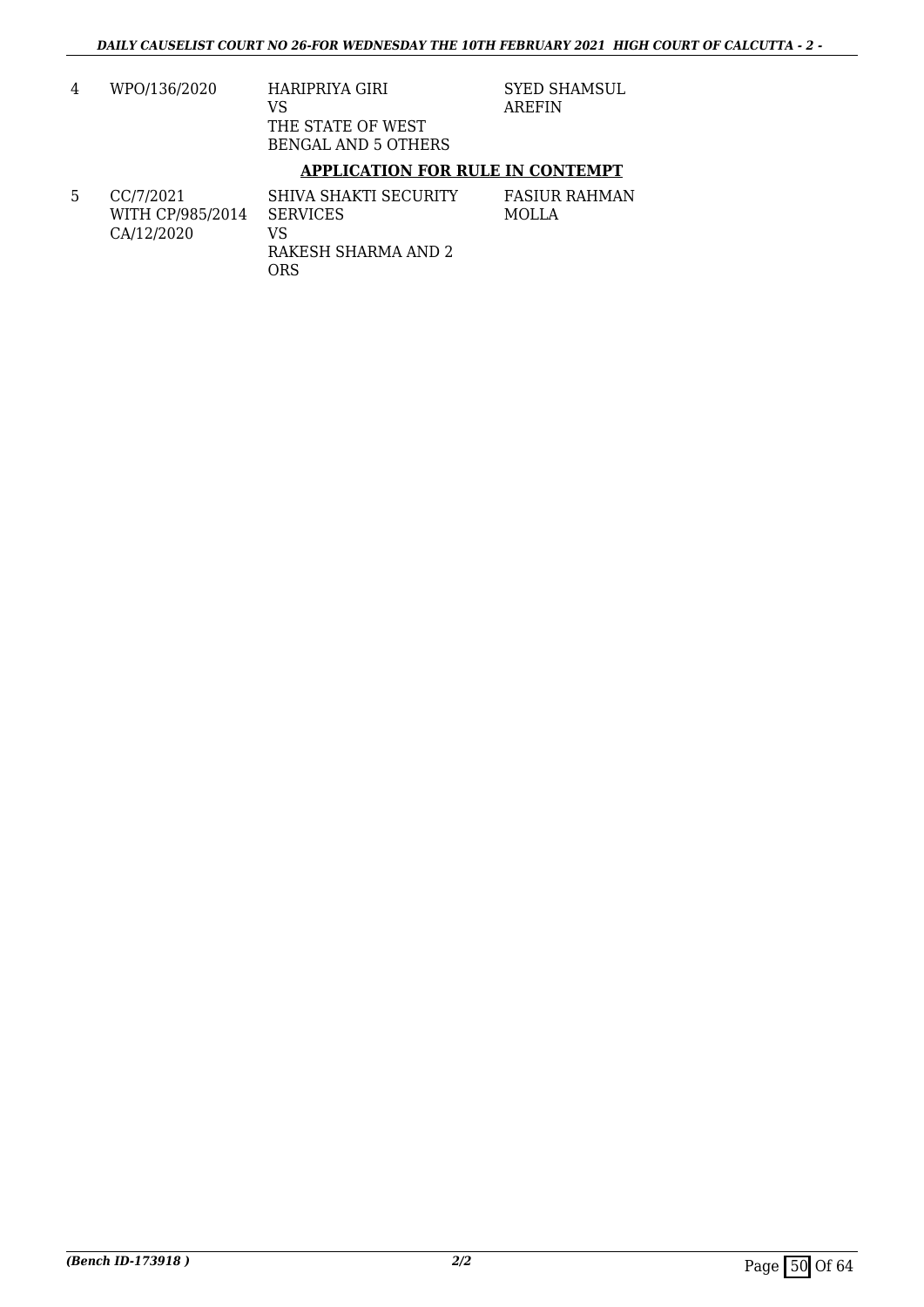| 4 | WPO/136/2020 | HARIPRIYA GIRI<br>VS<br>THE STATE OF WEST BENGAL AND 5 OTHERS | SYED SHAMSUL AREFIN |
|---|---|---|---|

**APPLICATION FOR RULE IN CONTEMPT**

| 5 | CC/7/2021<br>WITH CP/985/2014<br>CA/12/2020 | SHIVA SHAKTI SECURITY SERVICES<br>VS<br>RAKESH SHARMA AND 2 ORS | FASIUR RAHMAN MOLLA |
|---|---|---|---|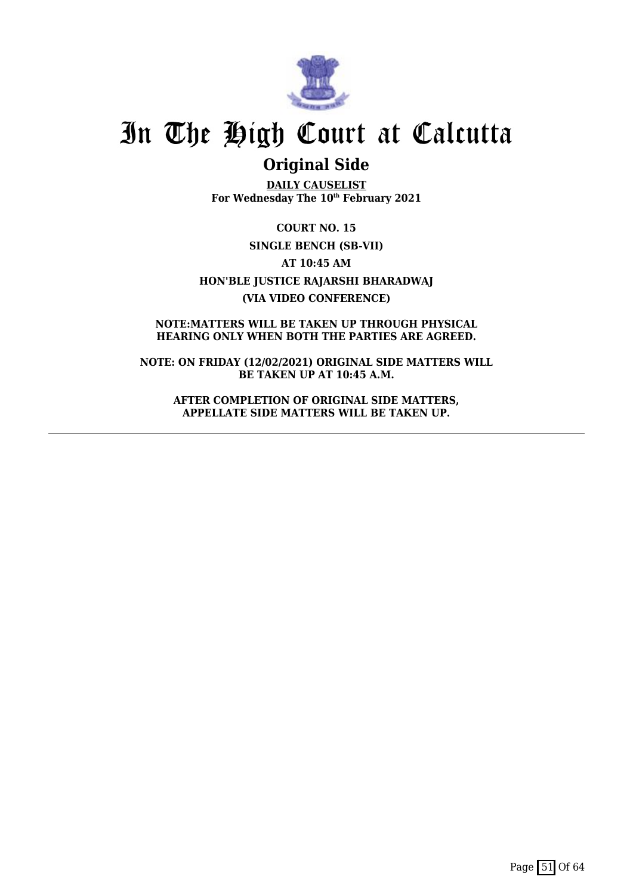# In The High Court at Calcutta

## Original Side

**DAILY CAUSELIST**
**For Wednesday The 10th February 2021**

**COURT NO. 15**

**SINGLE BENCH (SB-VII)**

**AT 10:45 AM**

**HON'BLE JUSTICE RAJARSHI BHARADWAJ**

**(VIA VIDEO CONFERENCE)**

**NOTE:MATTERS WILL BE TAKEN UP THROUGH PHYSICAL HEARING ONLY WHEN BOTH THE PARTIES ARE AGREED.**

**NOTE: ON FRIDAY (12/02/2021) ORIGINAL SIDE MATTERS WILL BE TAKEN UP AT 10:45 A.M.**

**AFTER COMPLETION OF ORIGINAL SIDE MATTERS, APPELLATE SIDE MATTERS WILL BE TAKEN UP.**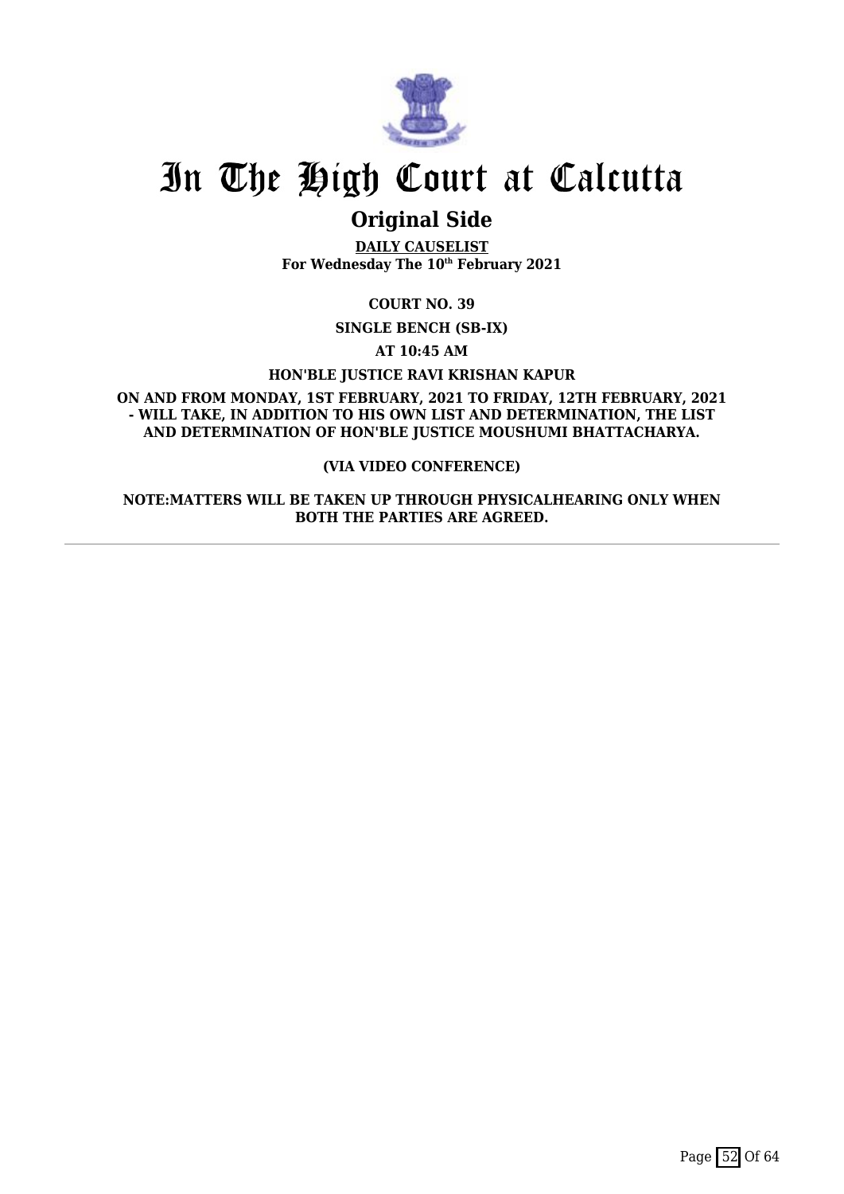# In The High Court at Calcutta

## Original Side

**DAILY CAUSELIST**
**For Wednesday The 10th February 2021**

**COURT NO. 39**

**SINGLE BENCH (SB-IX)**

**AT 10:45 AM**

**HON'BLE JUSTICE RAVI KRISHAN KAPUR**

**ON AND FROM MONDAY, 1ST FEBRUARY, 2021 TO FRIDAY, 12TH FEBRUARY, 2021 - WILL TAKE, IN ADDITION TO HIS OWN LIST AND DETERMINATION, THE LIST AND DETERMINATION OF HON'BLE JUSTICE MOUSHUMI BHATTACHARYA.**

**(VIA VIDEO CONFERENCE)**

**NOTE:MATTERS WILL BE TAKEN UP THROUGH PHYSICALHEARING ONLY WHEN BOTH THE PARTIES ARE AGREED.**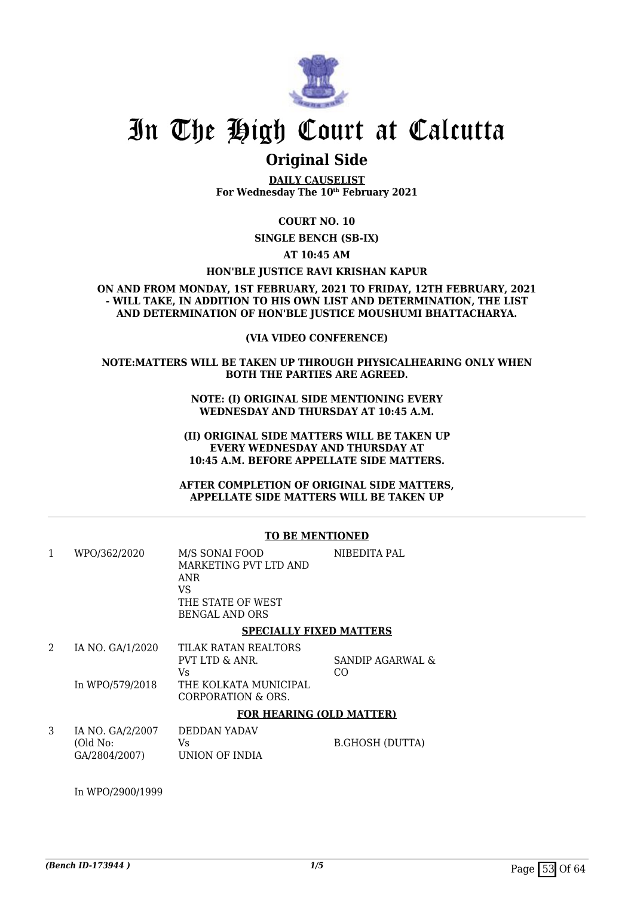# In The High Court at Calcutta

## Original Side

**DAILY CAUSELIST**
**For Wednesday The 10th February 2021**

**COURT NO. 10**

**SINGLE BENCH (SB-IX)**

**AT 10:45 AM**

**HON'BLE JUSTICE RAVI KRISHAN KAPUR**

**ON AND FROM MONDAY, 1ST FEBRUARY, 2021 TO FRIDAY, 12TH FEBRUARY, 2021 - WILL TAKE, IN ADDITION TO HIS OWN LIST AND DETERMINATION, THE LIST AND DETERMINATION OF HON'BLE JUSTICE MOUSHUMI BHATTACHARYA.**

**(VIA VIDEO CONFERENCE)**

**NOTE:MATTERS WILL BE TAKEN UP THROUGH PHYSICALHEARING ONLY WHEN BOTH THE PARTIES ARE AGREED.**

**NOTE: (I) ORIGINAL SIDE MENTIONING EVERY WEDNESDAY AND THURSDAY AT 10:45 A.M.**

**(II) ORIGINAL SIDE MATTERS WILL BE TAKEN UP EVERY WEDNESDAY AND THURSDAY AT 10:45 A.M. BEFORE APPELLATE SIDE MATTERS.**

**AFTER COMPLETION OF ORIGINAL SIDE MATTERS, APPELLATE SIDE MATTERS WILL BE TAKEN UP**

**TO BE MENTIONED**

| | | | |
|---|---|---|---|
| 1 | WPO/362/2020 | M/S SONAI FOOD MARKETING PVT LTD AND ANR<br>VS<br>THE STATE OF WEST BENGAL AND ORS | NIBEDITA PAL |

**SPECIALLY FIXED MATTERS**

| | | | |
|---|---|---|---|
| 2 | IA NO. GA/1/2020<br><br>In WPO/579/2018 | TILAK RATAN REALTORS PVT LTD & ANR.<br>Vs<br>THE KOLKATA MUNICIPAL CORPORATION & ORS. | SANDIP AGARWAL & CO |

**FOR HEARING (OLD MATTER)**

| | | | |
|---|---|---|---|
| 3 | IA NO. GA/2/2007<br>(Old No: GA/2804/2007)<br><br>In WPO/2900/1999 | DEDDAN YADAV<br>Vs<br>UNION OF INDIA | B.GHOSH (DUTTA) |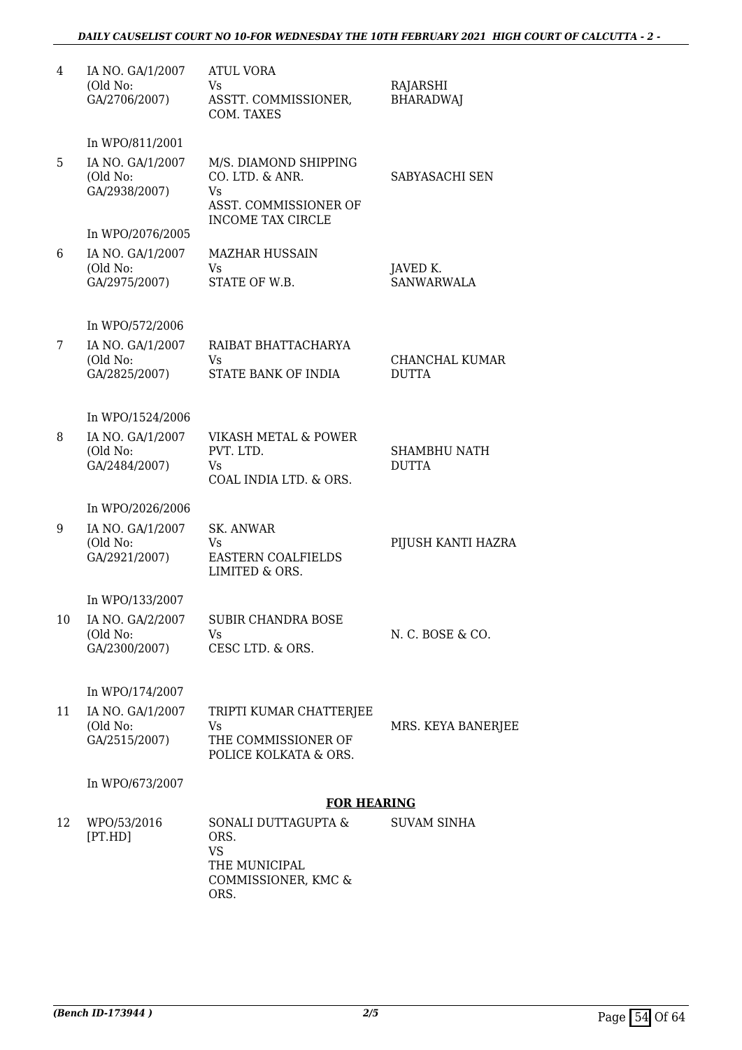| | | | |
|---|---|---|---|
| 4 | IA NO. GA/1/2007 (Old No: GA/2706/2007) | ATUL VORA Vs ASSTT. COMMISSIONER, COM. TAXES | RAJARSHI BHARADWAJ |
| | In WPO/811/2001 | | |
| 5 | IA NO. GA/1/2007 (Old No: GA/2938/2007) | M/S. DIAMOND SHIPPING CO. LTD. & ANR. Vs ASST. COMMISSIONER OF INCOME TAX CIRCLE | SABYASACHI SEN |
| | In WPO/2076/2005 | | |
| 6 | IA NO. GA/1/2007 (Old No: GA/2975/2007) | MAZHAR HUSSAIN Vs STATE OF W.B. | JAVED K. SANWARWALA |
| | In WPO/572/2006 | | |
| 7 | IA NO. GA/1/2007 (Old No: GA/2825/2007) | RAIBAT BHATTACHARYA Vs STATE BANK OF INDIA | CHANCHAL KUMAR DUTTA |
| | In WPO/1524/2006 | | |
| 8 | IA NO. GA/1/2007 (Old No: GA/2484/2007) | VIKASH METAL & POWER PVT. LTD. Vs COAL INDIA LTD. & ORS. | SHAMBHU NATH DUTTA |
| | In WPO/2026/2006 | | |
| 9 | IA NO. GA/1/2007 (Old No: GA/2921/2007) | SK. ANWAR Vs EASTERN COALFIELDS LIMITED & ORS. | PIJUSH KANTI HAZRA |
| | In WPO/133/2007 | | |
| 10 | IA NO. GA/2/2007 (Old No: GA/2300/2007) | SUBIR CHANDRA BOSE Vs CESC LTD. & ORS. | N. C. BOSE & CO. |
| | In WPO/174/2007 | | |
| 11 | IA NO. GA/1/2007 (Old No: GA/2515/2007) | TRIPTI KUMAR CHATTERJEE Vs THE COMMISSIONER OF POLICE KOLKATA & ORS. | MRS. KEYA BANERJEE |
| | In WPO/673/2007 | | |

**FOR HEARING**

| | | | |
|---|---|---|---|
| 12 | WPO/53/2016 [PT.HD] | SONALI DUTTAGUPTA & ORS. VS THE MUNICIPAL COMMISSIONER, KMC & ORS. | SUVAM SINHA |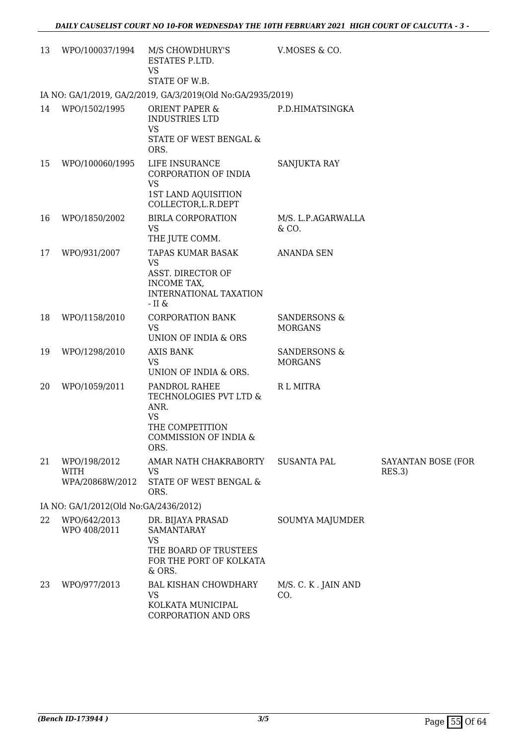| | | | | |
|---|---|---|---|---|
| 13 | WPO/100037/1994 | M/S CHOWDHURY'S ESTATES P.LTD.<br>VS<br>STATE OF W.B. | V.MOSES & CO. | |

IA NO: GA/1/2019, GA/2/2019, GA/3/2019(Old No:GA/2935/2019)

| | | | | |
|---|---|---|---|---|
| 14 | WPO/1502/1995 | ORIENT PAPER & INDUSTRIES LTD<br>VS<br>STATE OF WEST BENGAL & ORS. | P.D.HIMATSINGKA | |
| 15 | WPO/100060/1995 | LIFE INSURANCE CORPORATION OF INDIA<br>VS<br>1ST LAND AQUISITION COLLECTOR,L.R.DEPT | SANJUKTA RAY | |
| 16 | WPO/1850/2002 | BIRLA CORPORATION<br>VS<br>THE JUTE COMM. | M/S. L.P.AGARWALLA & CO. | |
| 17 | WPO/931/2007 | TAPAS KUMAR BASAK<br>VS<br>ASST. DIRECTOR OF INCOME TAX, INTERNATIONAL TAXATION - II & | ANANDA SEN | |
| 18 | WPO/1158/2010 | CORPORATION BANK<br>VS<br>UNION OF INDIA & ORS | SANDERSONS & MORGANS | |
| 19 | WPO/1298/2010 | AXIS BANK<br>VS<br>UNION OF INDIA & ORS. | SANDERSONS & MORGANS | |
| 20 | WPO/1059/2011 | PANDROL RAHEE TECHNOLOGIES PVT LTD & ANR.<br>VS<br>THE COMPETITION COMMISSION OF INDIA & ORS. | R L MITRA | |
| 21 | WPO/198/2012<br>WITH<br>WPA/20868W/2012 | AMAR NATH CHAKRABORTY<br>VS<br>STATE OF WEST BENGAL & ORS. | SUSANTA PAL | SAYANTAN BOSE (FOR RES.3) |

IA NO: GA/1/2012(Old No:GA/2436/2012)

| | | | | |
|---|---|---|---|---|
| 22 | WPO/642/2013<br>WPO 408/2011 | DR. BIJAYA PRASAD SAMANTARAY<br>VS<br>THE BOARD OF TRUSTEES FOR THE PORT OF KOLKATA & ORS. | SOUMYA MAJUMDER | |
| 23 | WPO/977/2013 | BAL KISHAN CHOWDHARY<br>VS<br>KOLKATA MUNICIPAL CORPORATION AND ORS | M/S. C. K . JAIN AND CO. | |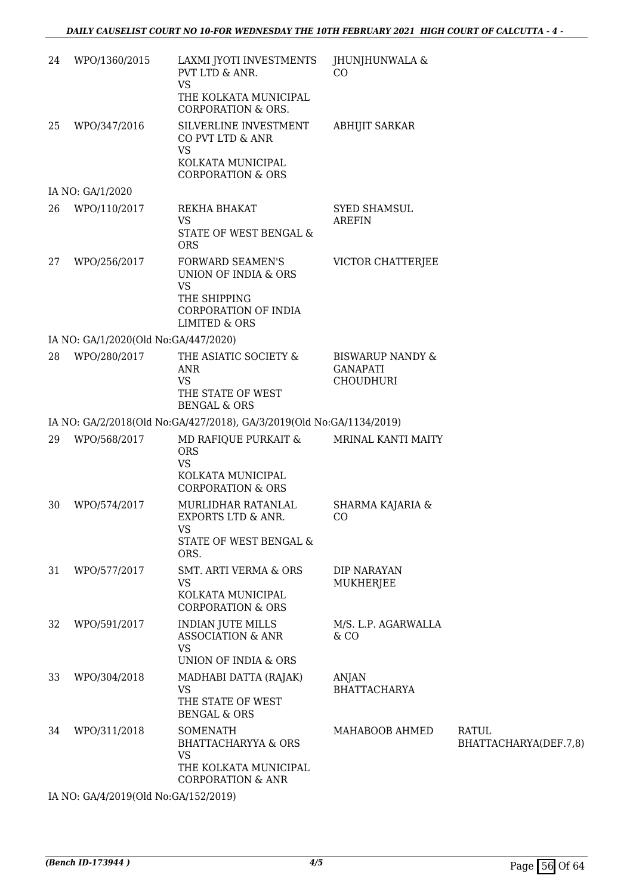| | | | | |
|---|---|---|---|---|
| 24 | WPO/1360/2015 | LAXMI JYOTI INVESTMENTS PVT LTD & ANR.<br>VS<br>THE KOLKATA MUNICIPAL CORPORATION & ORS. | JHUNJHUNWALA & CO | |
| 25 | WPO/347/2016 | SILVERLINE INVESTMENT CO PVT LTD & ANR<br>VS<br>KOLKATA MUNICIPAL CORPORATION & ORS | ABHIJIT SARKAR | |
| | IA NO: GA/1/2020 | | | |
| 26 | WPO/110/2017 | REKHA BHAKAT<br>VS<br>STATE OF WEST BENGAL & ORS | SYED SHAMSUL AREFIN | |
| 27 | WPO/256/2017 | FORWARD SEAMEN'S UNION OF INDIA & ORS<br>VS<br>THE SHIPPING CORPORATION OF INDIA LIMITED & ORS | VICTOR CHATTERJEE | |
| | IA NO: GA/1/2020(Old No:GA/447/2020) | | | |
| 28 | WPO/280/2017 | THE ASIATIC SOCIETY & ANR<br>VS<br>THE STATE OF WEST BENGAL & ORS | BISWARUP NANDY & GANAPATI CHOUDHURI | |
| | IA NO: GA/2/2018(Old No:GA/427/2018), GA/3/2019(Old No:GA/1134/2019) | | | |
| 29 | WPO/568/2017 | MD RAFIQUE PURKAIT & ORS<br>VS<br>KOLKATA MUNICIPAL CORPORATION & ORS | MRINAL KANTI MAITY | |
| 30 | WPO/574/2017 | MURLIDHAR RATANLAL EXPORTS LTD & ANR.<br>VS<br>STATE OF WEST BENGAL & ORS. | SHARMA KAJARIA & CO | |
| 31 | WPO/577/2017 | SMT. ARTI VERMA & ORS<br>VS<br>KOLKATA MUNICIPAL CORPORATION & ORS | DIP NARAYAN MUKHERJEE | |
| 32 | WPO/591/2017 | INDIAN JUTE MILLS ASSOCIATION & ANR<br>VS<br>UNION OF INDIA & ORS | M/S. L.P. AGARWALLA & CO | |
| 33 | WPO/304/2018 | MADHABI DATTA (RAJAK)<br>VS<br>THE STATE OF WEST BENGAL & ORS | ANJAN BHATTACHARYA | |
| 34 | WPO/311/2018 | SOMENATH BHATTACHARYYA & ORS<br>VS<br>THE KOLKATA MUNICIPAL CORPORATION & ANR | MAHABOOB AHMED | RATUL BHATTACHARYA(DEF.7,8) |
| | IA NO: GA/4/2019(Old No:GA/152/2019) | | | |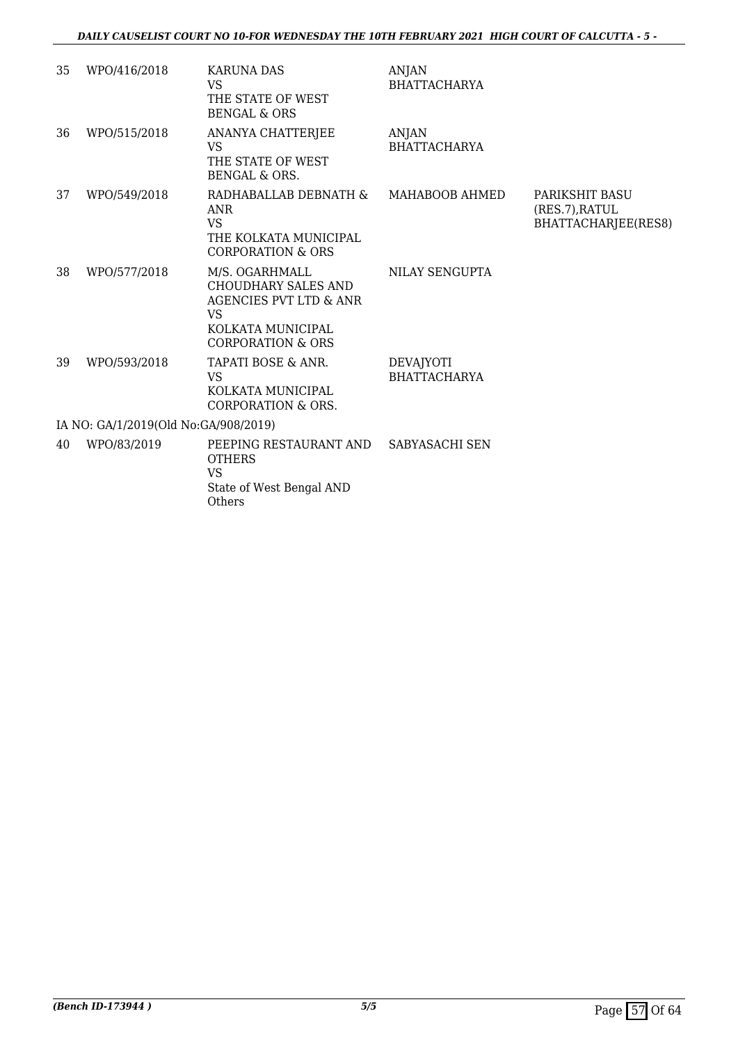| | | | | |
|---|---|---|---|---|
| 35 | WPO/416/2018 | KARUNA DAS<br>VS<br>THE STATE OF WEST BENGAL & ORS | ANJAN BHATTACHARYA | |
| 36 | WPO/515/2018 | ANANYA CHATTERJEE<br>VS<br>THE STATE OF WEST BENGAL & ORS. | ANJAN BHATTACHARYA | |
| 37 | WPO/549/2018 | RADHABALLAB DEBNATH & ANR<br>VS<br>THE KOLKATA MUNICIPAL CORPORATION & ORS | MAHABOOB AHMED | PARIKSHIT BASU (RES.7),RATUL BHATTACHARJEE(RES8) |
| 38 | WPO/577/2018 | M/S. OGARHMALL CHOUDHARY SALES AND AGENCIES PVT LTD & ANR<br>VS<br>KOLKATA MUNICIPAL CORPORATION & ORS | NILAY SENGUPTA | |
| 39 | WPO/593/2018 | TAPATI BOSE & ANR.<br>VS<br>KOLKATA MUNICIPAL CORPORATION & ORS. | DEVAJYOTI BHATTACHARYA | |
| | IA NO: GA/1/2019(Old No:GA/908/2019) | | | |
| 40 | WPO/83/2019 | PEEPING RESTAURANT AND OTHERS<br>VS<br>State of West Bengal AND Others | SABYASACHI SEN | |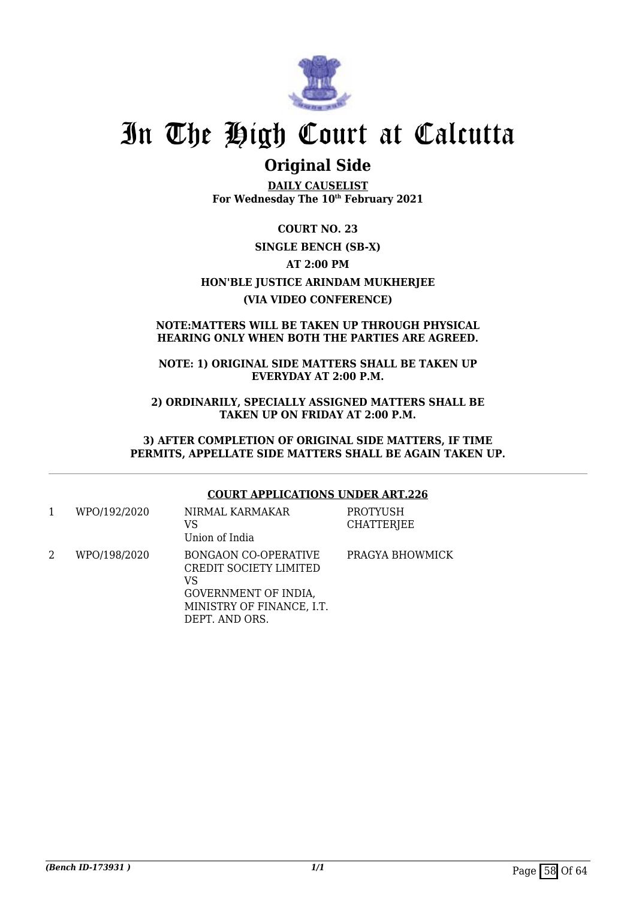# In The High Court at Calcutta

## Original Side

**DAILY CAUSELIST**
**For Wednesday The 10th February 2021**

**COURT NO. 23**

**SINGLE BENCH (SB-X)**

**AT 2:00 PM**

**HON'BLE JUSTICE ARINDAM MUKHERJEE**

**(VIA VIDEO CONFERENCE)**

**NOTE:MATTERS WILL BE TAKEN UP THROUGH PHYSICAL HEARING ONLY WHEN BOTH THE PARTIES ARE AGREED.**

**NOTE: 1) ORIGINAL SIDE MATTERS SHALL BE TAKEN UP EVERYDAY AT 2:00 P.M.**

**2) ORDINARILY, SPECIALLY ASSIGNED MATTERS SHALL BE TAKEN UP ON FRIDAY AT 2:00 P.M.**

**3) AFTER COMPLETION OF ORIGINAL SIDE MATTERS, IF TIME PERMITS, APPELLATE SIDE MATTERS SHALL BE AGAIN TAKEN UP.**

**COURT APPLICATIONS UNDER ART.226**

| | | | |
|---|---|---|---|
| 1 | WPO/192/2020 | NIRMAL KARMAKAR<br>VS<br>Union of India | PROTYUSH CHATTERJEE |
| 2 | WPO/198/2020 | BONGAON CO-OPERATIVE CREDIT SOCIETY LIMITED<br>VS<br>GOVERNMENT OF INDIA, MINISTRY OF FINANCE, I.T. DEPT. AND ORS. | PRAGYA BHOWMICK |

*(Bench ID-173931 )*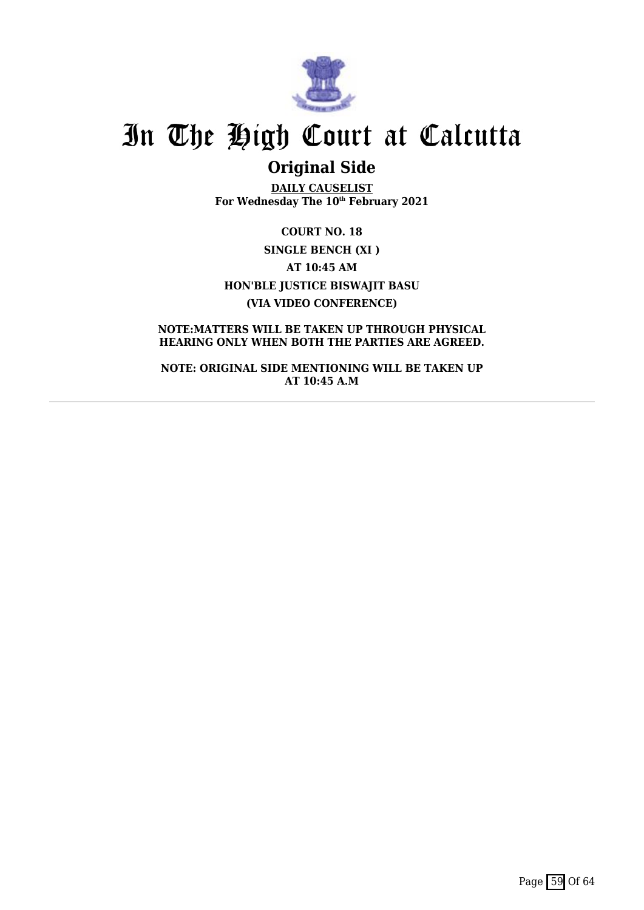# In The High Court at Calcutta

## Original Side

**DAILY CAUSELIST**
**For Wednesday The 10th February 2021**

**COURT NO. 18**

**SINGLE BENCH (XI )**

**AT 10:45 AM**

**HON'BLE JUSTICE BISWAJIT BASU**

**(VIA VIDEO CONFERENCE)**

**NOTE:MATTERS WILL BE TAKEN UP THROUGH PHYSICAL HEARING ONLY WHEN BOTH THE PARTIES ARE AGREED.**

**NOTE: ORIGINAL SIDE MENTIONING WILL BE TAKEN UP AT 10:45 A.M**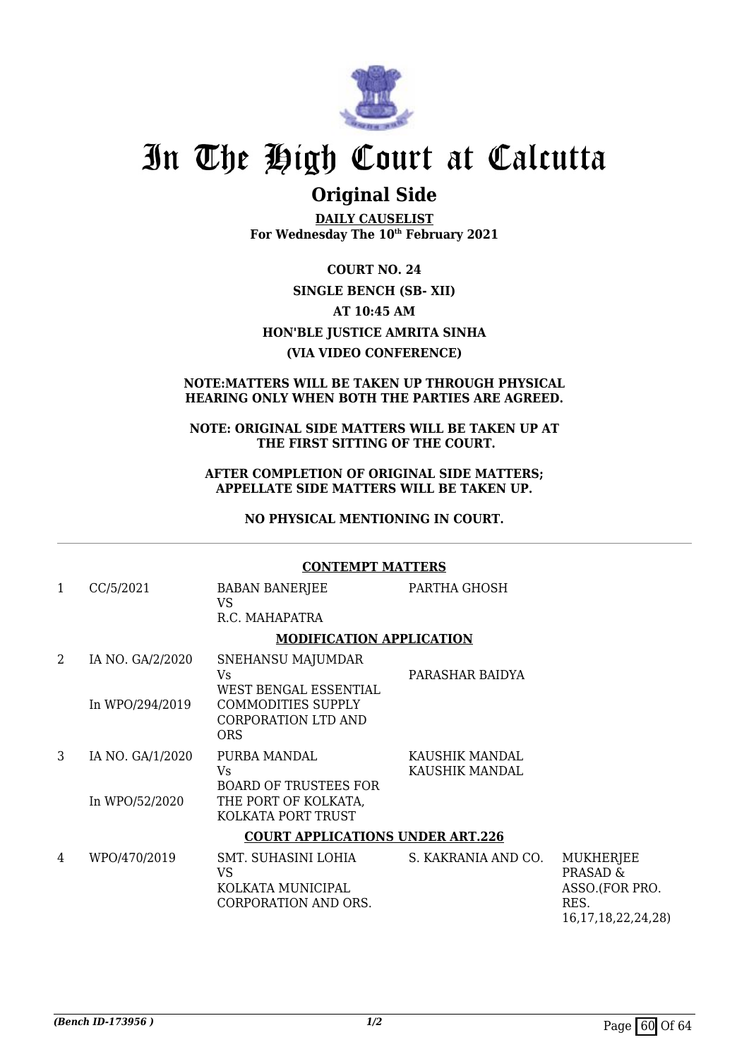# In The High Court at Calcutta

## Original Side

**DAILY CAUSELIST**
**For Wednesday The 10th February 2021**

**COURT NO. 24**

**SINGLE BENCH (SB- XII)**

**AT 10:45 AM**

**HON'BLE JUSTICE AMRITA SINHA**

**(VIA VIDEO CONFERENCE)**

**NOTE:MATTERS WILL BE TAKEN UP THROUGH PHYSICAL HEARING ONLY WHEN BOTH THE PARTIES ARE AGREED.**

**NOTE: ORIGINAL SIDE MATTERS WILL BE TAKEN UP AT THE FIRST SITTING OF THE COURT.**

**AFTER COMPLETION OF ORIGINAL SIDE MATTERS; APPELLATE SIDE MATTERS WILL BE TAKEN UP.**

**NO PHYSICAL MENTIONING IN COURT.**

**CONTEMPT MATTERS**

| | | | | |
|---|---|---|---|---|
| 1 | CC/5/2021 | BABAN BANERJEE<br>VS<br>R.C. MAHAPATRA | PARTHA GHOSH | |

**MODIFICATION APPLICATION**

| | | | | |
|---|---|---|---|---|
| 2 | IA NO. GA/2/2020<br><br>In WPO/294/2019 | SNEHANSU MAJUMDAR<br>Vs<br>WEST BENGAL ESSENTIAL COMMODITIES SUPPLY CORPORATION LTD AND ORS | PARASHAR BAIDYA | |
| 3 | IA NO. GA/1/2020<br><br>In WPO/52/2020 | PURBA MANDAL<br>Vs<br>BOARD OF TRUSTEES FOR THE PORT OF KOLKATA, KOLKATA PORT TRUST | KAUSHIK MANDAL<br>KAUSHIK MANDAL | |

**COURT APPLICATIONS UNDER ART.226**

| | | | | |
|---|---|---|---|---|
| 4 | WPO/470/2019 | SMT. SUHASINI LOHIA<br>VS<br>KOLKATA MUNICIPAL CORPORATION AND ORS. | S. KAKRANIA AND CO. | MUKHERJEE PRASAD & ASSO.(FOR PRO. RES. 16,17,18,22,24,28) |

*(Bench ID-173956 )*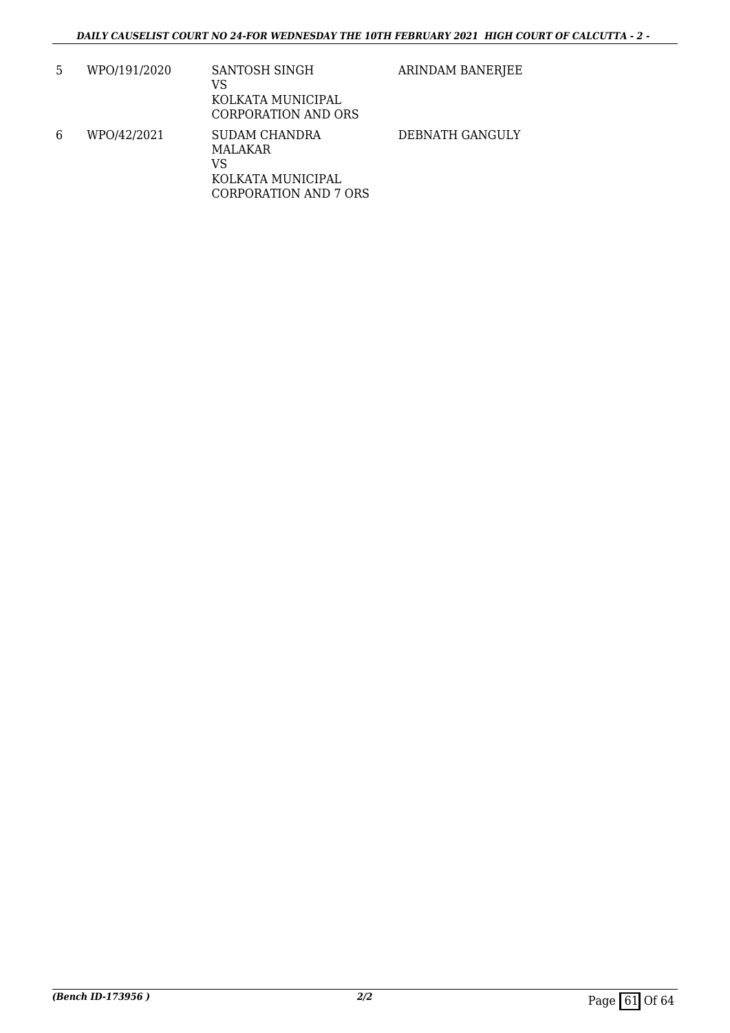| 5 | WPO/191/2020 | SANTOSH SINGH<br>VS<br>KOLKATA MUNICIPAL CORPORATION AND ORS | ARINDAM BANERJEE |
|---|---|---|---|
| 6 | WPO/42/2021 | SUDAM CHANDRA MALAKAR<br>VS<br>KOLKATA MUNICIPAL CORPORATION AND 7 ORS | DEBNATH GANGULY |

*(Bench ID-173956 )*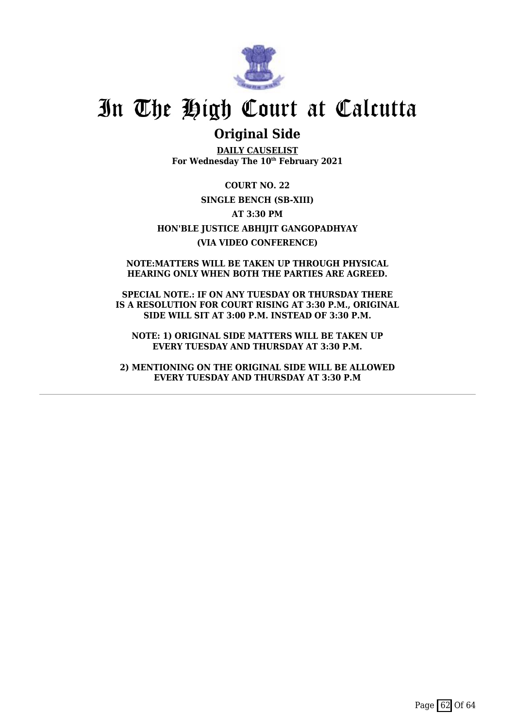# In The High Court at Calcutta

## Original Side

**DAILY CAUSELIST**
**For Wednesday The 10th February 2021**

**COURT NO. 22**

**SINGLE BENCH (SB-XIII)**

**AT 3:30 PM**

**HON'BLE JUSTICE ABHIJIT GANGOPADHYAY**

**(VIA VIDEO CONFERENCE)**

**NOTE:MATTERS WILL BE TAKEN UP THROUGH PHYSICAL HEARING ONLY WHEN BOTH THE PARTIES ARE AGREED.**

**SPECIAL NOTE.: IF ON ANY TUESDAY OR THURSDAY THERE IS A RESOLUTION FOR COURT RISING AT 3:30 P.M., ORIGINAL SIDE WILL SIT AT 3:00 P.M. INSTEAD OF 3:30 P.M.**

**NOTE: 1) ORIGINAL SIDE MATTERS WILL BE TAKEN UP EVERY TUESDAY AND THURSDAY AT 3:30 P.M.**

**2) MENTIONING ON THE ORIGINAL SIDE WILL BE ALLOWED EVERY TUESDAY AND THURSDAY AT 3:30 P.M**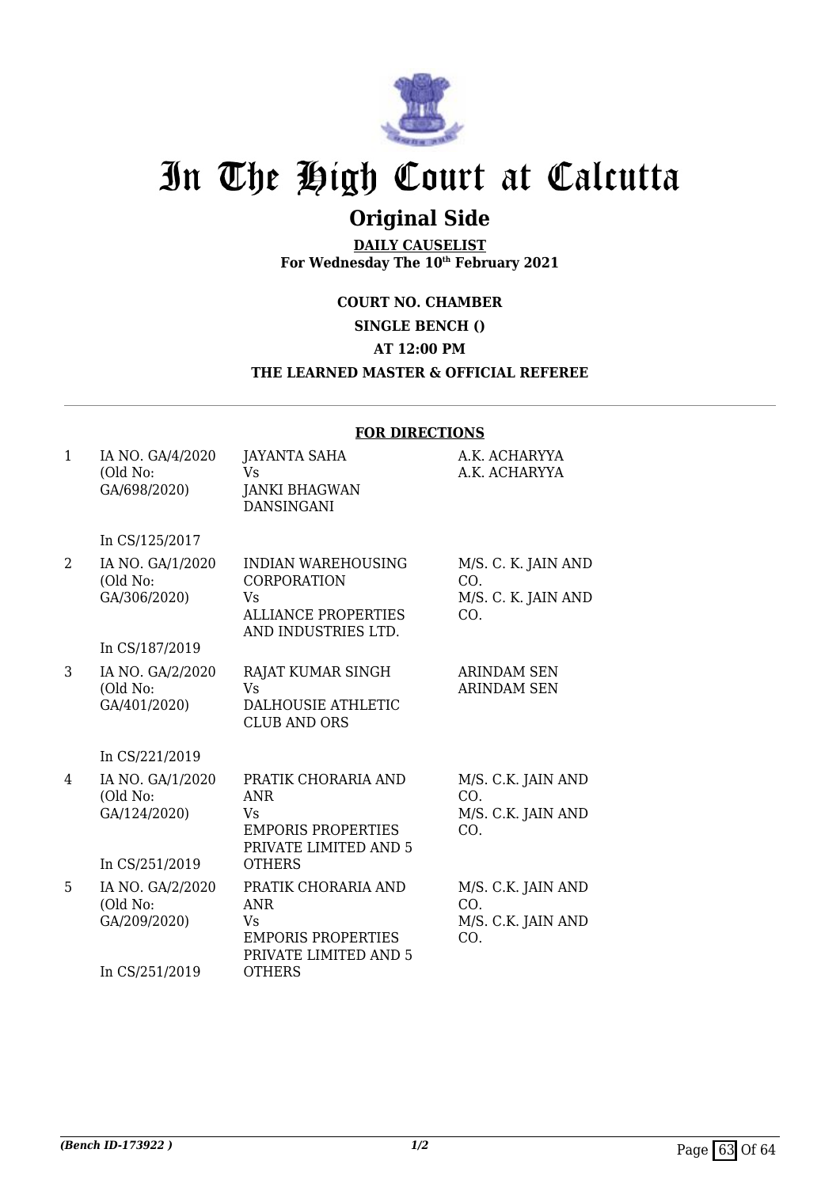# In The High Court at Calcutta

## Original Side

**DAILY CAUSELIST**
**For Wednesday The 10th February 2021**

**COURT NO. CHAMBER**

**SINGLE BENCH ()**

**AT 12:00 PM**

**THE LEARNED MASTER & OFFICIAL REFEREE**

---

**FOR DIRECTIONS**

| | | | |
|---|---|---|---|
| 1 | IA NO. GA/4/2020 (Old No: GA/698/2020)<br><br>In CS/125/2017 | JAYANTA SAHA<br>Vs<br>JANKI BHAGWAN DANSINGANI | A.K. ACHARYYA<br>A.K. ACHARYYA |
| 2 | IA NO. GA/1/2020 (Old No: GA/306/2020)<br><br>In CS/187/2019 | INDIAN WAREHOUSING CORPORATION<br>Vs<br>ALLIANCE PROPERTIES AND INDUSTRIES LTD. | M/S. C. K. JAIN AND CO.<br>M/S. C. K. JAIN AND CO. |
| 3 | IA NO. GA/2/2020 (Old No: GA/401/2020)<br><br>In CS/221/2019 | RAJAT KUMAR SINGH<br>Vs<br>DALHOUSIE ATHLETIC CLUB AND ORS | ARINDAM SEN<br>ARINDAM SEN |
| 4 | IA NO. GA/1/2020 (Old No: GA/124/2020)<br><br>In CS/251/2019 | PRATIK CHORARIA AND ANR<br>Vs<br>EMPORIS PROPERTIES PRIVATE LIMITED AND 5 OTHERS | M/S. C.K. JAIN AND CO.<br>M/S. C.K. JAIN AND CO. |
| 5 | IA NO. GA/2/2020 (Old No: GA/209/2020)<br><br>In CS/251/2019 | PRATIK CHORARIA AND ANR<br>Vs<br>EMPORIS PROPERTIES PRIVATE LIMITED AND 5 OTHERS | M/S. C.K. JAIN AND CO.<br>M/S. C.K. JAIN AND CO. |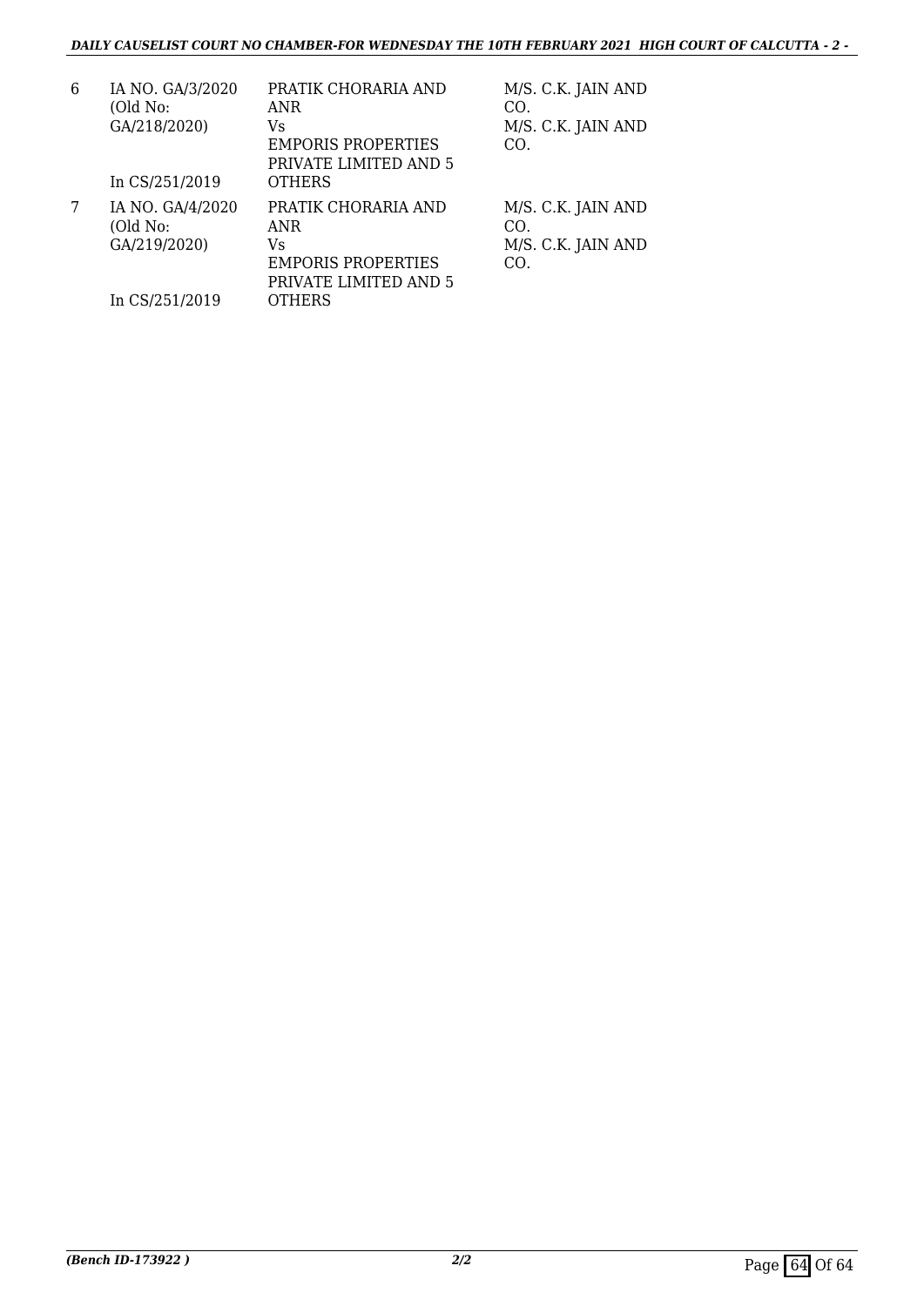| | | | |
|---|---|---|---|
| 6 | IA NO. GA/3/2020 (Old No: GA/218/2020) In CS/251/2019 | PRATIK CHORARIA AND ANR Vs EMPORIS PROPERTIES PRIVATE LIMITED AND 5 OTHERS | M/S. C.K. JAIN AND CO. M/S. C.K. JAIN AND CO. |
| 7 | IA NO. GA/4/2020 (Old No: GA/219/2020) In CS/251/2019 | PRATIK CHORARIA AND ANR Vs EMPORIS PROPERTIES PRIVATE LIMITED AND 5 OTHERS | M/S. C.K. JAIN AND CO. M/S. C.K. JAIN AND CO. |

*(Bench ID-173922 )* *2/2*